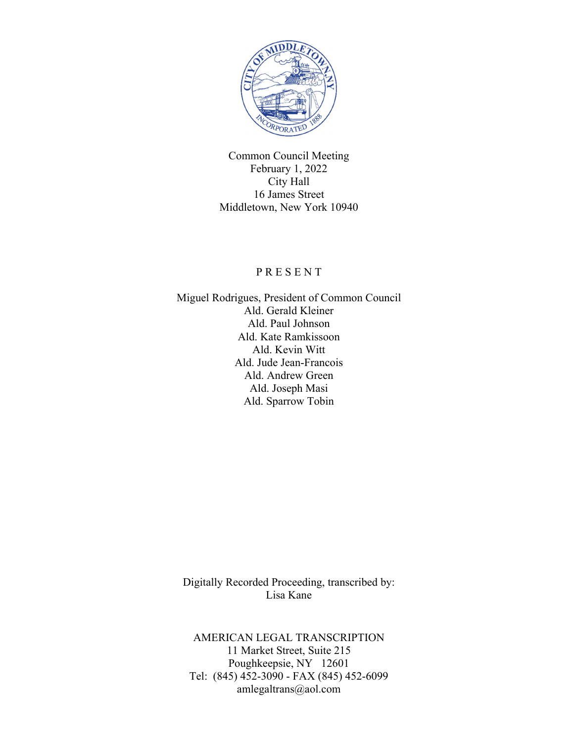Common Council Meeting
February 1, 2022
City Hall
16 James Street
Middletown, New York 10940

P R E S E N T

Miguel Rodrigues, President of Common Council
Ald. Gerald Kleiner
Ald. Paul Johnson
Ald. Kate Ramkissoon
Ald. Kevin Witt
Ald. Jude Jean-Francois
Ald. Andrew Green
Ald. Joseph Masi
Ald. Sparrow Tobin

Digitally Recorded Proceeding, transcribed by:
Lisa Kane

AMERICAN LEGAL TRANSCRIPTION
11 Market Street, Suite 215
Poughkeepsie, NY 12601
Tel: (845) 452-3090 - FAX (845) 452-6099
amlegaltrans@aol.com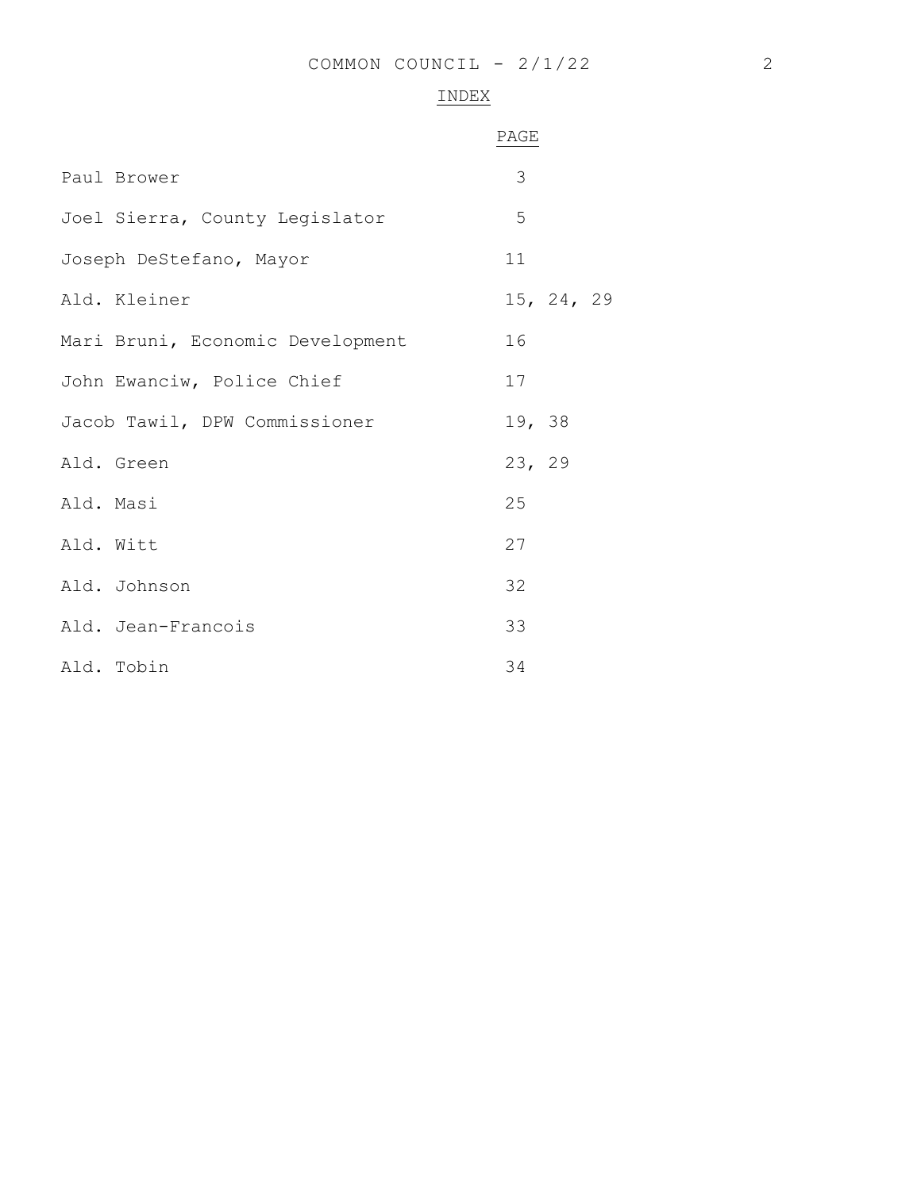## INDEX

| | PAGE |
|---|---|
| Paul Brower | 3 |
| Joel Sierra, County Legislator | 5 |
| Joseph DeStefano, Mayor | 11 |
| Ald. Kleiner | 15, 24, 29 |
| Mari Bruni, Economic Development | 16 |
| John Ewanciw, Police Chief | 17 |
| Jacob Tawil, DPW Commissioner | 19, 38 |
| Ald. Green | 23, 29 |
| Ald. Masi | 25 |
| Ald. Witt | 27 |
| Ald. Johnson | 32 |
| Ald. Jean-Francois | 33 |
| Ald. Tobin | 34 |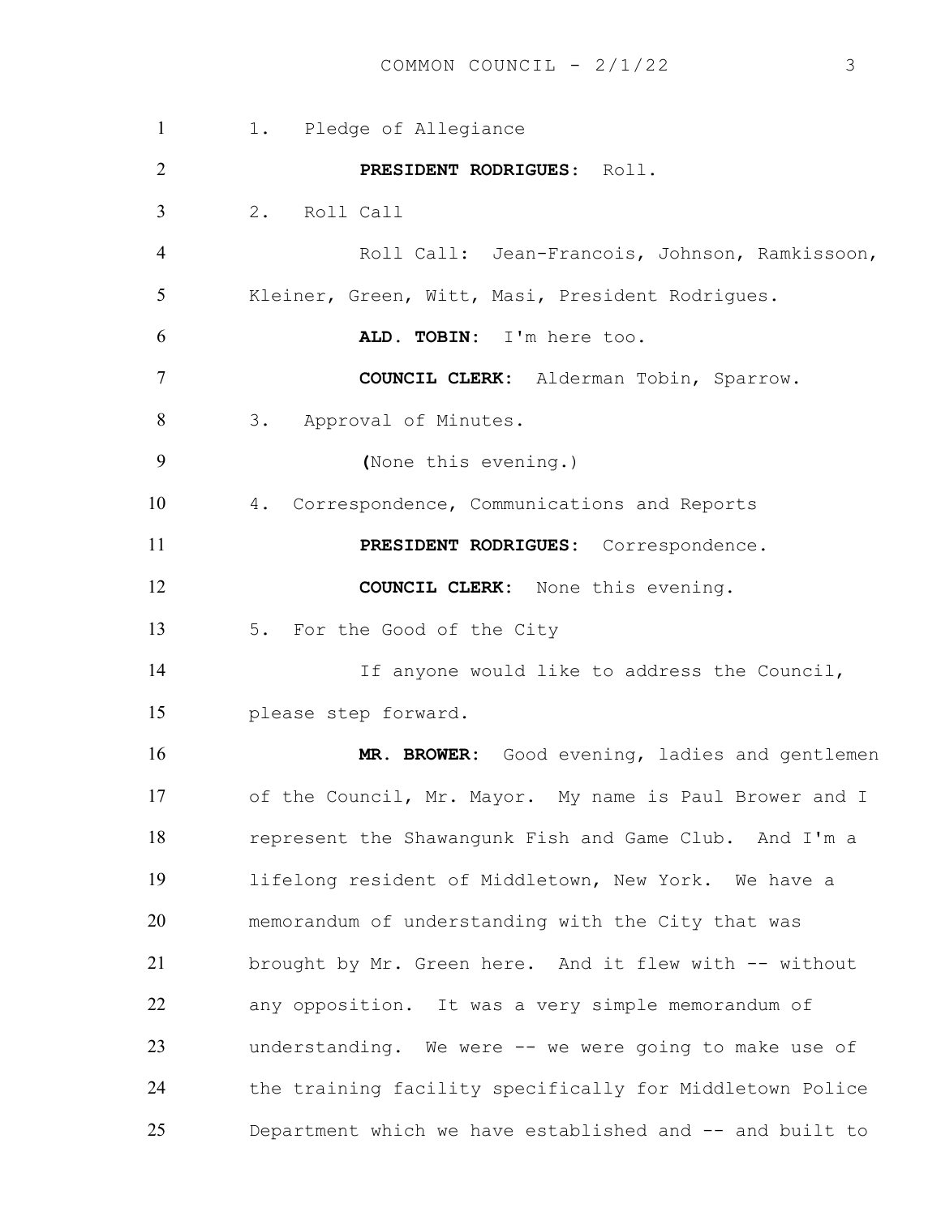1. Pledge of Allegiance

**PRESIDENT RODRIGUES:** Roll.

2. Roll Call

Roll Call: Jean-Francois, Johnson, Ramkissoon, Kleiner, Green, Witt, Masi, President Rodrigues.

**ALD. TOBIN:** I'm here too.

**COUNCIL CLERK:** Alderman Tobin, Sparrow.

3. Approval of Minutes.

(None this evening.)

4. Correspondence, Communications and Reports

**PRESIDENT RODRIGUES:** Correspondence.

**COUNCIL CLERK:** None this evening.

5. For the Good of the City

If anyone would like to address the Council, please step forward.

**MR. BROWER:** Good evening, ladies and gentlemen of the Council, Mr. Mayor. My name is Paul Brower and I represent the Shawangunk Fish and Game Club. And I'm a lifelong resident of Middletown, New York. We have a memorandum of understanding with the City that was brought by Mr. Green here. And it flew with -- without any opposition. It was a very simple memorandum of understanding. We were -- we were going to make use of the training facility specifically for Middletown Police Department which we have established and -- and built to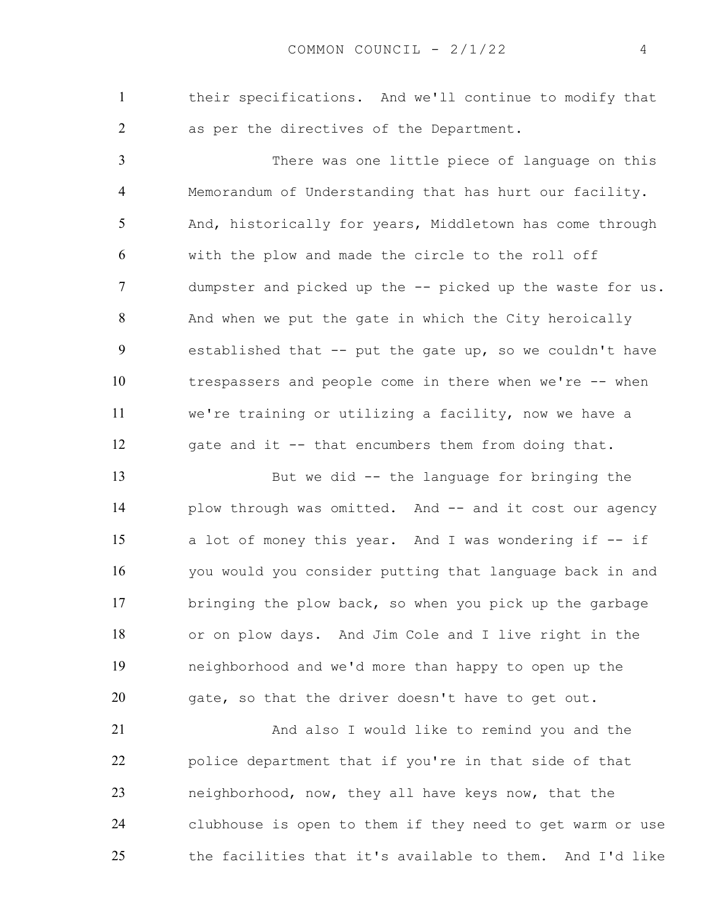their specifications. And we'll continue to modify that as per the directives of the Department.

There was one little piece of language on this Memorandum of Understanding that has hurt our facility. And, historically for years, Middletown has come through with the plow and made the circle to the roll off dumpster and picked up the -- picked up the waste for us. And when we put the gate in which the City heroically established that -- put the gate up, so we couldn't have trespassers and people come in there when we're -- when we're training or utilizing a facility, now we have a gate and it -- that encumbers them from doing that.

But we did -- the language for bringing the plow through was omitted. And -- and it cost our agency a lot of money this year. And I was wondering if -- if you would you consider putting that language back in and bringing the plow back, so when you pick up the garbage or on plow days. And Jim Cole and I live right in the neighborhood and we'd more than happy to open up the gate, so that the driver doesn't have to get out.

And also I would like to remind you and the police department that if you're in that side of that neighborhood, now, they all have keys now, that the clubhouse is open to them if they need to get warm or use the facilities that it's available to them. And I'd like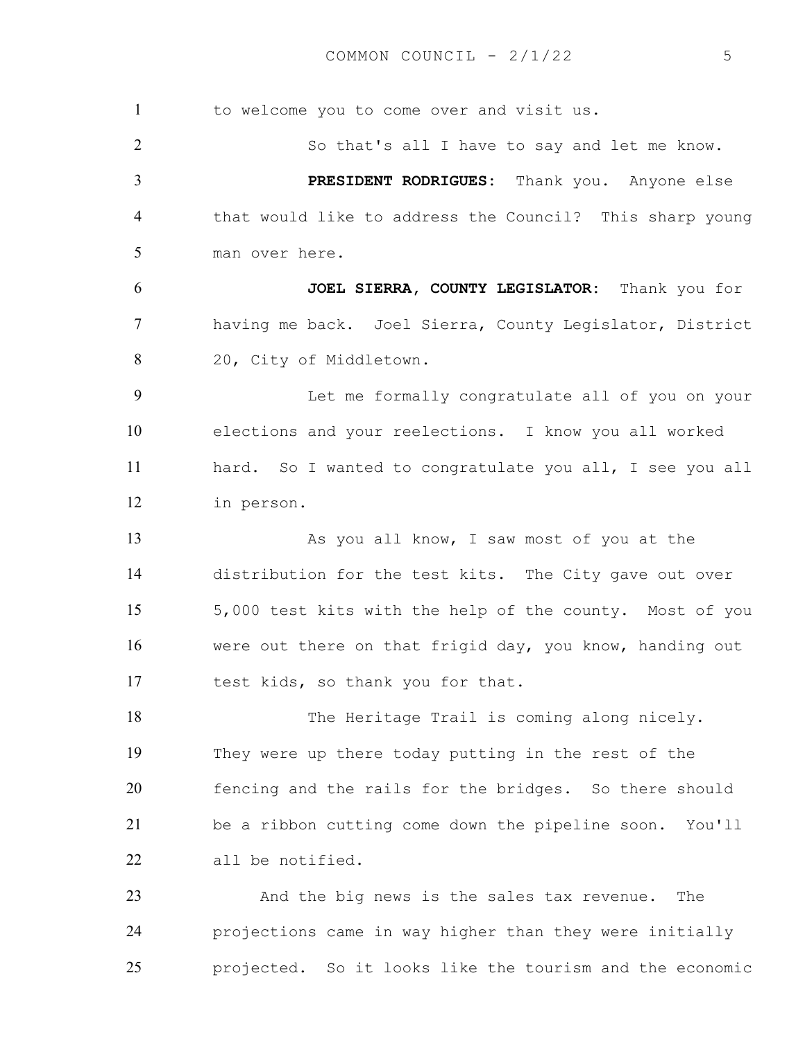to welcome you to come over and visit us.

So that's all I have to say and let me know.

**PRESIDENT RODRIGUES:** Thank you. Anyone else that would like to address the Council? This sharp young man over here.

**JOEL SIERRA, COUNTY LEGISLATOR:** Thank you for having me back. Joel Sierra, County Legislator, District 20, City of Middletown.

Let me formally congratulate all of you on your elections and your reelections. I know you all worked hard. So I wanted to congratulate you all, I see you all in person.

As you all know, I saw most of you at the distribution for the test kits. The City gave out over 5,000 test kits with the help of the county. Most of you were out there on that frigid day, you know, handing out test kids, so thank you for that.

The Heritage Trail is coming along nicely. They were up there today putting in the rest of the fencing and the rails for the bridges. So there should be a ribbon cutting come down the pipeline soon. You'll all be notified.

And the big news is the sales tax revenue. The projections came in way higher than they were initially projected. So it looks like the tourism and the economic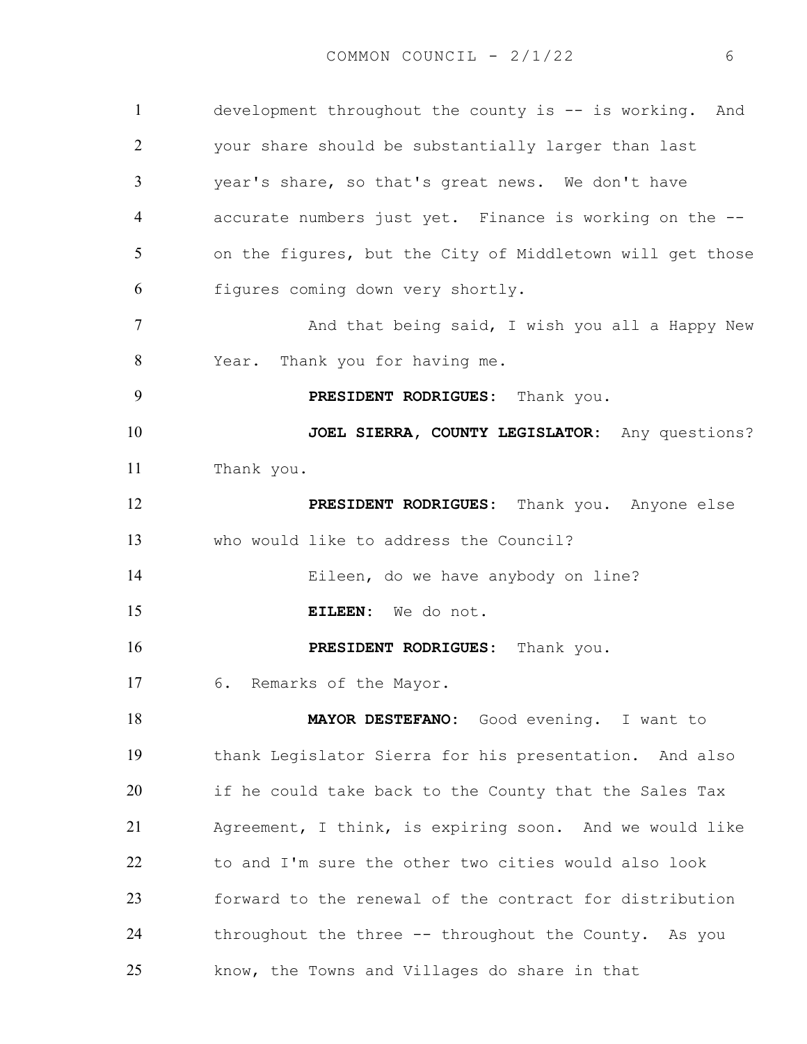development throughout the county is -- is working. And your share should be substantially larger than last year's share, so that's great news. We don't have accurate numbers just yet. Finance is working on the -- on the figures, but the City of Middletown will get those figures coming down very shortly.

And that being said, I wish you all a Happy New Year. Thank you for having me.

**PRESIDENT RODRIGUES:** Thank you.

**JOEL SIERRA, COUNTY LEGISLATOR:** Any questions? Thank you.

**PRESIDENT RODRIGUES:** Thank you. Anyone else who would like to address the Council?

Eileen, do we have anybody on line?

**EILEEN:** We do not.

**PRESIDENT RODRIGUES:** Thank you.

6. Remarks of the Mayor.

**MAYOR DESTEFANO:** Good evening. I want to thank Legislator Sierra for his presentation. And also if he could take back to the County that the Sales Tax Agreement, I think, is expiring soon. And we would like to and I'm sure the other two cities would also look forward to the renewal of the contract for distribution throughout the three -- throughout the County. As you know, the Towns and Villages do share in that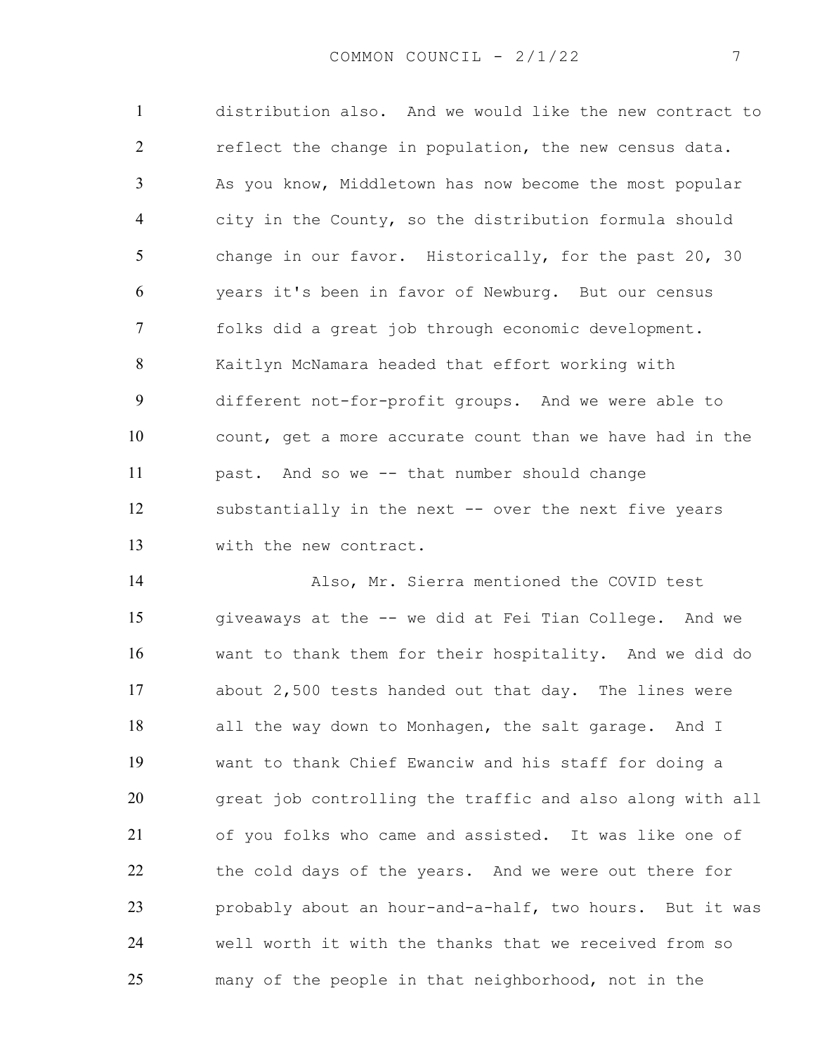distribution also. And we would like the new contract to reflect the change in population, the new census data. As you know, Middletown has now become the most popular city in the County, so the distribution formula should change in our favor. Historically, for the past 20, 30 years it's been in favor of Newburg. But our census folks did a great job through economic development. Kaitlyn McNamara headed that effort working with different not-for-profit groups. And we were able to count, get a more accurate count than we have had in the past. And so we -- that number should change substantially in the next -- over the next five years with the new contract.

Also, Mr. Sierra mentioned the COVID test giveaways at the -- we did at Fei Tian College. And we want to thank them for their hospitality. And we did do about 2,500 tests handed out that day. The lines were all the way down to Monhagen, the salt garage. And I want to thank Chief Ewanciw and his staff for doing a great job controlling the traffic and also along with all of you folks who came and assisted. It was like one of the cold days of the years. And we were out there for probably about an hour-and-a-half, two hours. But it was well worth it with the thanks that we received from so many of the people in that neighborhood, not in the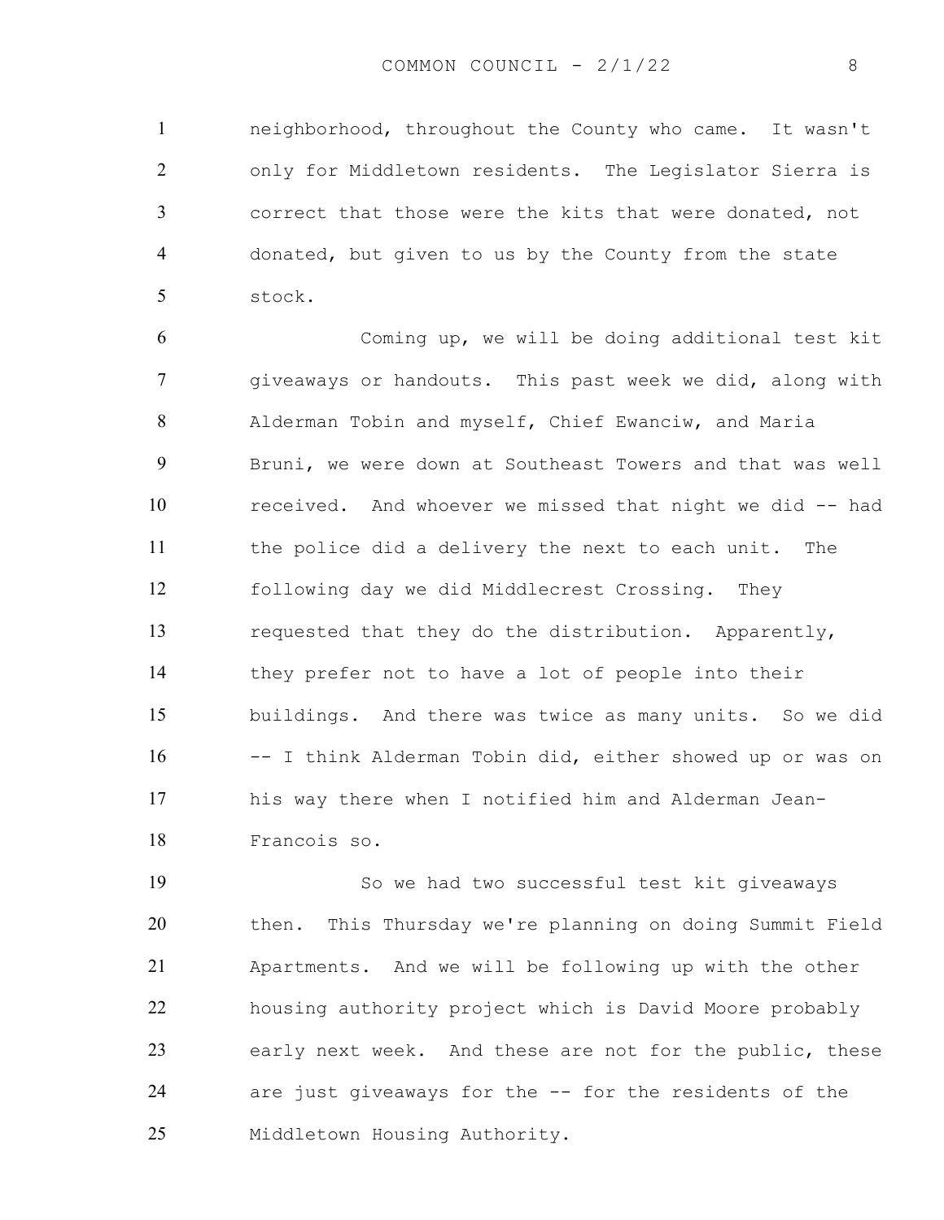neighborhood, throughout the County who came. It wasn't only for Middletown residents. The Legislator Sierra is correct that those were the kits that were donated, not donated, but given to us by the County from the state stock.

Coming up, we will be doing additional test kit giveaways or handouts. This past week we did, along with Alderman Tobin and myself, Chief Ewanciw, and Maria Bruni, we were down at Southeast Towers and that was well received. And whoever we missed that night we did -- had the police did a delivery the next to each unit. The following day we did Middlecrest Crossing. They requested that they do the distribution. Apparently, they prefer not to have a lot of people into their buildings. And there was twice as many units. So we did -- I think Alderman Tobin did, either showed up or was on his way there when I notified him and Alderman Jean-Francois so.

So we had two successful test kit giveaways then. This Thursday we're planning on doing Summit Field Apartments. And we will be following up with the other housing authority project which is David Moore probably early next week. And these are not for the public, these are just giveaways for the -- for the residents of the Middletown Housing Authority.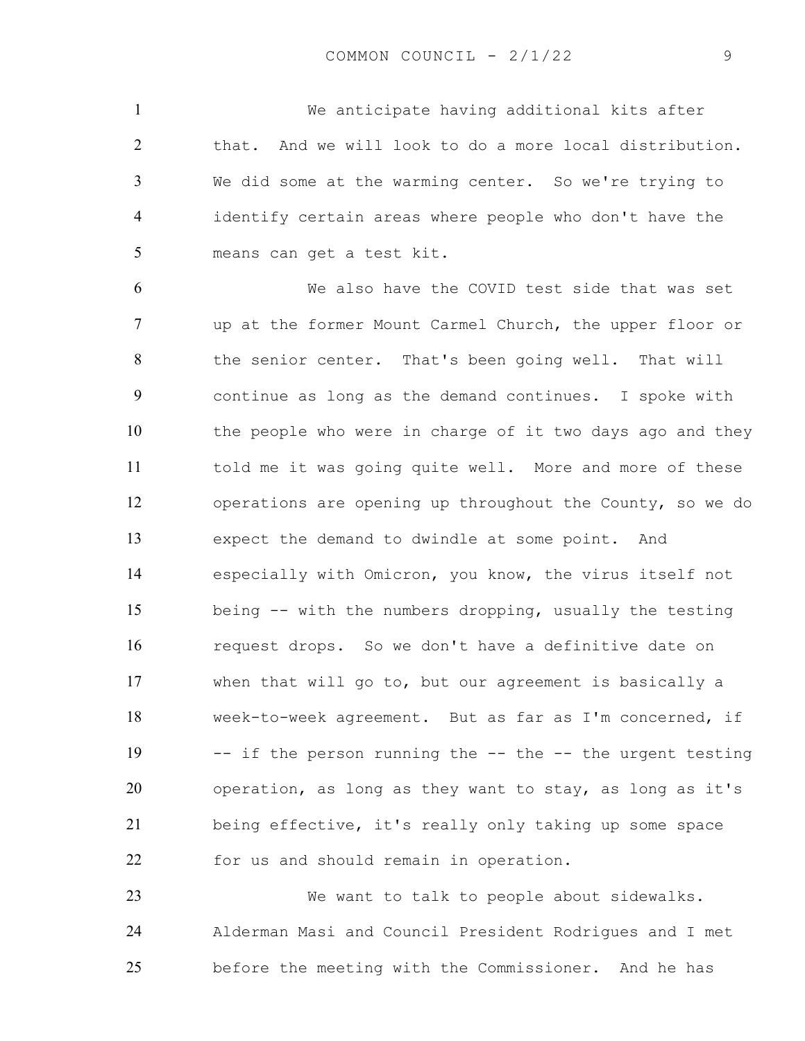We anticipate having additional kits after that. And we will look to do a more local distribution. We did some at the warming center. So we're trying to identify certain areas where people who don't have the means can get a test kit.

We also have the COVID test side that was set up at the former Mount Carmel Church, the upper floor or the senior center. That's been going well. That will continue as long as the demand continues. I spoke with the people who were in charge of it two days ago and they told me it was going quite well. More and more of these operations are opening up throughout the County, so we do expect the demand to dwindle at some point. And especially with Omicron, you know, the virus itself not being -- with the numbers dropping, usually the testing request drops. So we don't have a definitive date on when that will go to, but our agreement is basically a week-to-week agreement. But as far as I'm concerned, if -- if the person running the -- the -- the urgent testing operation, as long as they want to stay, as long as it's being effective, it's really only taking up some space for us and should remain in operation.

We want to talk to people about sidewalks. Alderman Masi and Council President Rodrigues and I met before the meeting with the Commissioner. And he has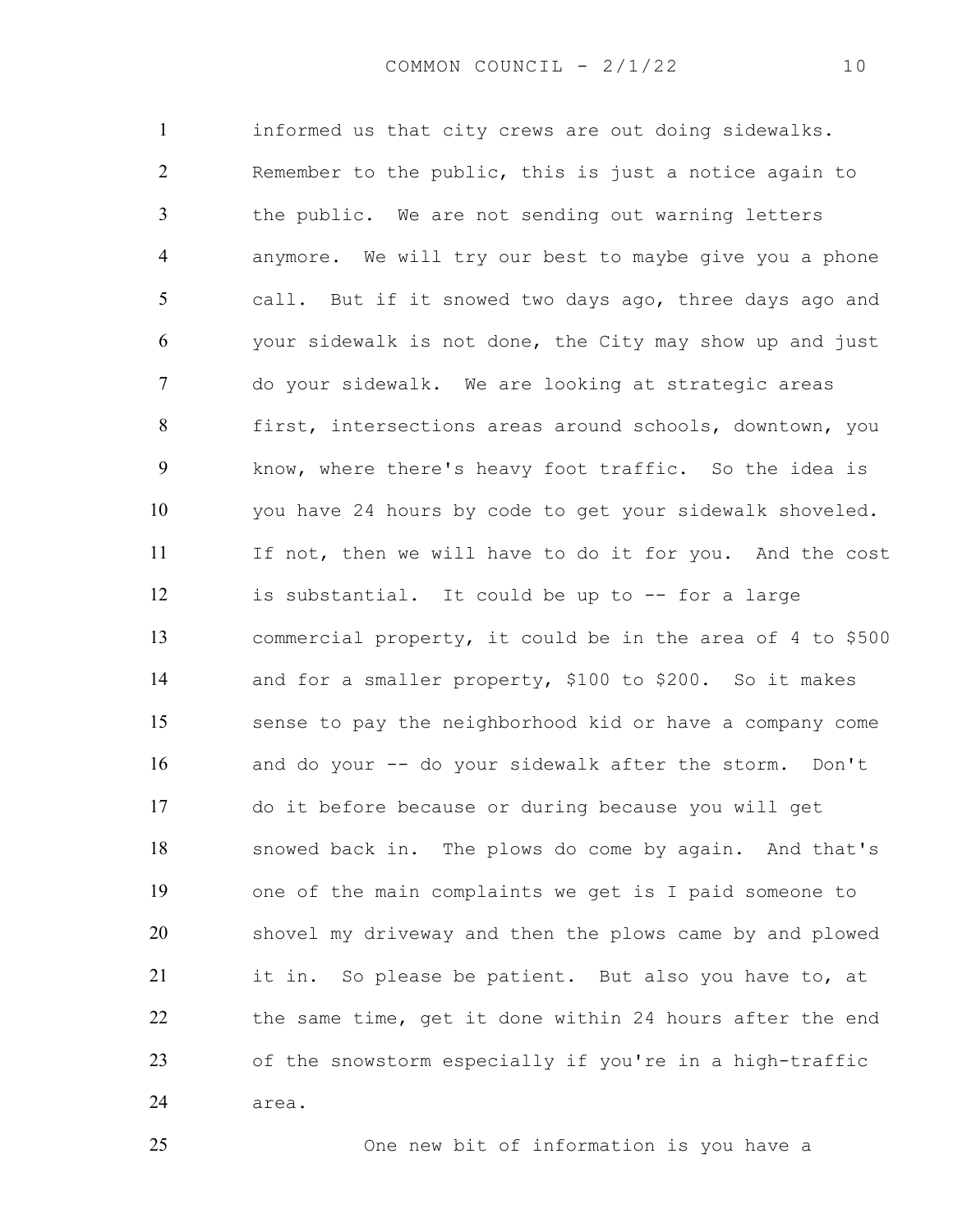informed us that city crews are out doing sidewalks. Remember to the public, this is just a notice again to the public. We are not sending out warning letters anymore. We will try our best to maybe give you a phone call. But if it snowed two days ago, three days ago and your sidewalk is not done, the City may show up and just do your sidewalk. We are looking at strategic areas first, intersections areas around schools, downtown, you know, where there's heavy foot traffic. So the idea is you have 24 hours by code to get your sidewalk shoveled. If not, then we will have to do it for you. And the cost is substantial. It could be up to -- for a large commercial property, it could be in the area of 4 to $500 and for a smaller property, $100 to $200. So it makes sense to pay the neighborhood kid or have a company come and do your -- do your sidewalk after the storm. Don't do it before because or during because you will get snowed back in. The plows do come by again. And that's one of the main complaints we get is I paid someone to shovel my driveway and then the plows came by and plowed it in. So please be patient. But also you have to, at the same time, get it done within 24 hours after the end of the snowstorm especially if you're in a high-traffic area.

One new bit of information is you have a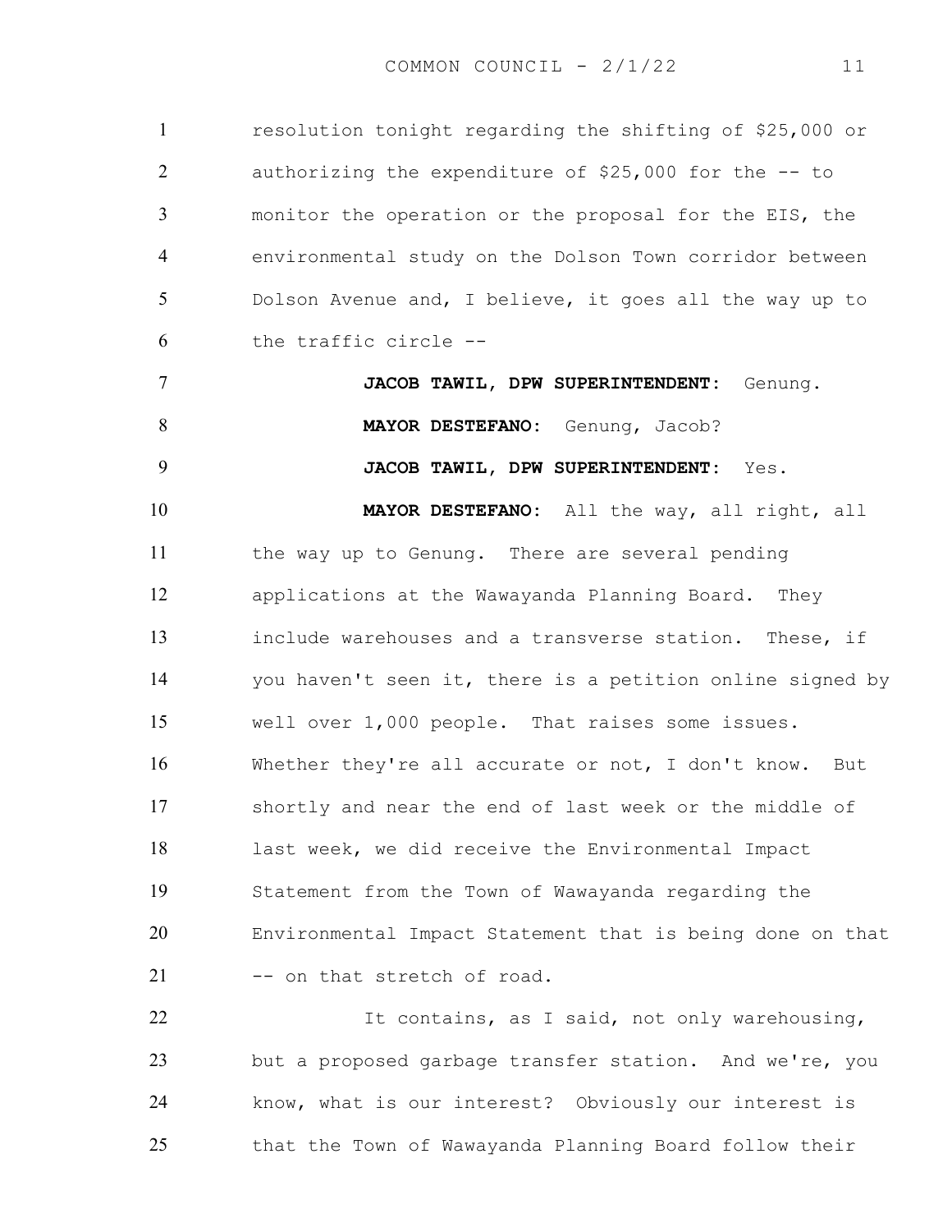resolution tonight regarding the shifting of $25,000 or authorizing the expenditure of $25,000 for the -- to monitor the operation or the proposal for the EIS, the environmental study on the Dolson Town corridor between Dolson Avenue and, I believe, it goes all the way up to the traffic circle --

**JACOB TAWIL, DPW SUPERINTENDENT:** Genung.

**MAYOR DESTEFANO:** Genung, Jacob?

**JACOB TAWIL, DPW SUPERINTENDENT:** Yes.

**MAYOR DESTEFANO:** All the way, all right, all the way up to Genung. There are several pending applications at the Wawayanda Planning Board. They include warehouses and a transverse station. These, if you haven't seen it, there is a petition online signed by well over 1,000 people. That raises some issues. Whether they're all accurate or not, I don't know. But shortly and near the end of last week or the middle of last week, we did receive the Environmental Impact Statement from the Town of Wawayanda regarding the Environmental Impact Statement that is being done on that -- on that stretch of road.

It contains, as I said, not only warehousing, but a proposed garbage transfer station. And we're, you know, what is our interest? Obviously our interest is that the Town of Wawayanda Planning Board follow their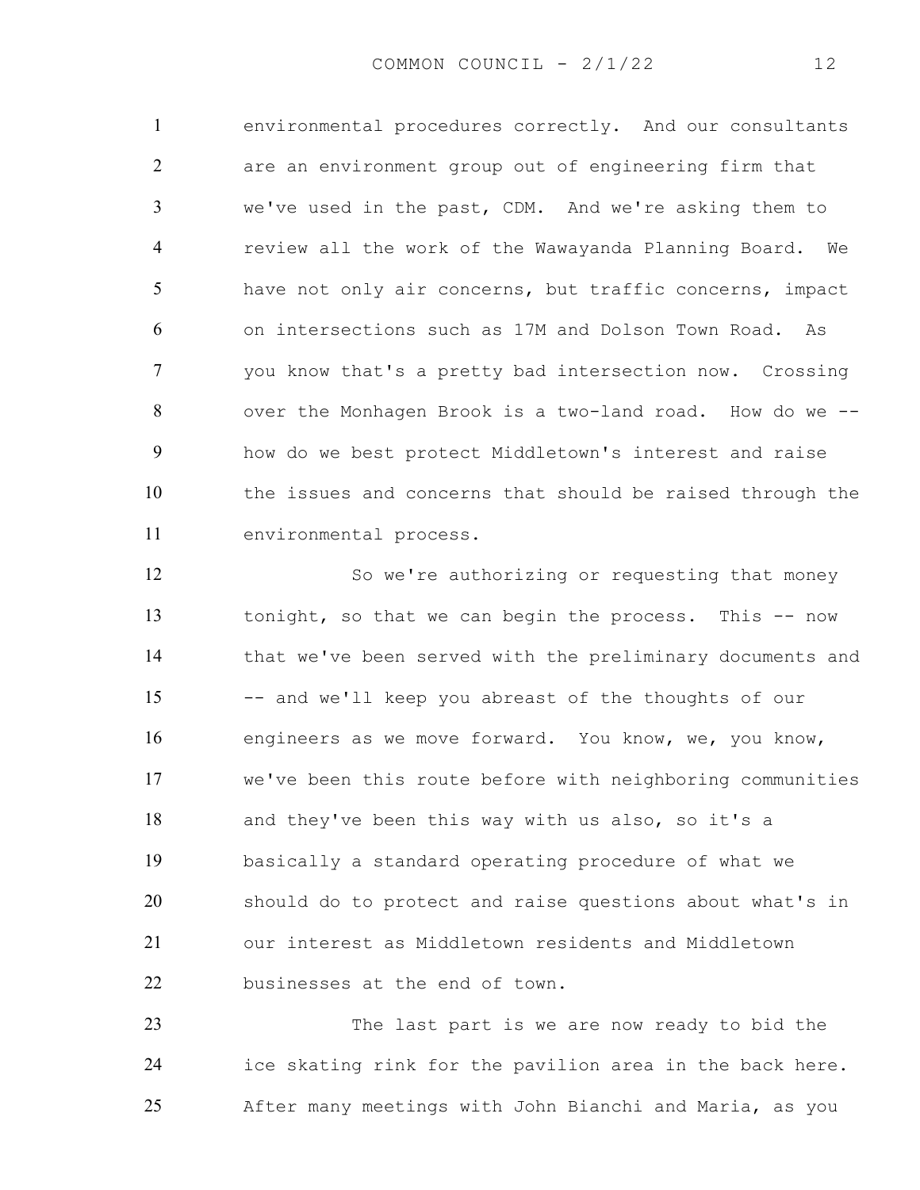environmental procedures correctly. And our consultants are an environment group out of engineering firm that we've used in the past, CDM. And we're asking them to review all the work of the Wawayanda Planning Board. We have not only air concerns, but traffic concerns, impact on intersections such as 17M and Dolson Town Road. As you know that's a pretty bad intersection now. Crossing over the Monhagen Brook is a two-land road. How do we -- how do we best protect Middletown's interest and raise the issues and concerns that should be raised through the environmental process.

So we're authorizing or requesting that money tonight, so that we can begin the process. This -- now that we've been served with the preliminary documents and -- and we'll keep you abreast of the thoughts of our engineers as we move forward. You know, we, you know, we've been this route before with neighboring communities and they've been this way with us also, so it's a basically a standard operating procedure of what we should do to protect and raise questions about what's in our interest as Middletown residents and Middletown businesses at the end of town.

The last part is we are now ready to bid the ice skating rink for the pavilion area in the back here. After many meetings with John Bianchi and Maria, as you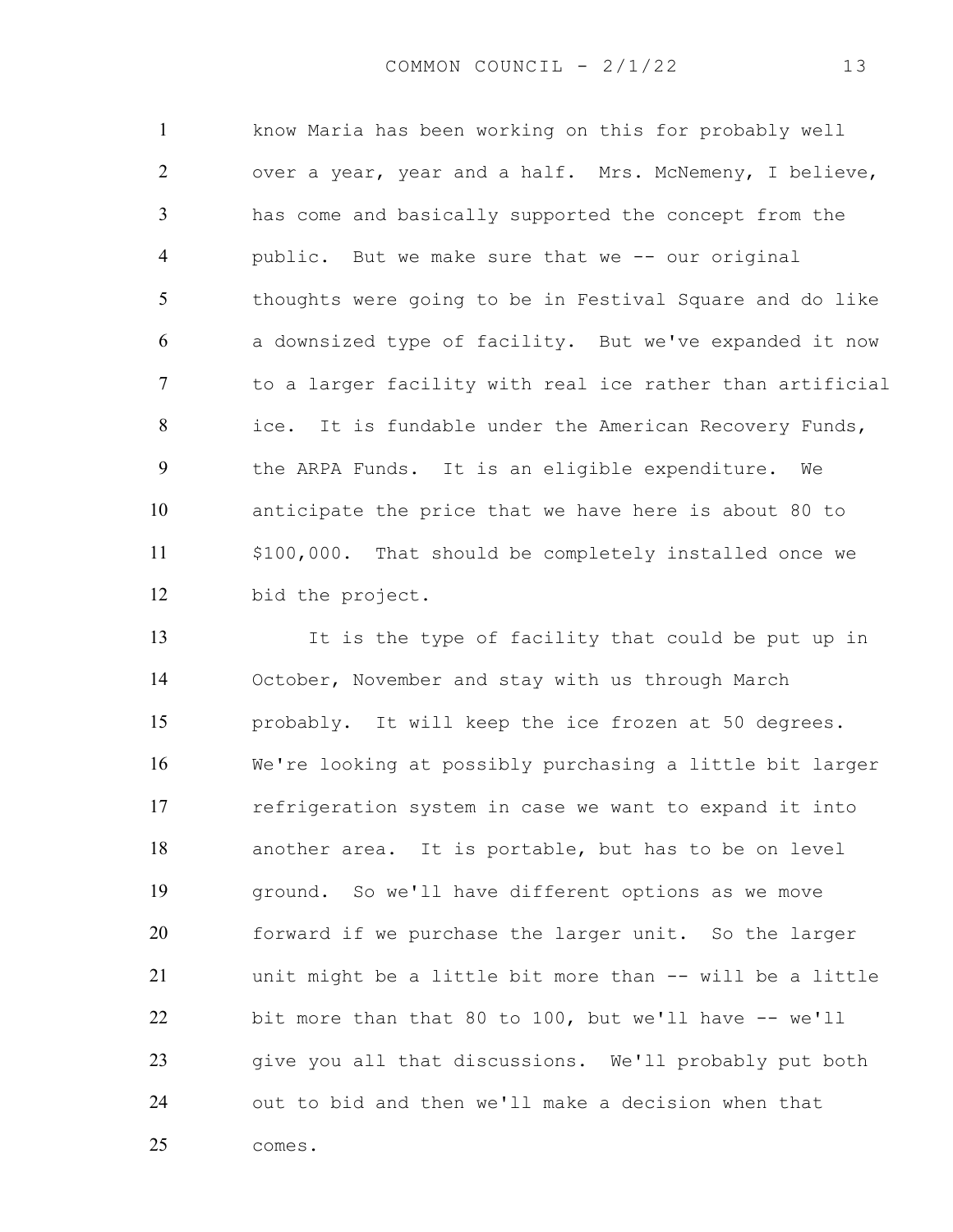know Maria has been working on this for probably well over a year, year and a half. Mrs. McNemeny, I believe, has come and basically supported the concept from the public. But we make sure that we -- our original thoughts were going to be in Festival Square and do like a downsized type of facility. But we've expanded it now to a larger facility with real ice rather than artificial ice. It is fundable under the American Recovery Funds, the ARPA Funds. It is an eligible expenditure. We anticipate the price that we have here is about 80 to $100,000. That should be completely installed once we bid the project.

It is the type of facility that could be put up in October, November and stay with us through March probably. It will keep the ice frozen at 50 degrees. We're looking at possibly purchasing a little bit larger refrigeration system in case we want to expand it into another area. It is portable, but has to be on level ground. So we'll have different options as we move forward if we purchase the larger unit. So the larger unit might be a little bit more than -- will be a little bit more than that 80 to 100, but we'll have -- we'll give you all that discussions. We'll probably put both out to bid and then we'll make a decision when that comes.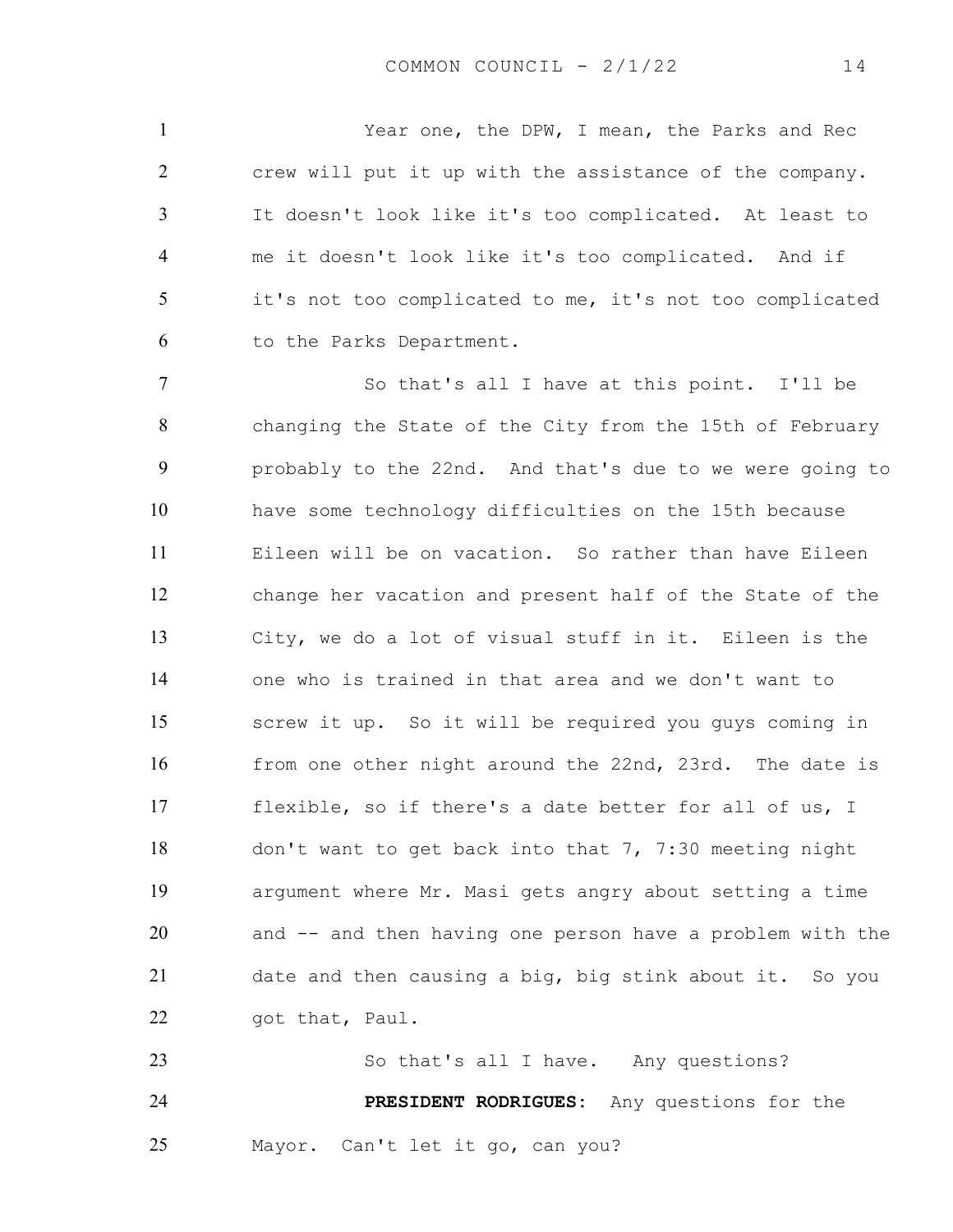Year one, the DPW, I mean, the Parks and Rec crew will put it up with the assistance of the company. It doesn't look like it's too complicated. At least to me it doesn't look like it's too complicated. And if it's not too complicated to me, it's not too complicated to the Parks Department.

So that's all I have at this point. I'll be changing the State of the City from the 15th of February probably to the 22nd. And that's due to we were going to have some technology difficulties on the 15th because Eileen will be on vacation. So rather than have Eileen change her vacation and present half of the State of the City, we do a lot of visual stuff in it. Eileen is the one who is trained in that area and we don't want to screw it up. So it will be required you guys coming in from one other night around the 22nd, 23rd. The date is flexible, so if there's a date better for all of us, I don't want to get back into that 7, 7:30 meeting night argument where Mr. Masi gets angry about setting a time and -- and then having one person have a problem with the date and then causing a big, big stink about it. So you got that, Paul.

So that's all I have. Any questions?

**PRESIDENT RODRIGUES:** Any questions for the Mayor. Can't let it go, can you?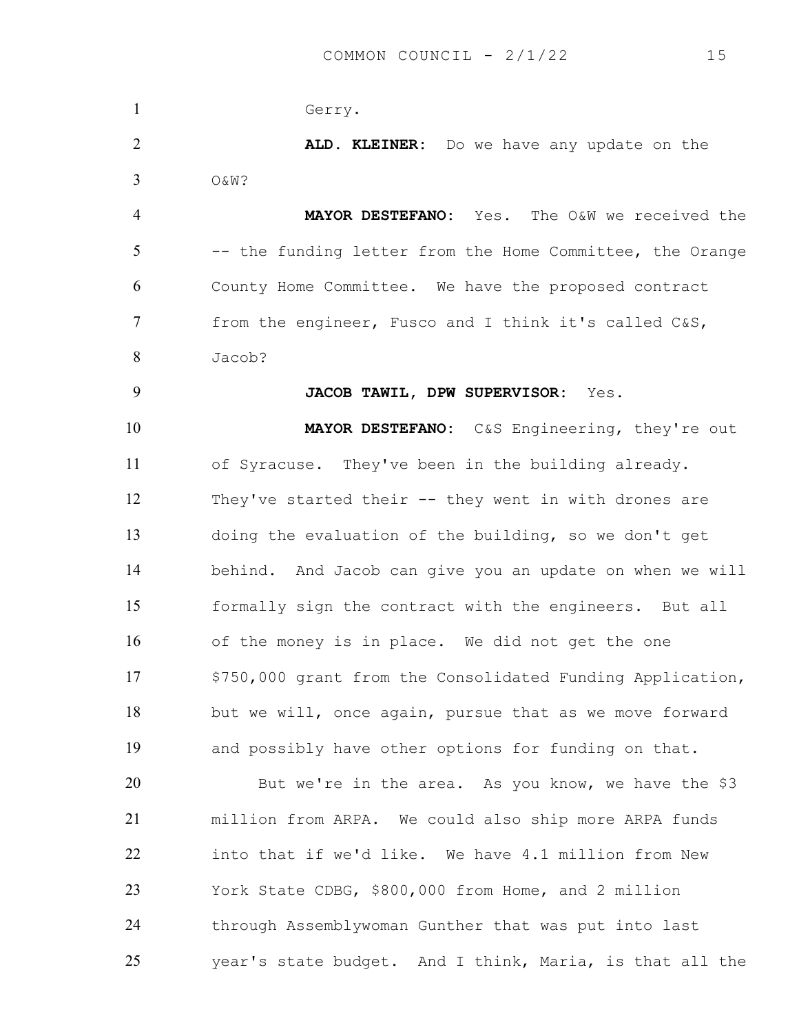Gerry.

**ALD. KLEINER:** Do we have any update on the O&W?

**MAYOR DESTEFANO:** Yes. The O&W we received the -- the funding letter from the Home Committee, the Orange County Home Committee. We have the proposed contract from the engineer, Fusco and I think it's called C&S, Jacob?

**JACOB TAWIL, DPW SUPERVISOR:** Yes.

**MAYOR DESTEFANO:** C&S Engineering, they're out of Syracuse. They've been in the building already. They've started their -- they went in with drones are doing the evaluation of the building, so we don't get behind. And Jacob can give you an update on when we will formally sign the contract with the engineers. But all of the money is in place. We did not get the one $750,000 grant from the Consolidated Funding Application, but we will, once again, pursue that as we move forward and possibly have other options for funding on that.

But we're in the area. As you know, we have the $3 million from ARPA. We could also ship more ARPA funds into that if we'd like. We have 4.1 million from New York State CDBG, $800,000 from Home, and 2 million through Assemblywoman Gunther that was put into last year's state budget. And I think, Maria, is that all the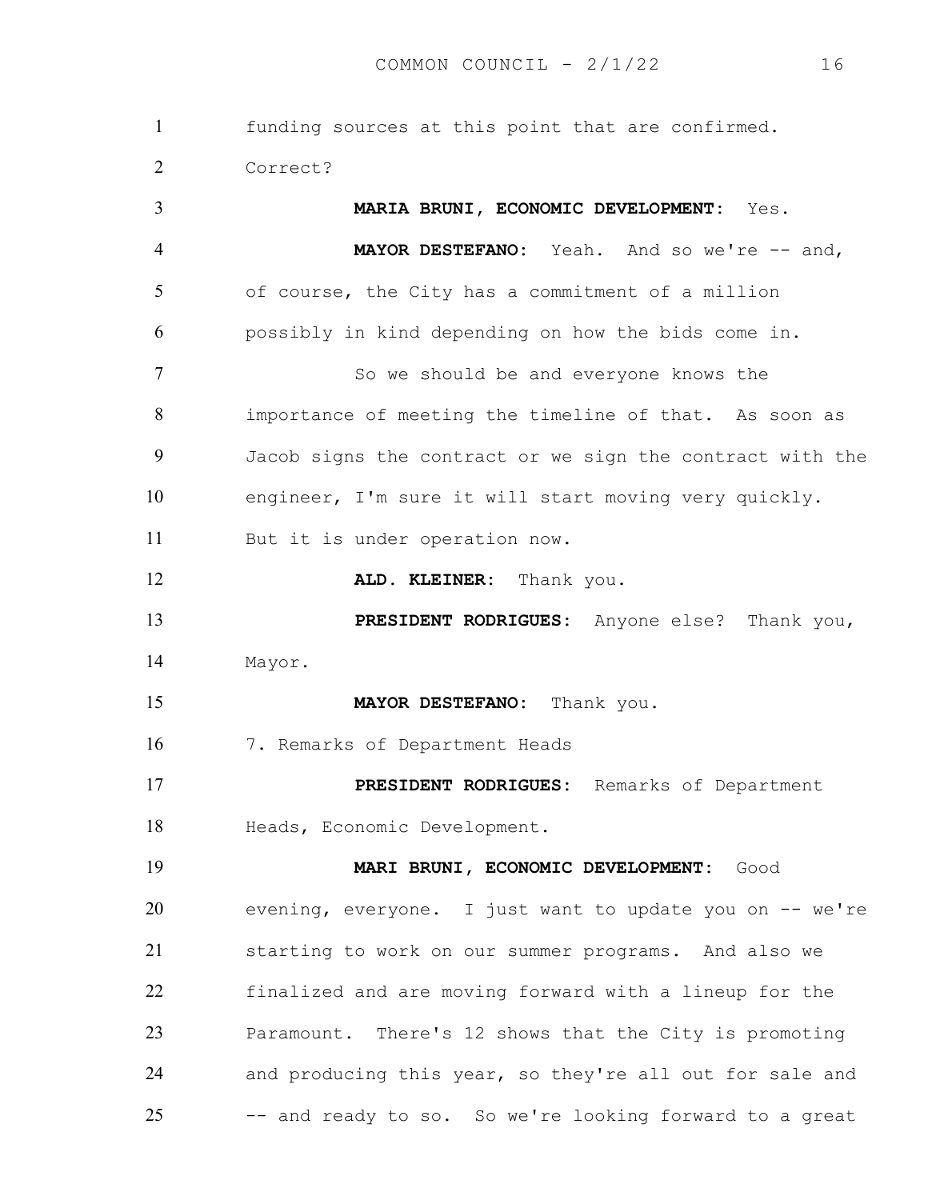funding sources at this point that are confirmed. Correct?

**MARIA BRUNI, ECONOMIC DEVELOPMENT:** Yes.

**MAYOR DESTEFANO:** Yeah. And so we're -- and, of course, the City has a commitment of a million possibly in kind depending on how the bids come in.

So we should be and everyone knows the importance of meeting the timeline of that. As soon as Jacob signs the contract or we sign the contract with the engineer, I'm sure it will start moving very quickly. But it is under operation now.

**ALD. KLEINER:** Thank you.

**PRESIDENT RODRIGUES:** Anyone else? Thank you, Mayor.

**MAYOR DESTEFANO:** Thank you.

7. Remarks of Department Heads

**PRESIDENT RODRIGUES:** Remarks of Department Heads, Economic Development.

**MARI BRUNI, ECONOMIC DEVELOPMENT:** Good evening, everyone. I just want to update you on -- we're starting to work on our summer programs. And also we finalized and are moving forward with a lineup for the Paramount. There's 12 shows that the City is promoting and producing this year, so they're all out for sale and -- and ready to so. So we're looking forward to a great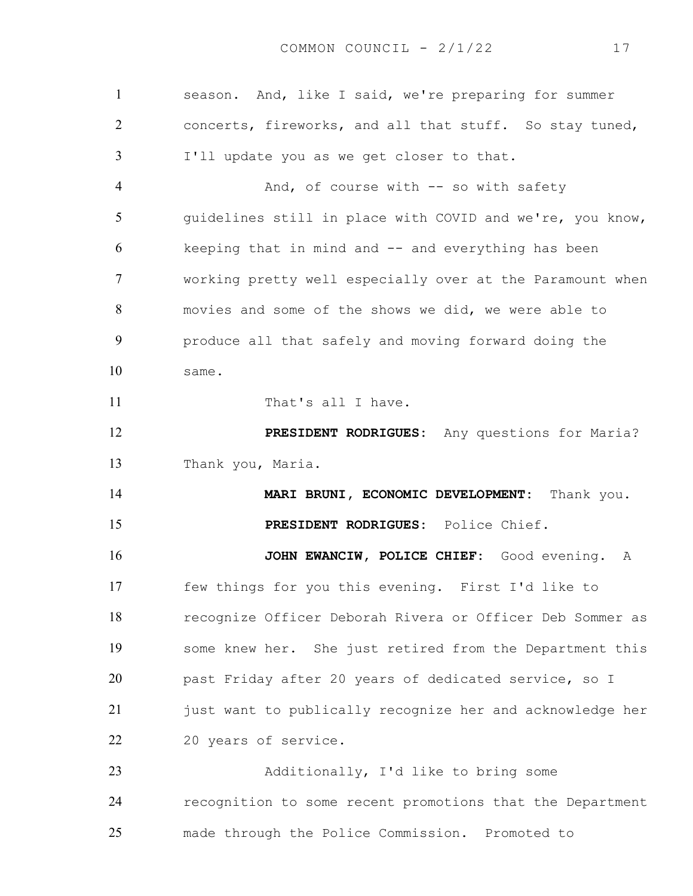season. And, like I said, we're preparing for summer concerts, fireworks, and all that stuff. So stay tuned, I'll update you as we get closer to that.

And, of course with -- so with safety guidelines still in place with COVID and we're, you know, keeping that in mind and -- and everything has been working pretty well especially over at the Paramount when movies and some of the shows we did, we were able to produce all that safely and moving forward doing the same.

That's all I have.

**PRESIDENT RODRIGUES:** Any questions for Maria? Thank you, Maria.

**MARI BRUNI, ECONOMIC DEVELOPMENT:** Thank you.

**PRESIDENT RODRIGUES:** Police Chief.

**JOHN EWANCIW, POLICE CHIEF:** Good evening. A few things for you this evening. First I'd like to recognize Officer Deborah Rivera or Officer Deb Sommer as some knew her. She just retired from the Department this past Friday after 20 years of dedicated service, so I just want to publically recognize her and acknowledge her 20 years of service.

Additionally, I'd like to bring some recognition to some recent promotions that the Department made through the Police Commission. Promoted to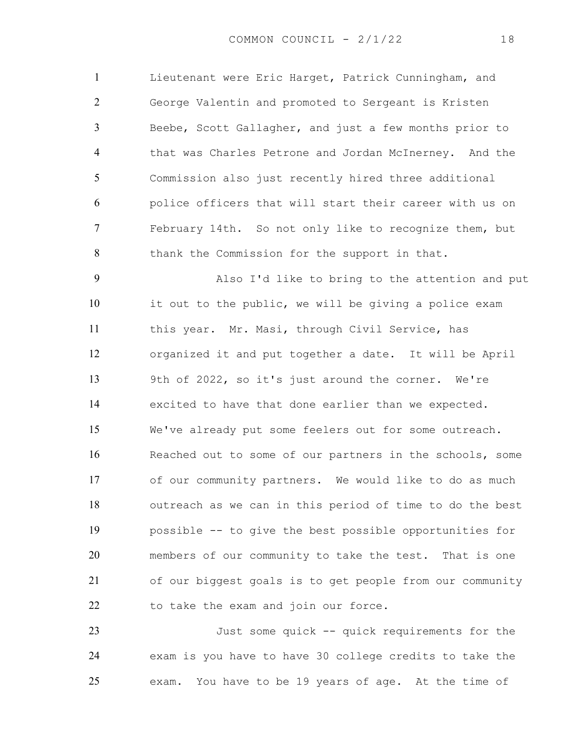Lieutenant were Eric Harget, Patrick Cunningham, and George Valentin and promoted to Sergeant is Kristen Beebe, Scott Gallagher, and just a few months prior to that was Charles Petrone and Jordan McInerney. And the Commission also just recently hired three additional police officers that will start their career with us on February 14th. So not only like to recognize them, but thank the Commission for the support in that.

Also I'd like to bring to the attention and put it out to the public, we will be giving a police exam this year. Mr. Masi, through Civil Service, has organized it and put together a date. It will be April 9th of 2022, so it's just around the corner. We're excited to have that done earlier than we expected. We've already put some feelers out for some outreach. Reached out to some of our partners in the schools, some of our community partners. We would like to do as much outreach as we can in this period of time to do the best possible -- to give the best possible opportunities for members of our community to take the test. That is one of our biggest goals is to get people from our community to take the exam and join our force.

Just some quick -- quick requirements for the exam is you have to have 30 college credits to take the exam. You have to be 19 years of age. At the time of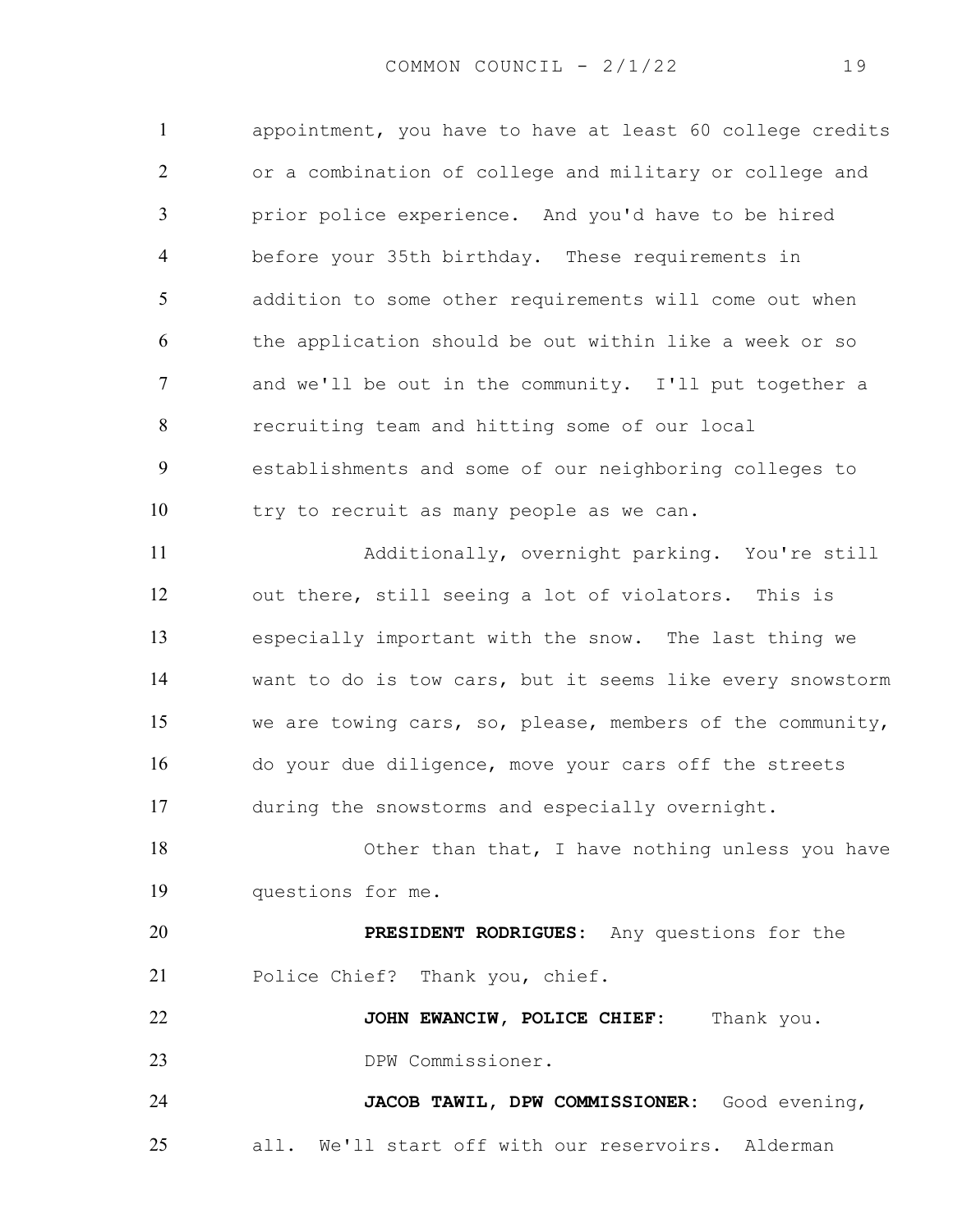appointment, you have to have at least 60 college credits or a combination of college and military or college and prior police experience. And you'd have to be hired before your 35th birthday. These requirements in addition to some other requirements will come out when the application should be out within like a week or so and we'll be out in the community. I'll put together a recruiting team and hitting some of our local establishments and some of our neighboring colleges to try to recruit as many people as we can.

Additionally, overnight parking. You're still out there, still seeing a lot of violators. This is especially important with the snow. The last thing we want to do is tow cars, but it seems like every snowstorm we are towing cars, so, please, members of the community, do your due diligence, move your cars off the streets during the snowstorms and especially overnight.

Other than that, I have nothing unless you have questions for me.

**PRESIDENT RODRIGUES:** Any questions for the Police Chief? Thank you, chief.

**JOHN EWANCIW, POLICE CHIEF:** Thank you.

DPW Commissioner.

**JACOB TAWIL, DPW COMMISSIONER:** Good evening, all. We'll start off with our reservoirs. Alderman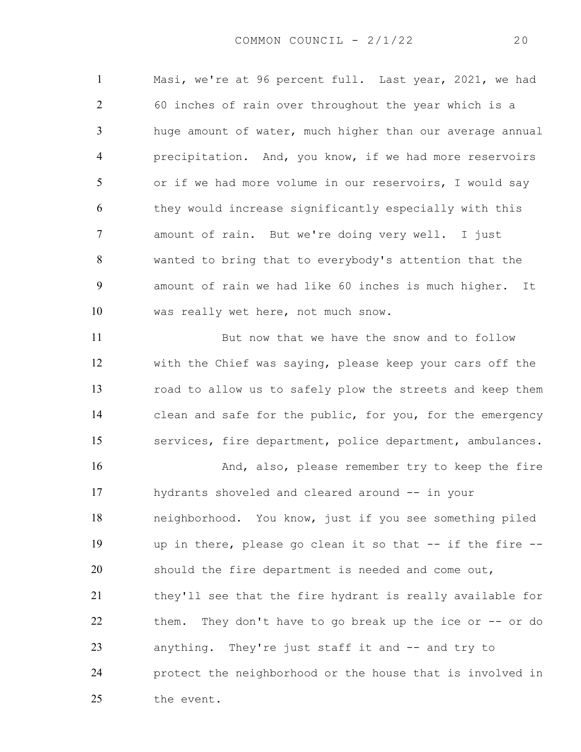Masi, we're at 96 percent full. Last year, 2021, we had 60 inches of rain over throughout the year which is a huge amount of water, much higher than our average annual precipitation. And, you know, if we had more reservoirs or if we had more volume in our reservoirs, I would say they would increase significantly especially with this amount of rain. But we're doing very well. I just wanted to bring that to everybody's attention that the amount of rain we had like 60 inches is much higher. It was really wet here, not much snow.

But now that we have the snow and to follow with the Chief was saying, please keep your cars off the road to allow us to safely plow the streets and keep them clean and safe for the public, for you, for the emergency services, fire department, police department, ambulances.

And, also, please remember try to keep the fire hydrants shoveled and cleared around -- in your neighborhood. You know, just if you see something piled up in there, please go clean it so that -- if the fire -- should the fire department is needed and come out, they'll see that the fire hydrant is really available for them. They don't have to go break up the ice or -- or do anything. They're just staff it and -- and try to protect the neighborhood or the house that is involved in the event.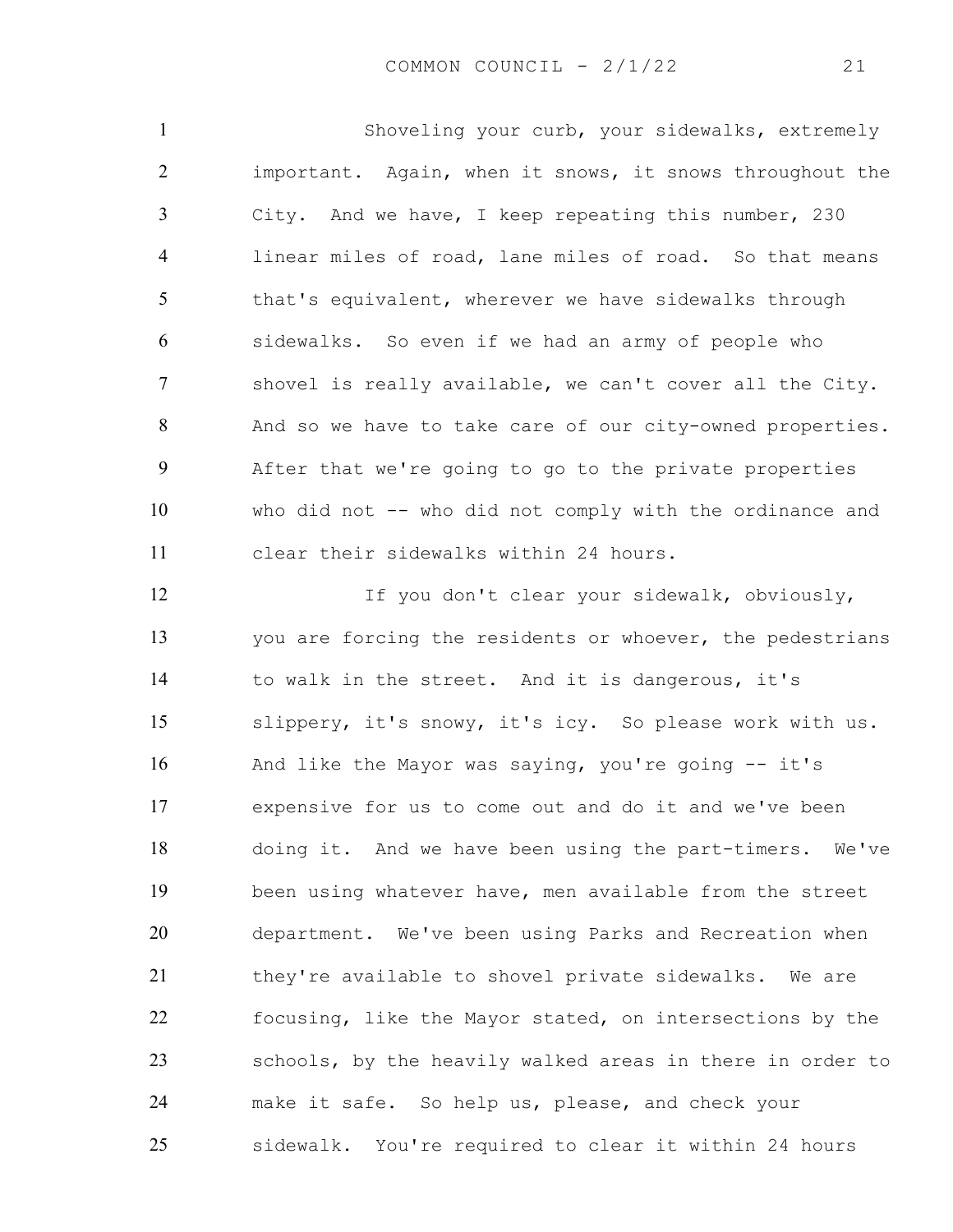Shoveling your curb, your sidewalks, extremely important. Again, when it snows, it snows throughout the City. And we have, I keep repeating this number, 230 linear miles of road, lane miles of road. So that means that's equivalent, wherever we have sidewalks through sidewalks. So even if we had an army of people who shovel is really available, we can't cover all the City. And so we have to take care of our city-owned properties. After that we're going to go to the private properties who did not -- who did not comply with the ordinance and clear their sidewalks within 24 hours.

If you don't clear your sidewalk, obviously, you are forcing the residents or whoever, the pedestrians to walk in the street. And it is dangerous, it's slippery, it's snowy, it's icy. So please work with us. And like the Mayor was saying, you're going -- it's expensive for us to come out and do it and we've been doing it. And we have been using the part-timers. We've been using whatever have, men available from the street department. We've been using Parks and Recreation when they're available to shovel private sidewalks. We are focusing, like the Mayor stated, on intersections by the schools, by the heavily walked areas in there in order to make it safe. So help us, please, and check your sidewalk. You're required to clear it within 24 hours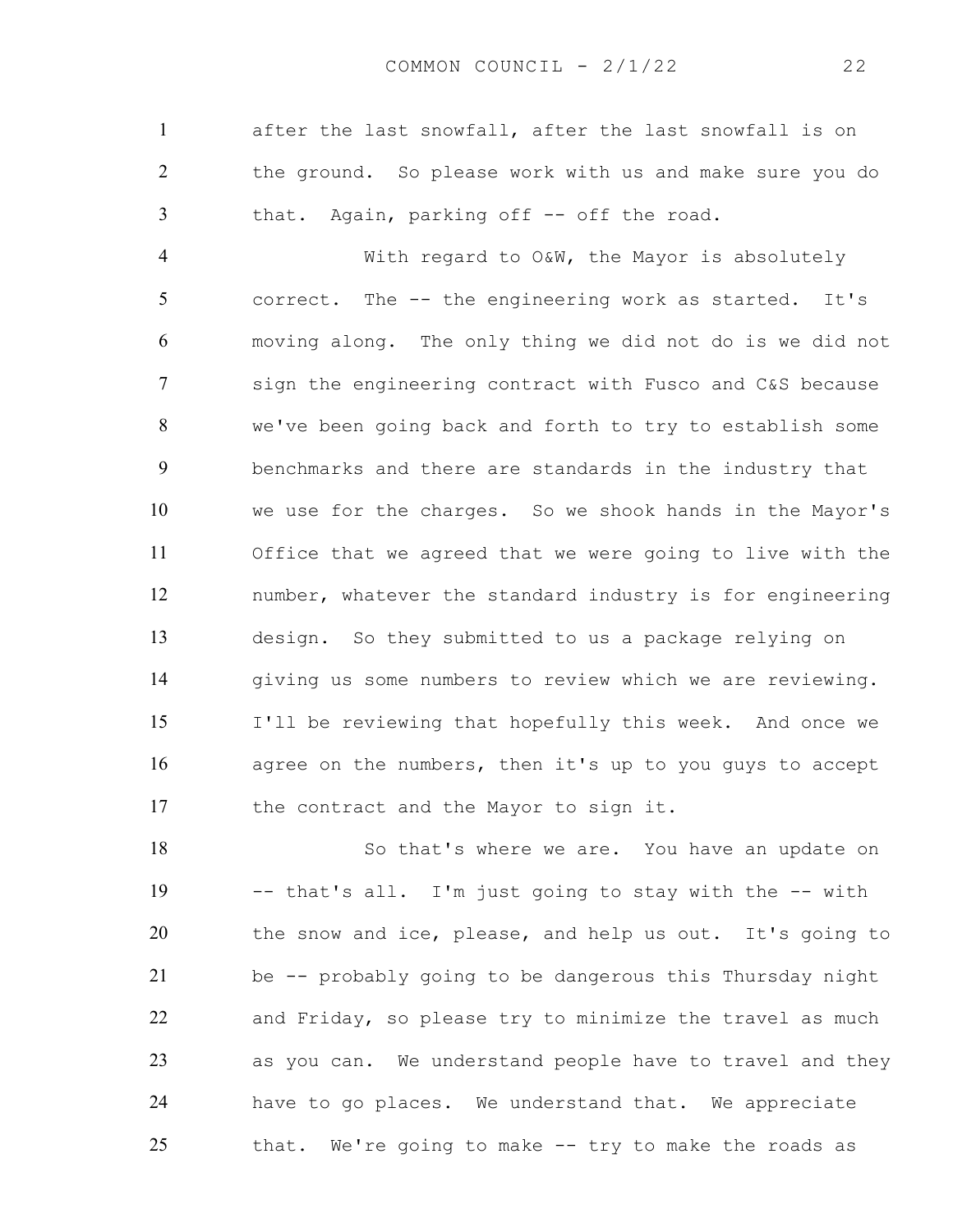after the last snowfall, after the last snowfall is on the ground. So please work with us and make sure you do that. Again, parking off -- off the road.

With regard to O&W, the Mayor is absolutely correct. The -- the engineering work as started. It's moving along. The only thing we did not do is we did not sign the engineering contract with Fusco and C&S because we've been going back and forth to try to establish some benchmarks and there are standards in the industry that we use for the charges. So we shook hands in the Mayor's Office that we agreed that we were going to live with the number, whatever the standard industry is for engineering design. So they submitted to us a package relying on giving us some numbers to review which we are reviewing. I'll be reviewing that hopefully this week. And once we agree on the numbers, then it's up to you guys to accept the contract and the Mayor to sign it.

So that's where we are. You have an update on -- that's all. I'm just going to stay with the -- with the snow and ice, please, and help us out. It's going to be -- probably going to be dangerous this Thursday night and Friday, so please try to minimize the travel as much as you can. We understand people have to travel and they have to go places. We understand that. We appreciate that. We're going to make -- try to make the roads as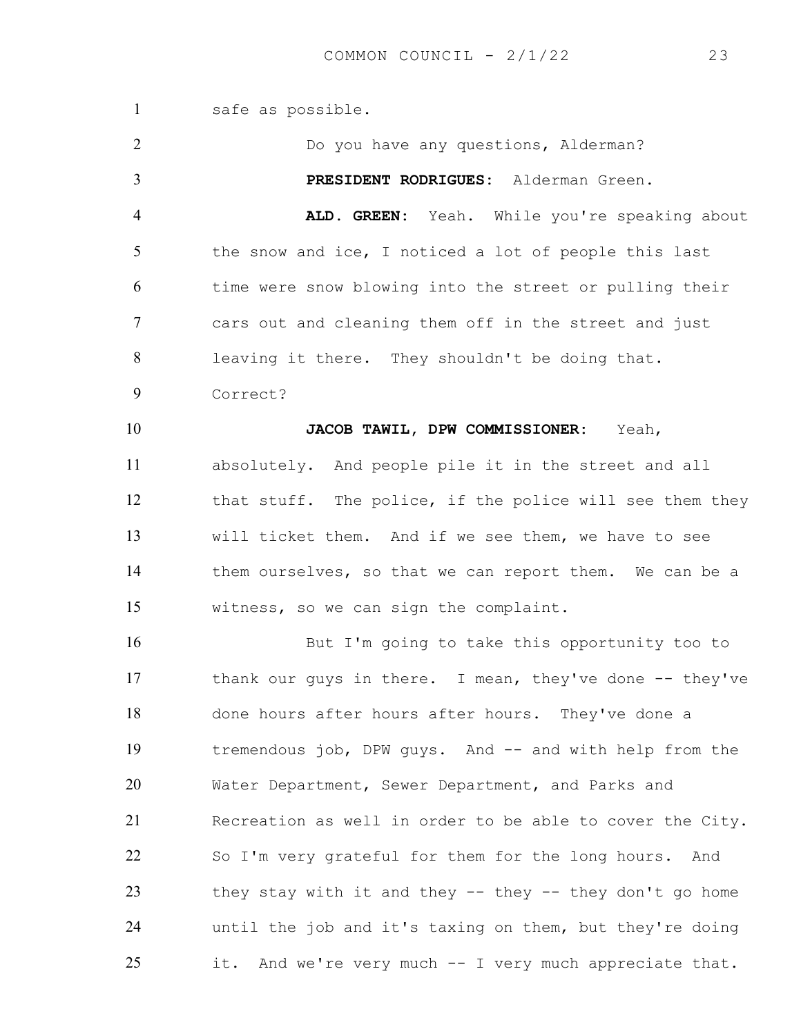safe as possible.

Do you have any questions, Alderman?

**PRESIDENT RODRIGUES:** Alderman Green.

**ALD. GREEN:** Yeah. While you're speaking about the snow and ice, I noticed a lot of people this last time were snow blowing into the street or pulling their cars out and cleaning them off in the street and just leaving it there. They shouldn't be doing that. Correct?

**JACOB TAWIL, DPW COMMISSIONER:** Yeah, absolutely. And people pile it in the street and all that stuff. The police, if the police will see them they will ticket them. And if we see them, we have to see them ourselves, so that we can report them. We can be a witness, so we can sign the complaint.

But I'm going to take this opportunity too to thank our guys in there. I mean, they've done -- they've done hours after hours after hours. They've done a tremendous job, DPW guys. And -- and with help from the Water Department, Sewer Department, and Parks and Recreation as well in order to be able to cover the City. So I'm very grateful for them for the long hours. And they stay with it and they -- they -- they don't go home until the job and it's taxing on them, but they're doing it. And we're very much -- I very much appreciate that.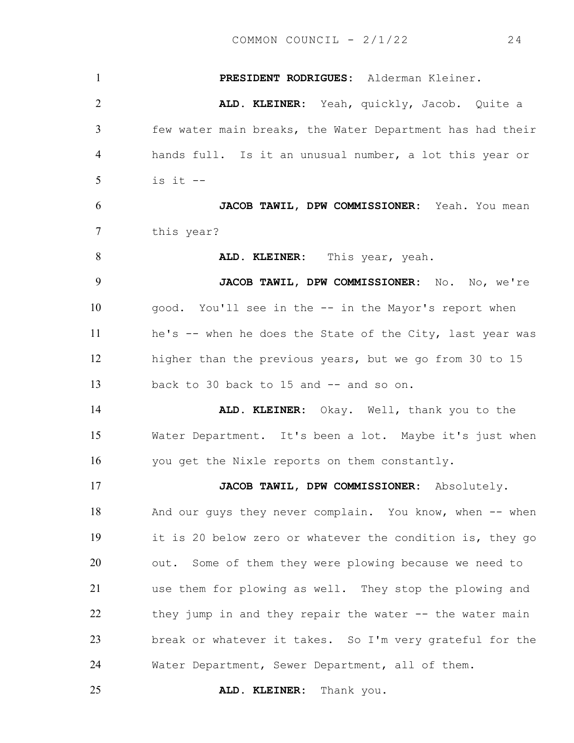**PRESIDENT RODRIGUES:** Alderman Kleiner.

**ALD. KLEINER:** Yeah, quickly, Jacob. Quite a few water main breaks, the Water Department has had their hands full. Is it an unusual number, a lot this year or is it --

**JACOB TAWIL, DPW COMMISSIONER:** Yeah. You mean this year?

**ALD. KLEINER:** This year, yeah.

**JACOB TAWIL, DPW COMMISSIONER:** No. No, we're good. You'll see in the -- in the Mayor's report when he's -- when he does the State of the City, last year was higher than the previous years, but we go from 30 to 15 back to 30 back to 15 and -- and so on.

**ALD. KLEINER:** Okay. Well, thank you to the Water Department. It's been a lot. Maybe it's just when you get the Nixle reports on them constantly.

**JACOB TAWIL, DPW COMMISSIONER:** Absolutely. And our guys they never complain. You know, when -- when it is 20 below zero or whatever the condition is, they go out. Some of them they were plowing because we need to use them for plowing as well. They stop the plowing and they jump in and they repair the water -- the water main break or whatever it takes. So I'm very grateful for the Water Department, Sewer Department, all of them.

**ALD. KLEINER:** Thank you.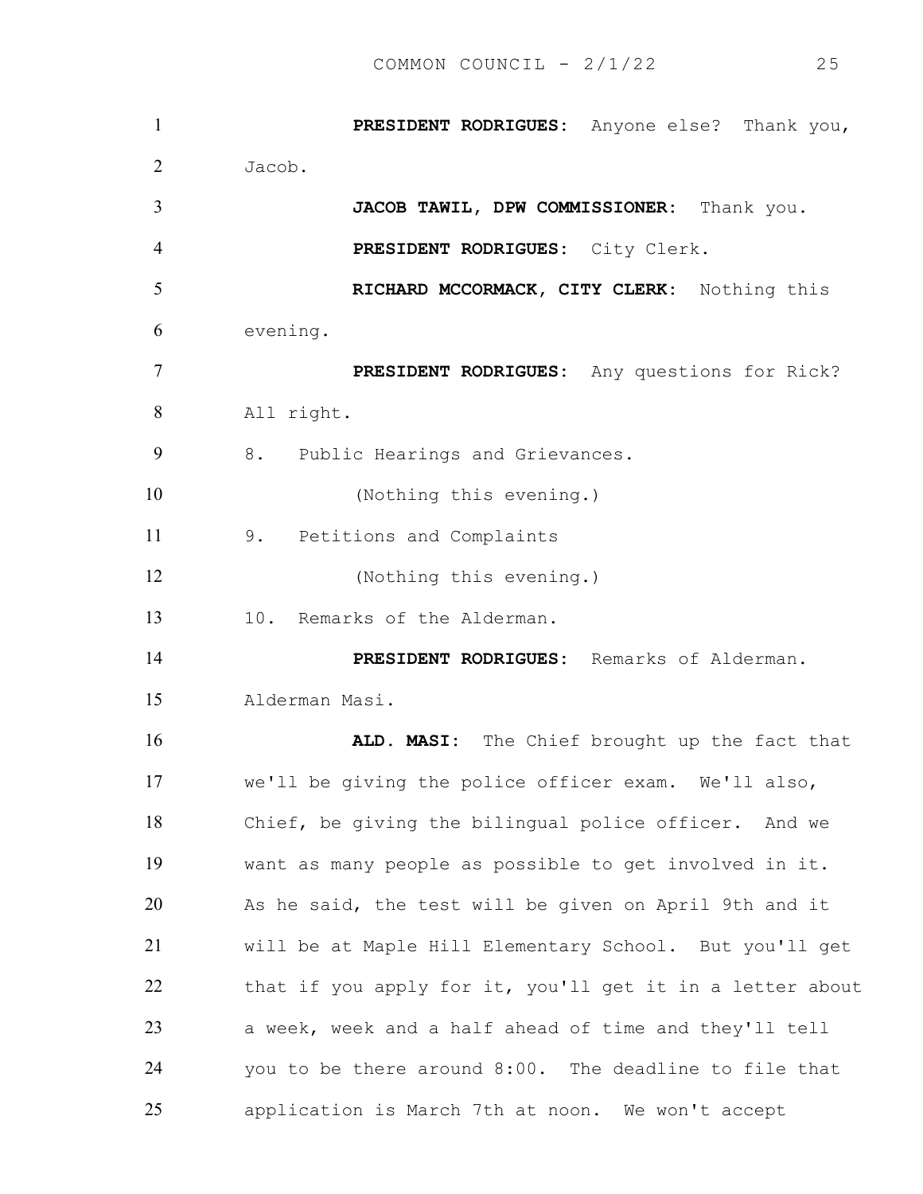**PRESIDENT RODRIGUES:** Anyone else? Thank you, Jacob.

**JACOB TAWIL, DPW COMMISSIONER:** Thank you.

**PRESIDENT RODRIGUES:** City Clerk.

**RICHARD MCCORMACK, CITY CLERK:** Nothing this evening.

**PRESIDENT RODRIGUES:** Any questions for Rick? All right.

8. Public Hearings and Grievances.

(Nothing this evening.)

9. Petitions and Complaints

(Nothing this evening.)

10. Remarks of the Alderman.

**PRESIDENT RODRIGUES:** Remarks of Alderman. Alderman Masi.

**ALD. MASI:** The Chief brought up the fact that we'll be giving the police officer exam. We'll also, Chief, be giving the bilingual police officer. And we want as many people as possible to get involved in it. As he said, the test will be given on April 9th and it will be at Maple Hill Elementary School. But you'll get that if you apply for it, you'll get it in a letter about a week, week and a half ahead of time and they'll tell you to be there around 8:00. The deadline to file that application is March 7th at noon. We won't accept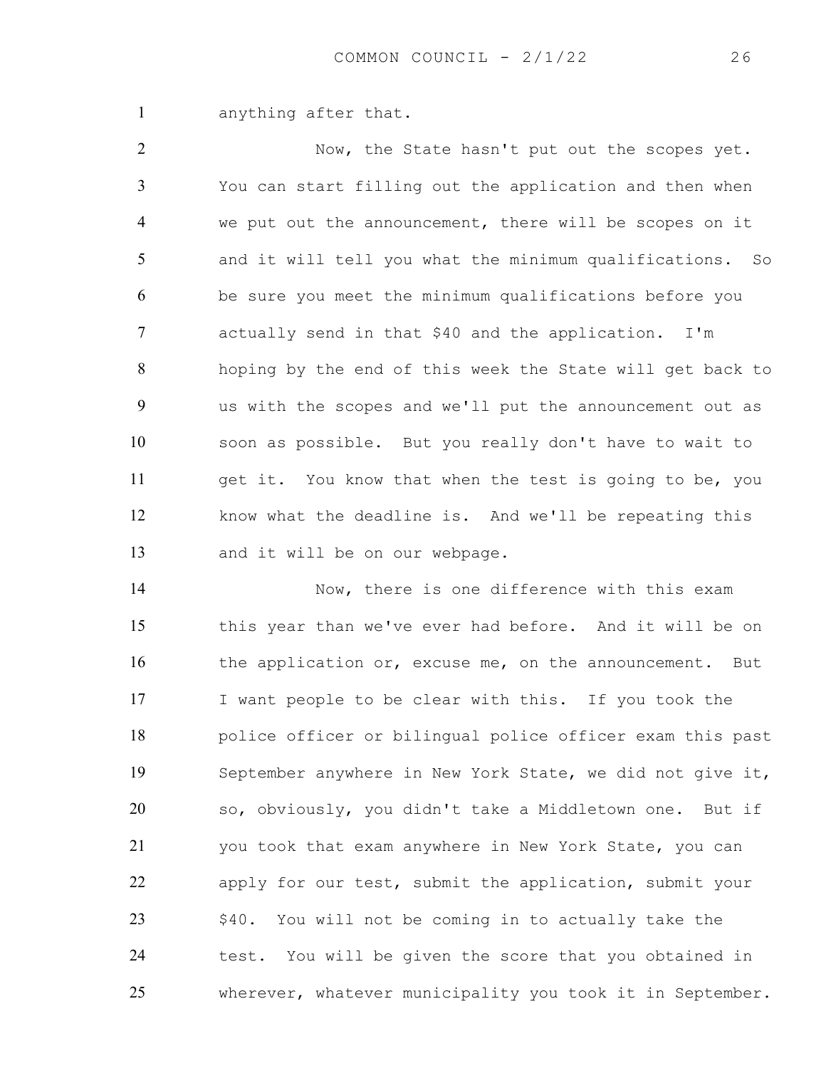anything after that.

Now, the State hasn't put out the scopes yet. You can start filling out the application and then when we put out the announcement, there will be scopes on it and it will tell you what the minimum qualifications. So be sure you meet the minimum qualifications before you actually send in that $40 and the application. I'm hoping by the end of this week the State will get back to us with the scopes and we'll put the announcement out as soon as possible. But you really don't have to wait to get it. You know that when the test is going to be, you know what the deadline is. And we'll be repeating this and it will be on our webpage.

Now, there is one difference with this exam this year than we've ever had before. And it will be on the application or, excuse me, on the announcement. But I want people to be clear with this. If you took the police officer or bilingual police officer exam this past September anywhere in New York State, we did not give it, so, obviously, you didn't take a Middletown one. But if you took that exam anywhere in New York State, you can apply for our test, submit the application, submit your $40. You will not be coming in to actually take the test. You will be given the score that you obtained in wherever, whatever municipality you took it in September.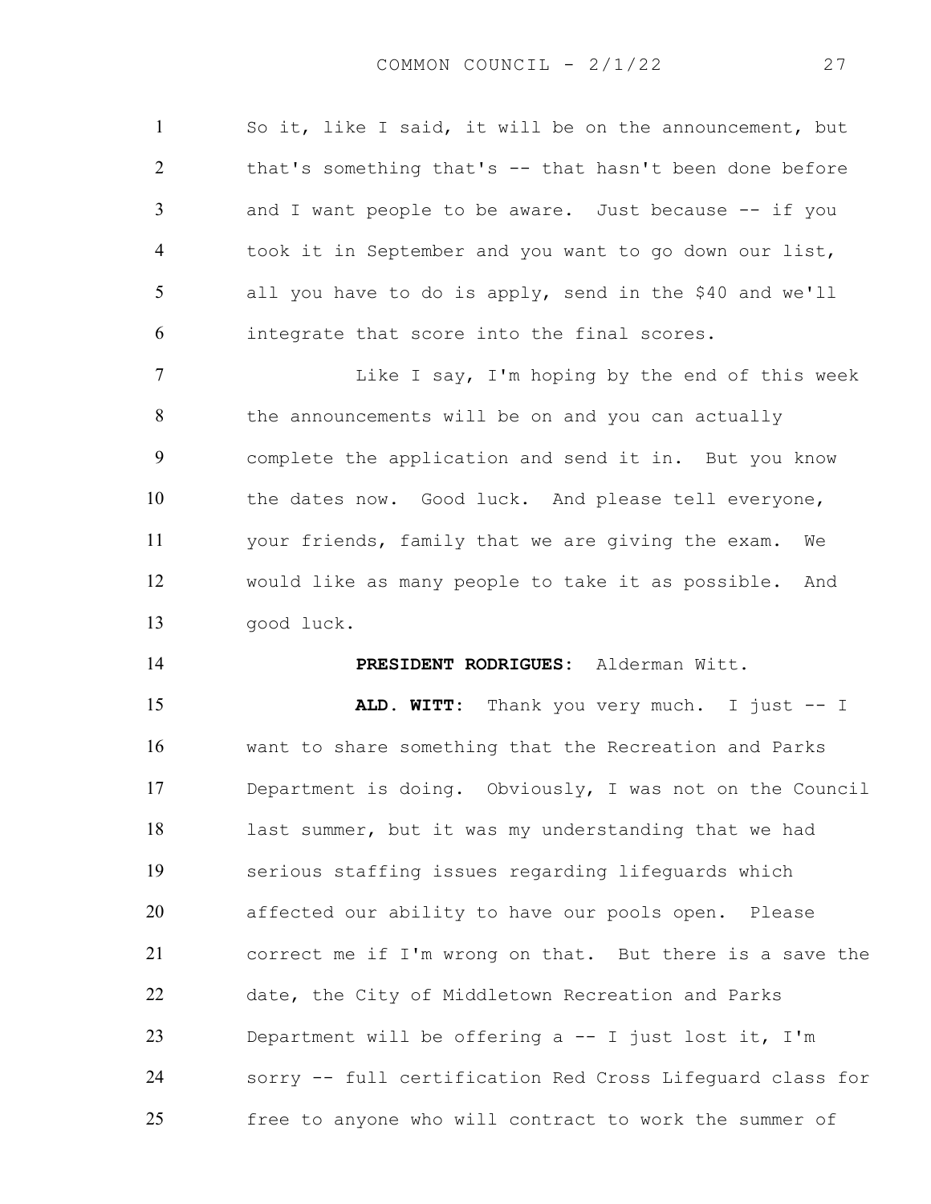So it, like I said, it will be on the announcement, but that's something that's -- that hasn't been done before and I want people to be aware. Just because -- if you took it in September and you want to go down our list, all you have to do is apply, send in the $40 and we'll integrate that score into the final scores.

Like I say, I'm hoping by the end of this week the announcements will be on and you can actually complete the application and send it in. But you know the dates now. Good luck. And please tell everyone, your friends, family that we are giving the exam. We would like as many people to take it as possible. And good luck.

**PRESIDENT RODRIGUES:** Alderman Witt.

**ALD. WITT:** Thank you very much. I just -- I want to share something that the Recreation and Parks Department is doing. Obviously, I was not on the Council last summer, but it was my understanding that we had serious staffing issues regarding lifeguards which affected our ability to have our pools open. Please correct me if I'm wrong on that. But there is a save the date, the City of Middletown Recreation and Parks Department will be offering a -- I just lost it, I'm sorry -- full certification Red Cross Lifeguard class for free to anyone who will contract to work the summer of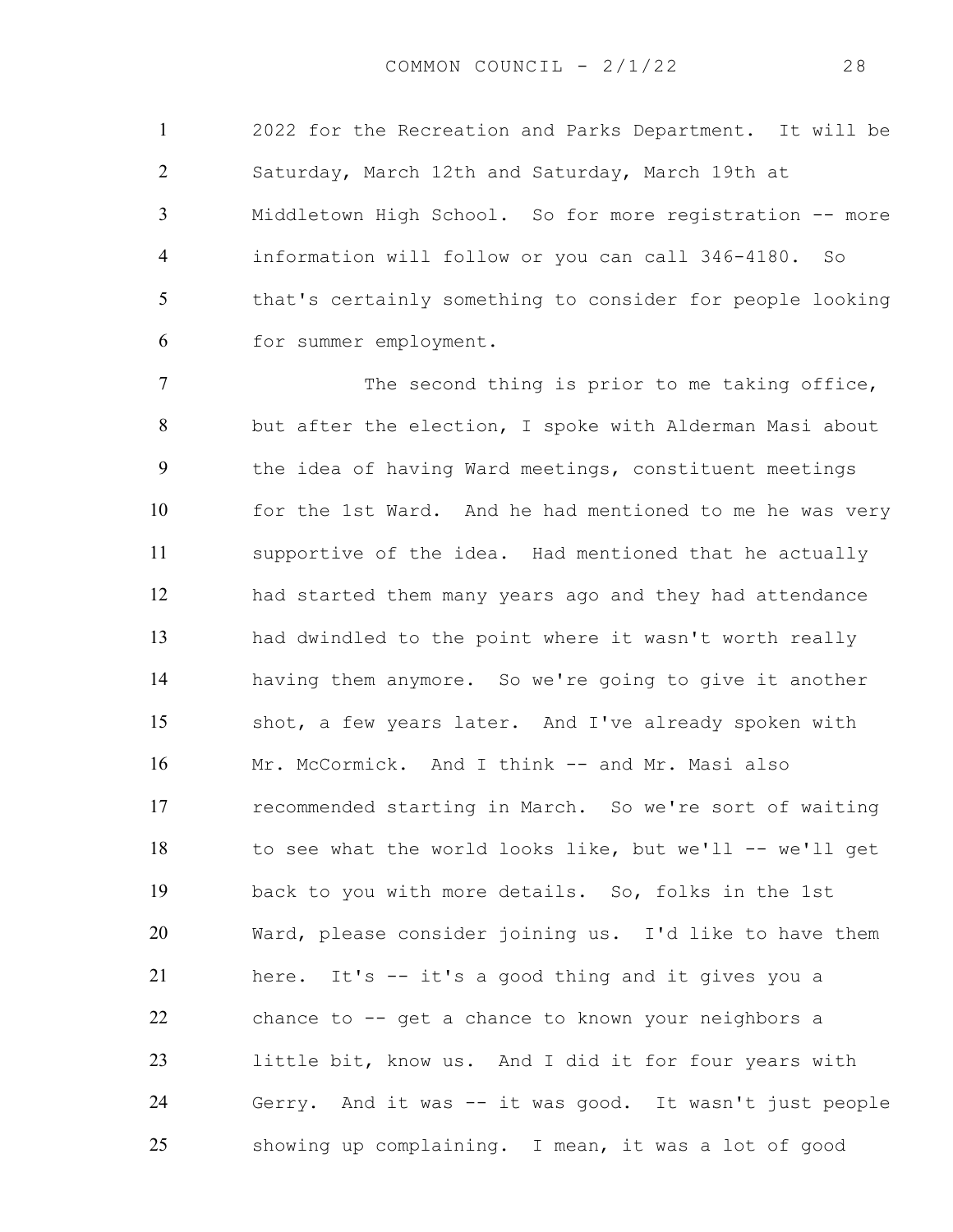2022 for the Recreation and Parks Department. It will be Saturday, March 12th and Saturday, March 19th at Middletown High School. So for more registration -- more information will follow or you can call 346-4180. So that's certainly something to consider for people looking for summer employment.

The second thing is prior to me taking office, but after the election, I spoke with Alderman Masi about the idea of having Ward meetings, constituent meetings for the 1st Ward. And he had mentioned to me he was very supportive of the idea. Had mentioned that he actually had started them many years ago and they had attendance had dwindled to the point where it wasn't worth really having them anymore. So we're going to give it another shot, a few years later. And I've already spoken with Mr. McCormick. And I think -- and Mr. Masi also recommended starting in March. So we're sort of waiting to see what the world looks like, but we'll -- we'll get back to you with more details. So, folks in the 1st Ward, please consider joining us. I'd like to have them here. It's -- it's a good thing and it gives you a chance to -- get a chance to known your neighbors a little bit, know us. And I did it for four years with Gerry. And it was -- it was good. It wasn't just people showing up complaining. I mean, it was a lot of good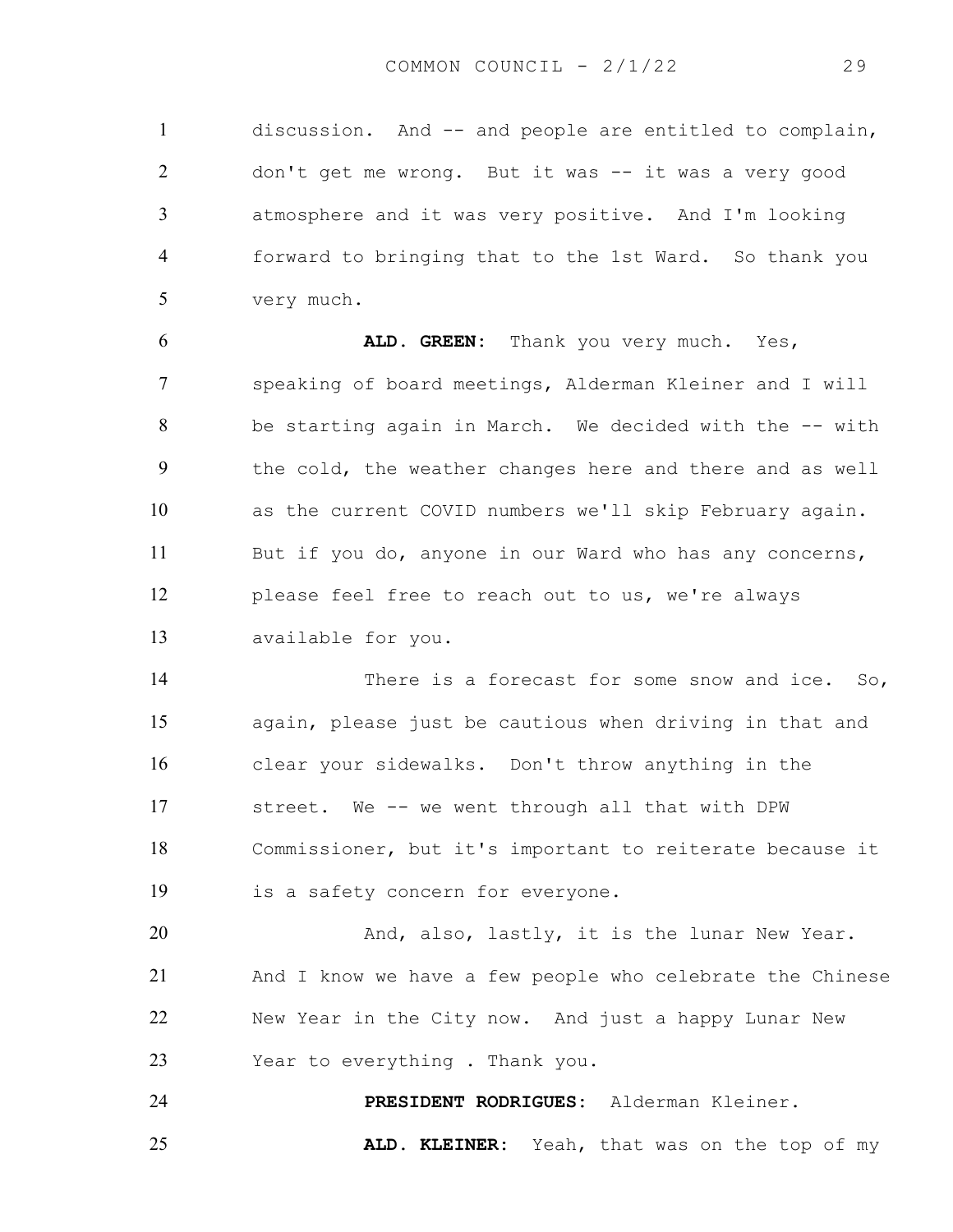discussion. And -- and people are entitled to complain, don't get me wrong. But it was -- it was a very good atmosphere and it was very positive. And I'm looking forward to bringing that to the 1st Ward. So thank you very much.

**ALD. GREEN**: Thank you very much. Yes, speaking of board meetings, Alderman Kleiner and I will be starting again in March. We decided with the -- with the cold, the weather changes here and there and as well as the current COVID numbers we'll skip February again. But if you do, anyone in our Ward who has any concerns, please feel free to reach out to us, we're always available for you.

There is a forecast for some snow and ice. So, again, please just be cautious when driving in that and clear your sidewalks. Don't throw anything in the street. We -- we went through all that with DPW Commissioner, but it's important to reiterate because it is a safety concern for everyone.

And, also, lastly, it is the lunar New Year. And I know we have a few people who celebrate the Chinese New Year in the City now. And just a happy Lunar New Year to everything . Thank you.

**PRESIDENT RODRIGUES**: Alderman Kleiner.

**ALD. KLEINER**: Yeah, that was on the top of my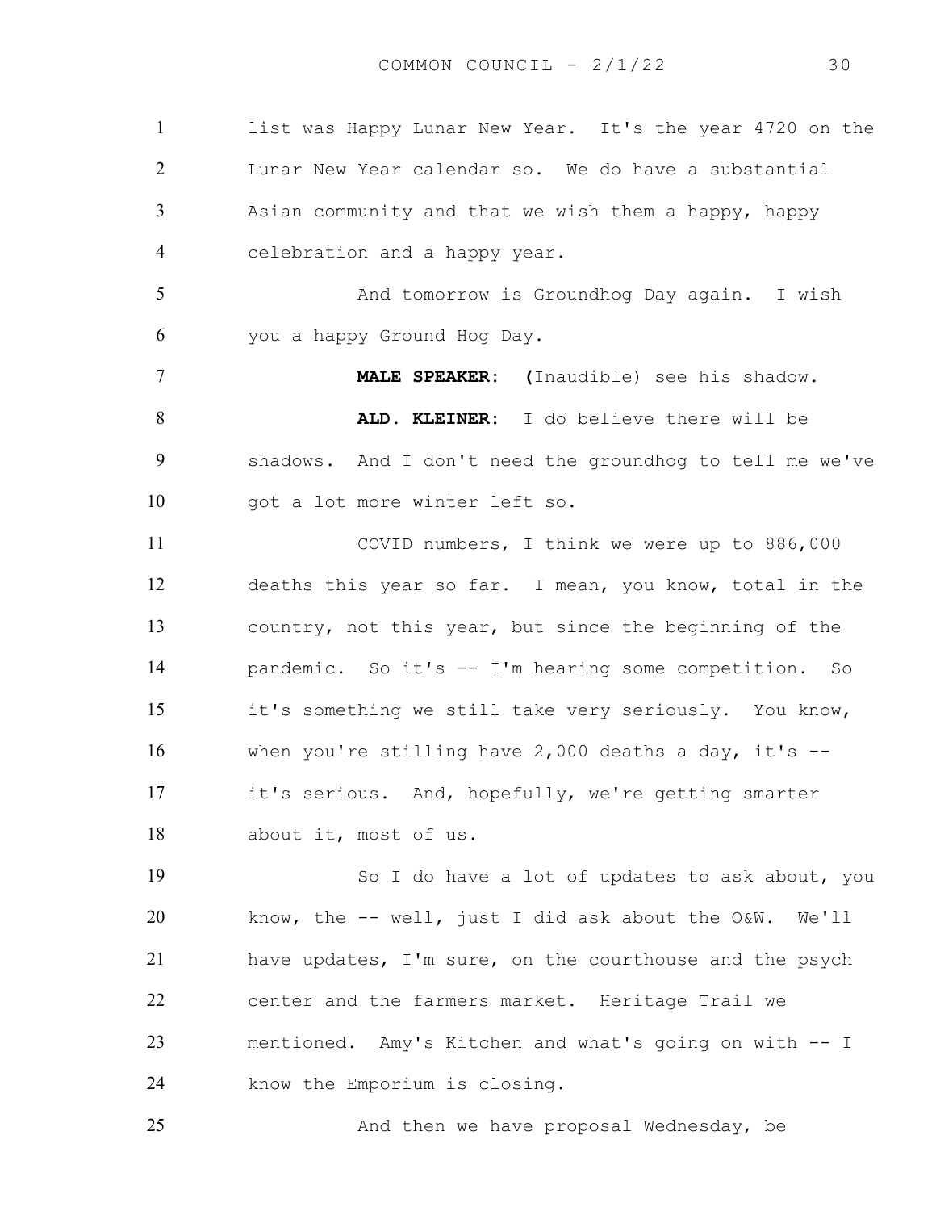list was Happy Lunar New Year. It's the year 4720 on the Lunar New Year calendar so. We do have a substantial Asian community and that we wish them a happy, happy celebration and a happy year.

And tomorrow is Groundhog Day again. I wish you a happy Ground Hog Day.

**MALE SPEAKER: (**Inaudible) see his shadow.

**ALD. KLEINER**: I do believe there will be shadows. And I don't need the groundhog to tell me we've got a lot more winter left so.

COVID numbers, I think we were up to 886,000 deaths this year so far. I mean, you know, total in the country, not this year, but since the beginning of the pandemic. So it's -- I'm hearing some competition. So it's something we still take very seriously. You know, when you're stilling have 2,000 deaths a day, it's -- it's serious. And, hopefully, we're getting smarter about it, most of us.

So I do have a lot of updates to ask about, you know, the -- well, just I did ask about the O&W. We'll have updates, I'm sure, on the courthouse and the psych center and the farmers market. Heritage Trail we mentioned. Amy's Kitchen and what's going on with -- I know the Emporium is closing.

And then we have proposal Wednesday, be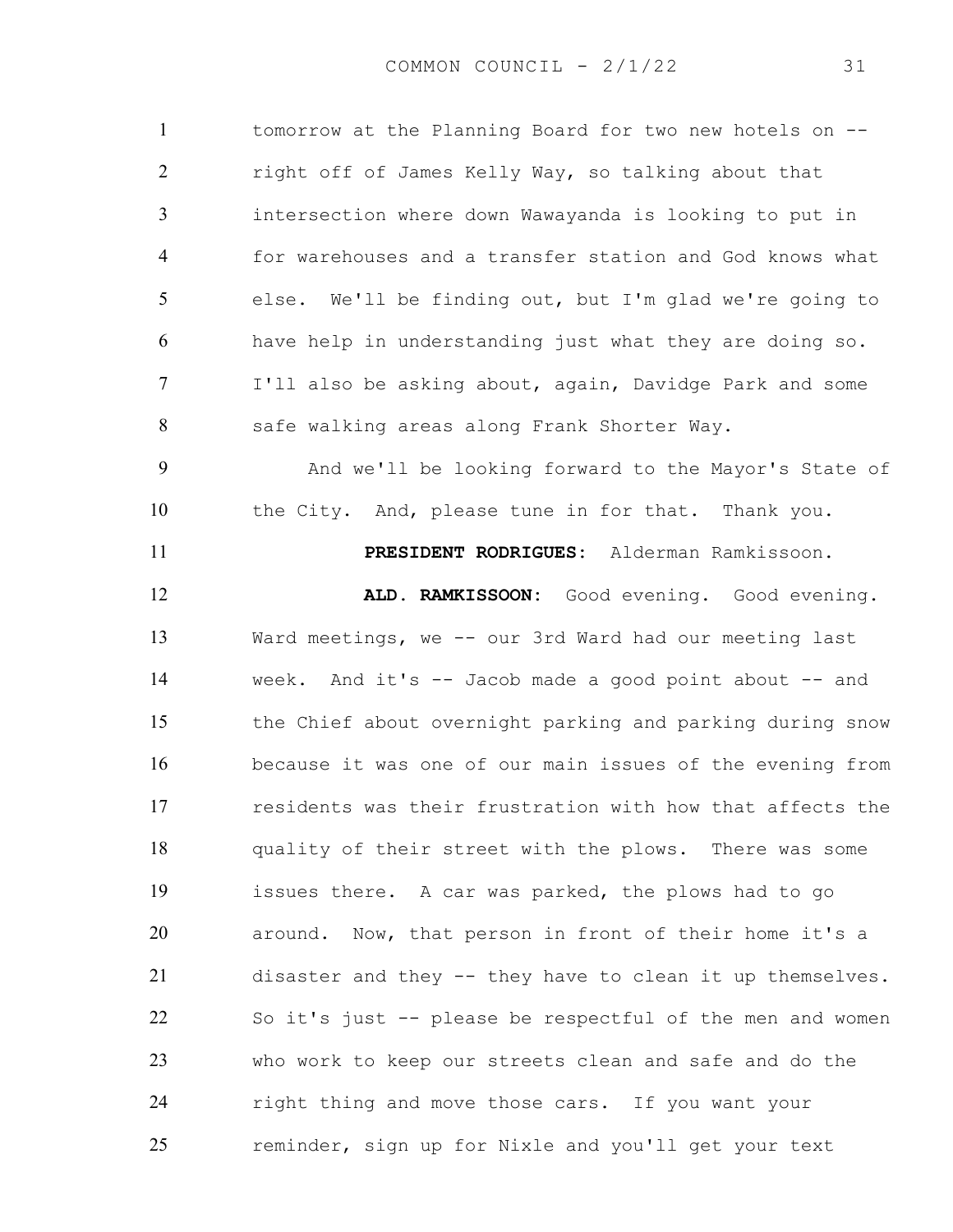tomorrow at the Planning Board for two new hotels on -- right off of James Kelly Way, so talking about that intersection where down Wawayanda is looking to put in for warehouses and a transfer station and God knows what else. We'll be finding out, but I'm glad we're going to have help in understanding just what they are doing so. I'll also be asking about, again, Davidge Park and some safe walking areas along Frank Shorter Way.

And we'll be looking forward to the Mayor's State of the City. And, please tune in for that. Thank you.

**PRESIDENT RODRIGUES:** Alderman Ramkissoon.

**ALD. RAMKISSOON:** Good evening. Good evening. Ward meetings, we -- our 3rd Ward had our meeting last week. And it's -- Jacob made a good point about -- and the Chief about overnight parking and parking during snow because it was one of our main issues of the evening from residents was their frustration with how that affects the quality of their street with the plows. There was some issues there. A car was parked, the plows had to go around. Now, that person in front of their home it's a disaster and they -- they have to clean it up themselves. So it's just -- please be respectful of the men and women who work to keep our streets clean and safe and do the right thing and move those cars. If you want your reminder, sign up for Nixle and you'll get your text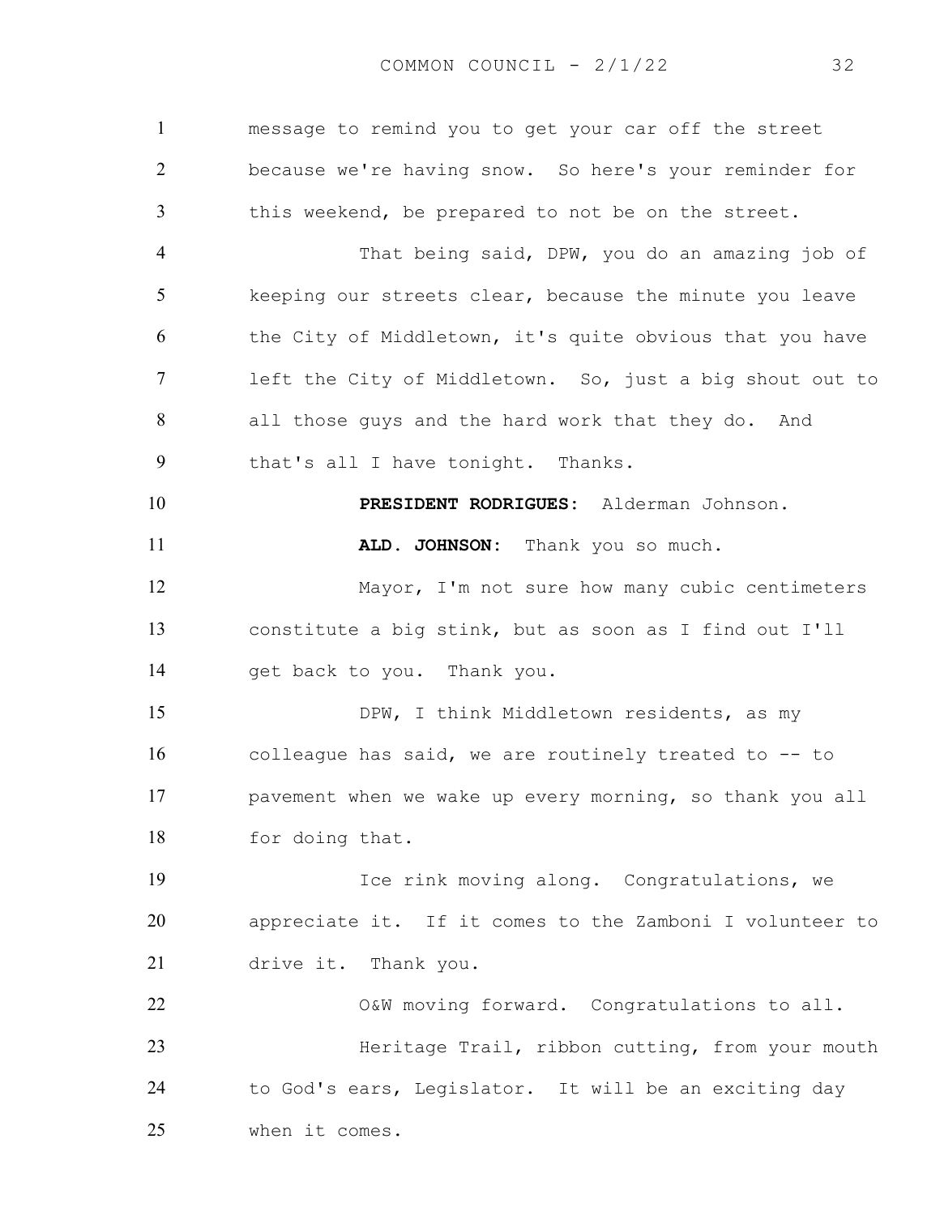message to remind you to get your car off the street because we're having snow. So here's your reminder for this weekend, be prepared to not be on the street.

That being said, DPW, you do an amazing job of keeping our streets clear, because the minute you leave the City of Middletown, it's quite obvious that you have left the City of Middletown. So, just a big shout out to all those guys and the hard work that they do. And that's all I have tonight. Thanks.

**PRESIDENT RODRIGUES:** Alderman Johnson.

**ALD. JOHNSON:** Thank you so much.

Mayor, I'm not sure how many cubic centimeters constitute a big stink, but as soon as I find out I'll get back to you. Thank you.

DPW, I think Middletown residents, as my colleague has said, we are routinely treated to -- to pavement when we wake up every morning, so thank you all for doing that.

Ice rink moving along. Congratulations, we appreciate it. If it comes to the Zamboni I volunteer to drive it. Thank you.

O&W moving forward. Congratulations to all.

Heritage Trail, ribbon cutting, from your mouth to God's ears, Legislator. It will be an exciting day when it comes.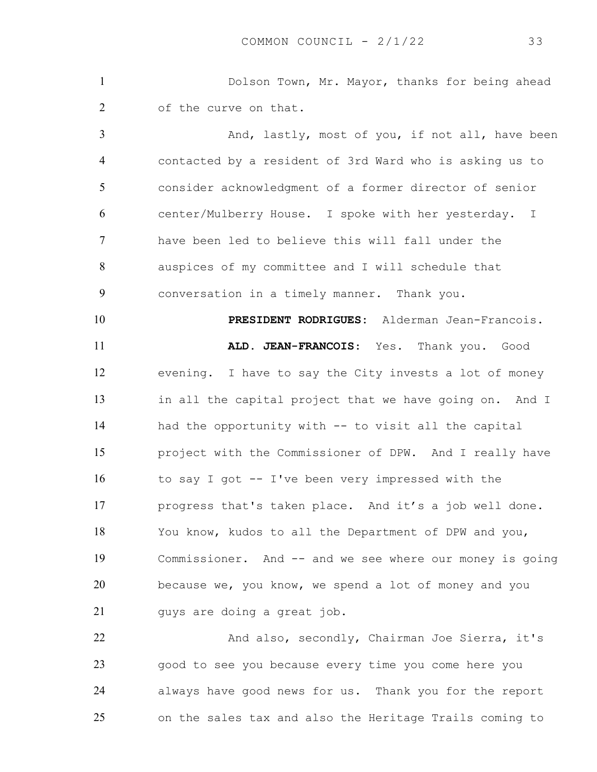Dolson Town, Mr. Mayor, thanks for being ahead of the curve on that.

And, lastly, most of you, if not all, have been contacted by a resident of 3rd Ward who is asking us to consider acknowledgment of a former director of senior center/Mulberry House. I spoke with her yesterday. I have been led to believe this will fall under the auspices of my committee and I will schedule that conversation in a timely manner. Thank you.

**PRESIDENT RODRIGUES:** Alderman Jean-Francois.

**ALD. JEAN-FRANCOIS:** Yes. Thank you. Good evening. I have to say the City invests a lot of money in all the capital project that we have going on. And I had the opportunity with -- to visit all the capital project with the Commissioner of DPW. And I really have to say I got -- I've been very impressed with the progress that's taken place. And it's a job well done. You know, kudos to all the Department of DPW and you, Commissioner. And -- and we see where our money is going because we, you know, we spend a lot of money and you guys are doing a great job.

And also, secondly, Chairman Joe Sierra, it's good to see you because every time you come here you always have good news for us. Thank you for the report on the sales tax and also the Heritage Trails coming to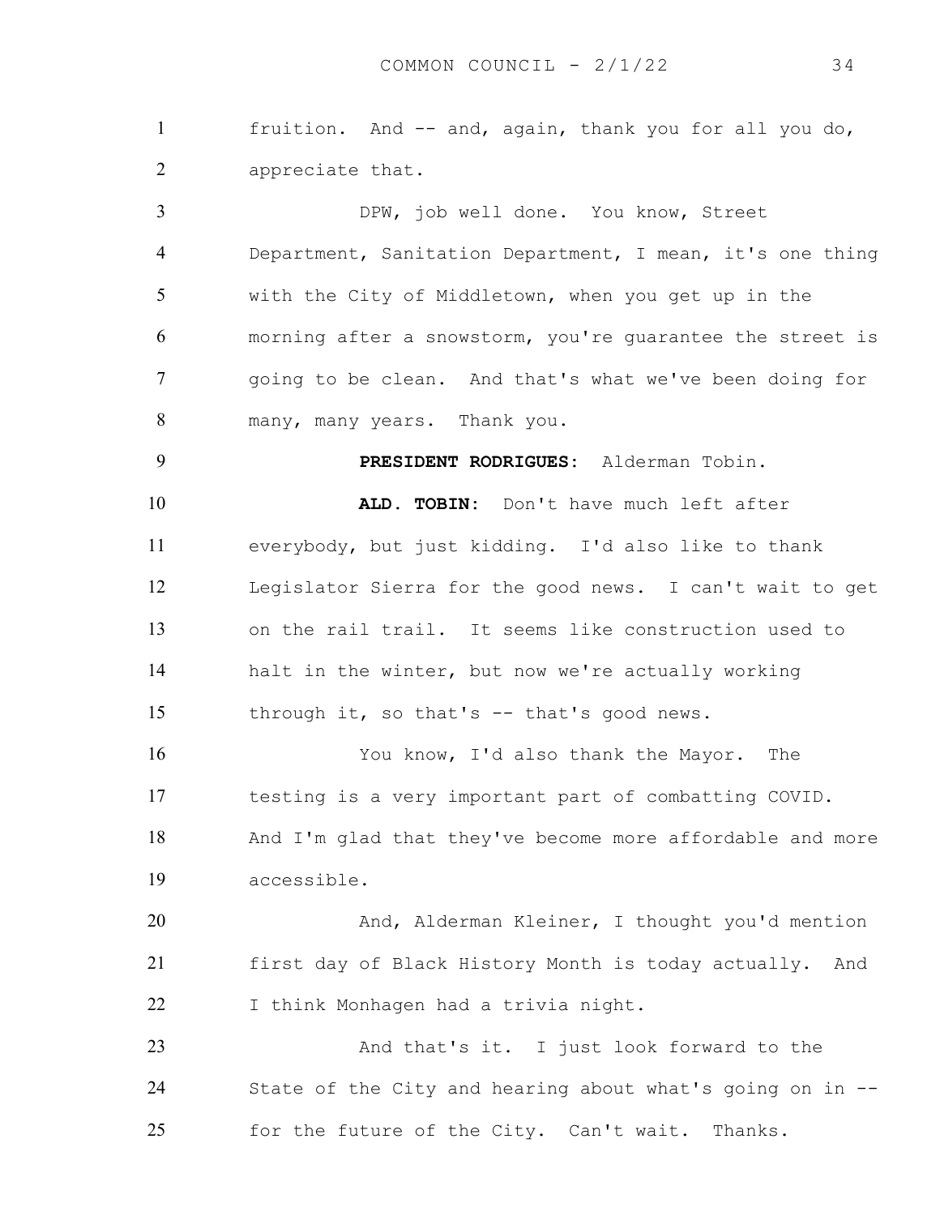fruition. And -- and, again, thank you for all you do, appreciate that.

DPW, job well done. You know, Street Department, Sanitation Department, I mean, it's one thing with the City of Middletown, when you get up in the morning after a snowstorm, you're guarantee the street is going to be clean. And that's what we've been doing for many, many years. Thank you.

**PRESIDENT RODRIGUES:** Alderman Tobin.

**ALD. TOBIN:** Don't have much left after everybody, but just kidding. I'd also like to thank Legislator Sierra for the good news. I can't wait to get on the rail trail. It seems like construction used to halt in the winter, but now we're actually working through it, so that's -- that's good news.

You know, I'd also thank the Mayor. The testing is a very important part of combatting COVID. And I'm glad that they've become more affordable and more accessible.

And, Alderman Kleiner, I thought you'd mention first day of Black History Month is today actually. And I think Monhagen had a trivia night.

And that's it. I just look forward to the State of the City and hearing about what's going on in -- for the future of the City. Can't wait. Thanks.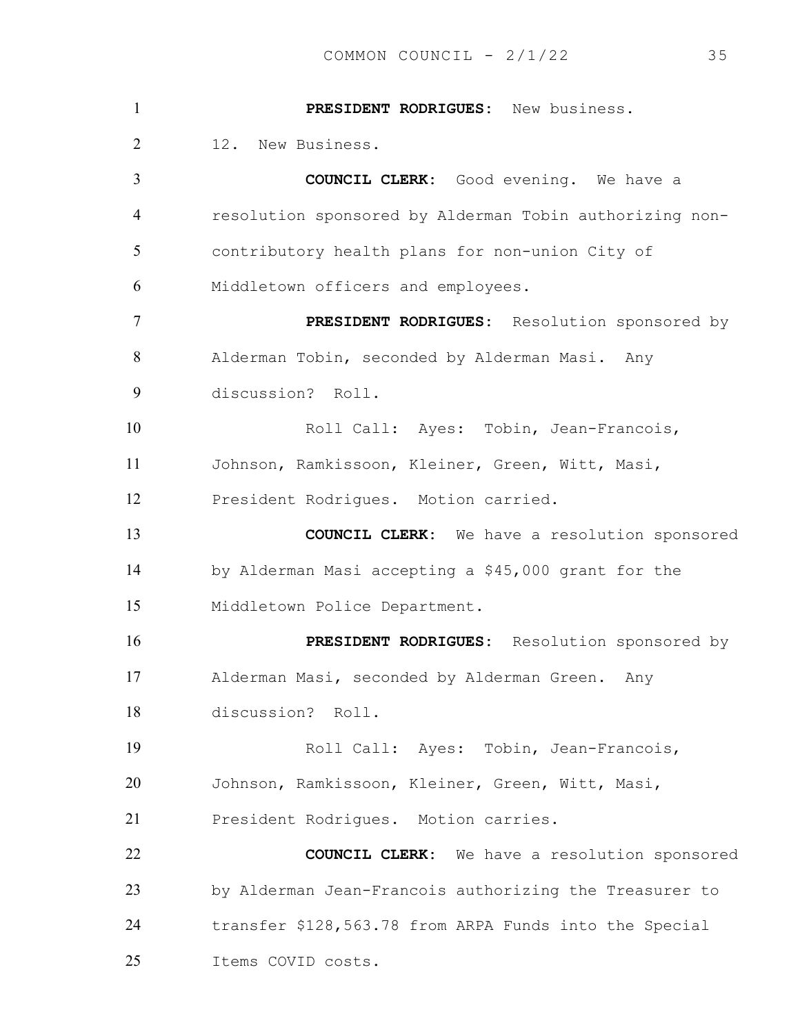**PRESIDENT RODRIGUES**: New business.

12. New Business.

**COUNCIL CLERK**: Good evening. We have a resolution sponsored by Alderman Tobin authorizing non-contributory health plans for non-union City of Middletown officers and employees.

**PRESIDENT RODRIGUES**: Resolution sponsored by Alderman Tobin, seconded by Alderman Masi. Any discussion? Roll.

Roll Call: Ayes: Tobin, Jean-Francois, Johnson, Ramkissoon, Kleiner, Green, Witt, Masi, President Rodrigues. Motion carried.

**COUNCIL CLERK**: We have a resolution sponsored by Alderman Masi accepting a $45,000 grant for the Middletown Police Department.

**PRESIDENT RODRIGUES**: Resolution sponsored by Alderman Masi, seconded by Alderman Green. Any discussion? Roll.

Roll Call: Ayes: Tobin, Jean-Francois, Johnson, Ramkissoon, Kleiner, Green, Witt, Masi, President Rodrigues. Motion carries.

**COUNCIL CLERK**: We have a resolution sponsored by Alderman Jean-Francois authorizing the Treasurer to transfer $128,563.78 from ARPA Funds into the Special Items COVID costs.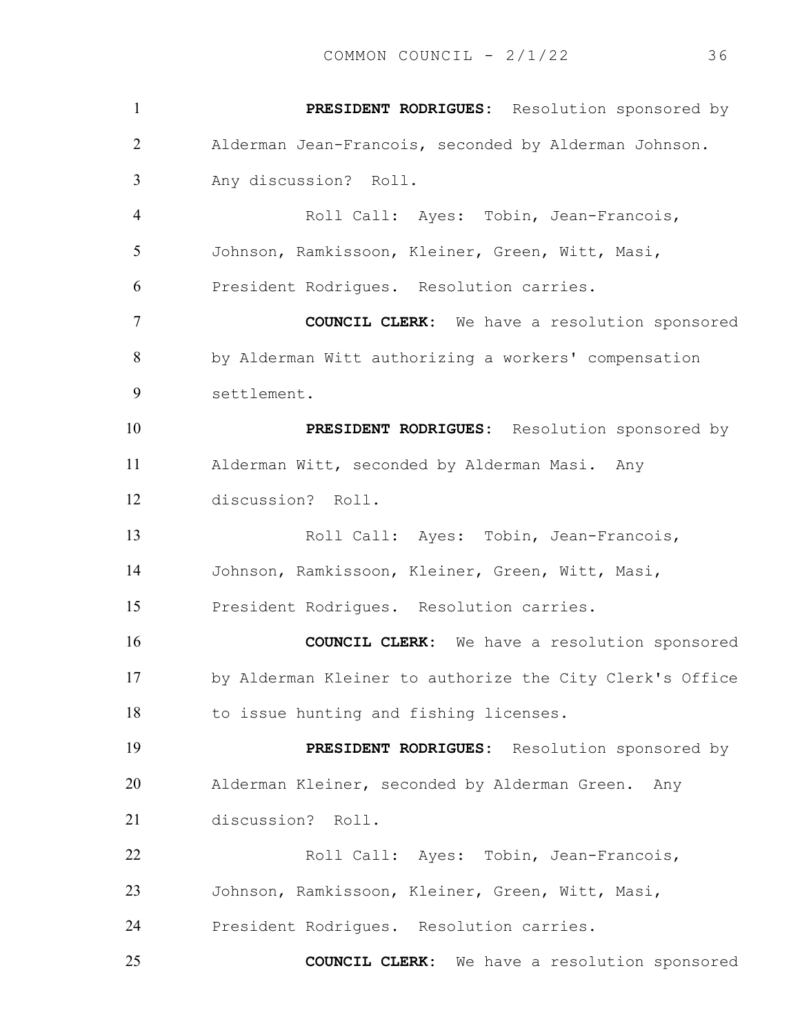**PRESIDENT RODRIGUES:** Resolution sponsored by Alderman Jean-Francois, seconded by Alderman Johnson. Any discussion? Roll.

Roll Call: Ayes: Tobin, Jean-Francois, Johnson, Ramkissoon, Kleiner, Green, Witt, Masi, President Rodrigues. Resolution carries.

**COUNCIL CLERK:** We have a resolution sponsored by Alderman Witt authorizing a workers' compensation settlement.

**PRESIDENT RODRIGUES:** Resolution sponsored by Alderman Witt, seconded by Alderman Masi. Any discussion? Roll.

Roll Call: Ayes: Tobin, Jean-Francois, Johnson, Ramkissoon, Kleiner, Green, Witt, Masi, President Rodrigues. Resolution carries.

**COUNCIL CLERK:** We have a resolution sponsored by Alderman Kleiner to authorize the City Clerk's Office to issue hunting and fishing licenses.

**PRESIDENT RODRIGUES:** Resolution sponsored by Alderman Kleiner, seconded by Alderman Green. Any discussion? Roll.

Roll Call: Ayes: Tobin, Jean-Francois, Johnson, Ramkissoon, Kleiner, Green, Witt, Masi, President Rodrigues. Resolution carries.

**COUNCIL CLERK:** We have a resolution sponsored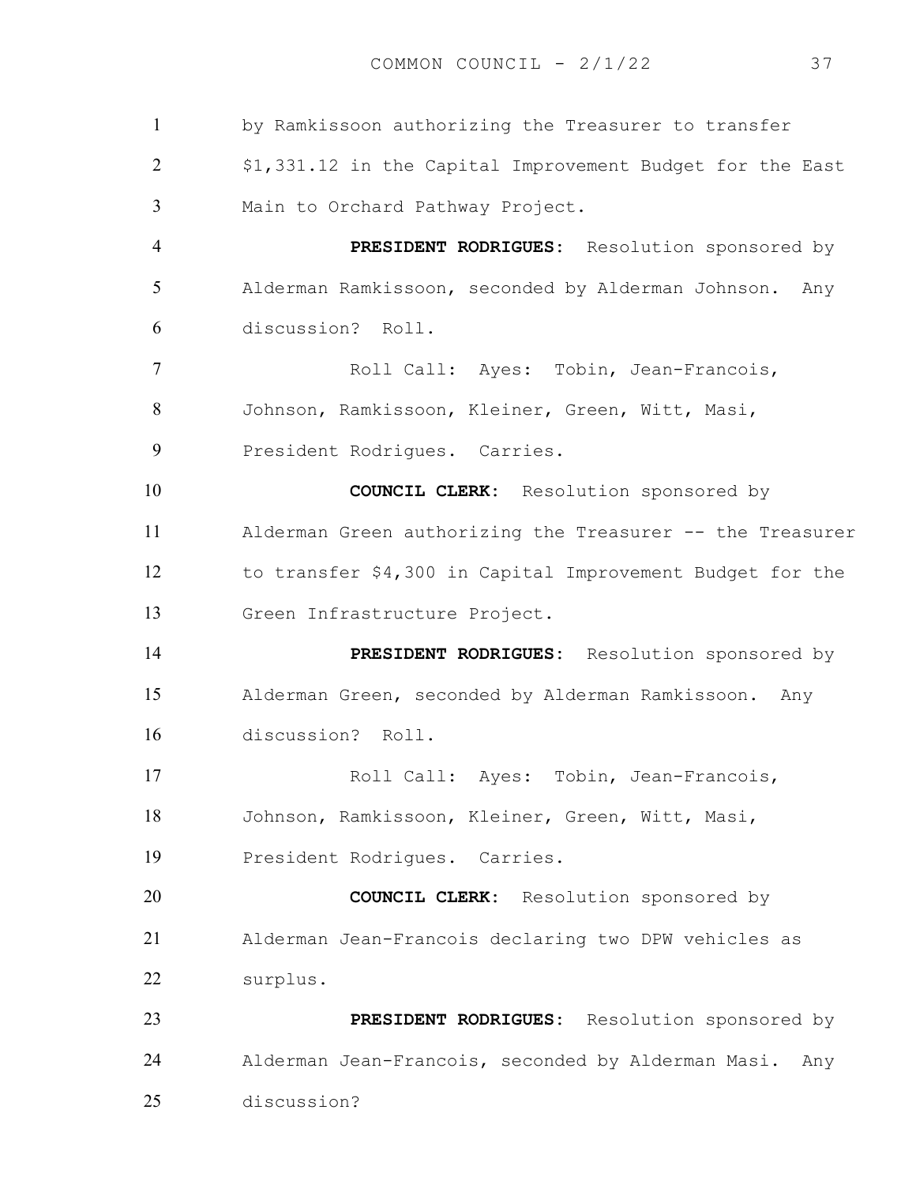by Ramkissoon authorizing the Treasurer to transfer $1,331.12 in the Capital Improvement Budget for the East Main to Orchard Pathway Project.

**PRESIDENT RODRIGUES**: Resolution sponsored by Alderman Ramkissoon, seconded by Alderman Johnson. Any discussion? Roll.

Roll Call: Ayes: Tobin, Jean-Francois, Johnson, Ramkissoon, Kleiner, Green, Witt, Masi, President Rodrigues. Carries.

**COUNCIL CLERK**: Resolution sponsored by Alderman Green authorizing the Treasurer -- the Treasurer to transfer $4,300 in Capital Improvement Budget for the Green Infrastructure Project.

**PRESIDENT RODRIGUES**: Resolution sponsored by Alderman Green, seconded by Alderman Ramkissoon. Any discussion? Roll.

Roll Call: Ayes: Tobin, Jean-Francois, Johnson, Ramkissoon, Kleiner, Green, Witt, Masi, President Rodrigues. Carries.

**COUNCIL CLERK**: Resolution sponsored by Alderman Jean-Francois declaring two DPW vehicles as surplus.

**PRESIDENT RODRIGUES**: Resolution sponsored by Alderman Jean-Francois, seconded by Alderman Masi. Any discussion?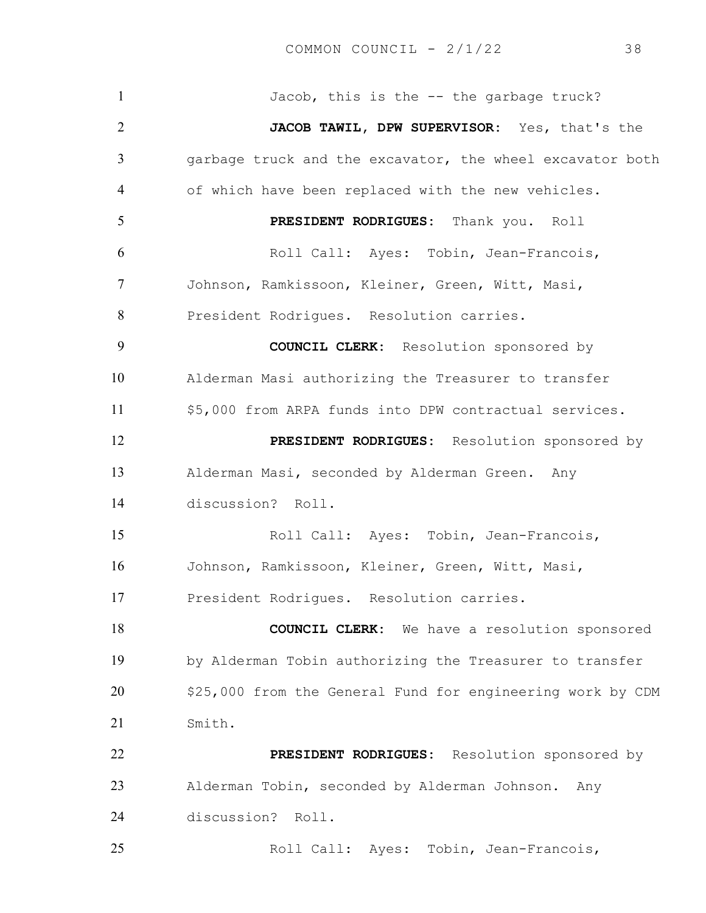Jacob, this is the -- the garbage truck?

**JACOB TAWIL, DPW SUPERVISOR**: Yes, that's the garbage truck and the excavator, the wheel excavator both of which have been replaced with the new vehicles.

**PRESIDENT RODRIGUES**: Thank you. Roll

Roll Call: Ayes: Tobin, Jean-Francois, Johnson, Ramkissoon, Kleiner, Green, Witt, Masi, President Rodrigues. Resolution carries.

**COUNCIL CLERK**: Resolution sponsored by Alderman Masi authorizing the Treasurer to transfer $5,000 from ARPA funds into DPW contractual services.

**PRESIDENT RODRIGUES**: Resolution sponsored by Alderman Masi, seconded by Alderman Green. Any discussion? Roll.

Roll Call: Ayes: Tobin, Jean-Francois, Johnson, Ramkissoon, Kleiner, Green, Witt, Masi, President Rodrigues. Resolution carries.

**COUNCIL CLERK**: We have a resolution sponsored by Alderman Tobin authorizing the Treasurer to transfer $25,000 from the General Fund for engineering work by CDM Smith.

**PRESIDENT RODRIGUES**: Resolution sponsored by Alderman Tobin, seconded by Alderman Johnson. Any discussion? Roll.

Roll Call: Ayes: Tobin, Jean-Francois,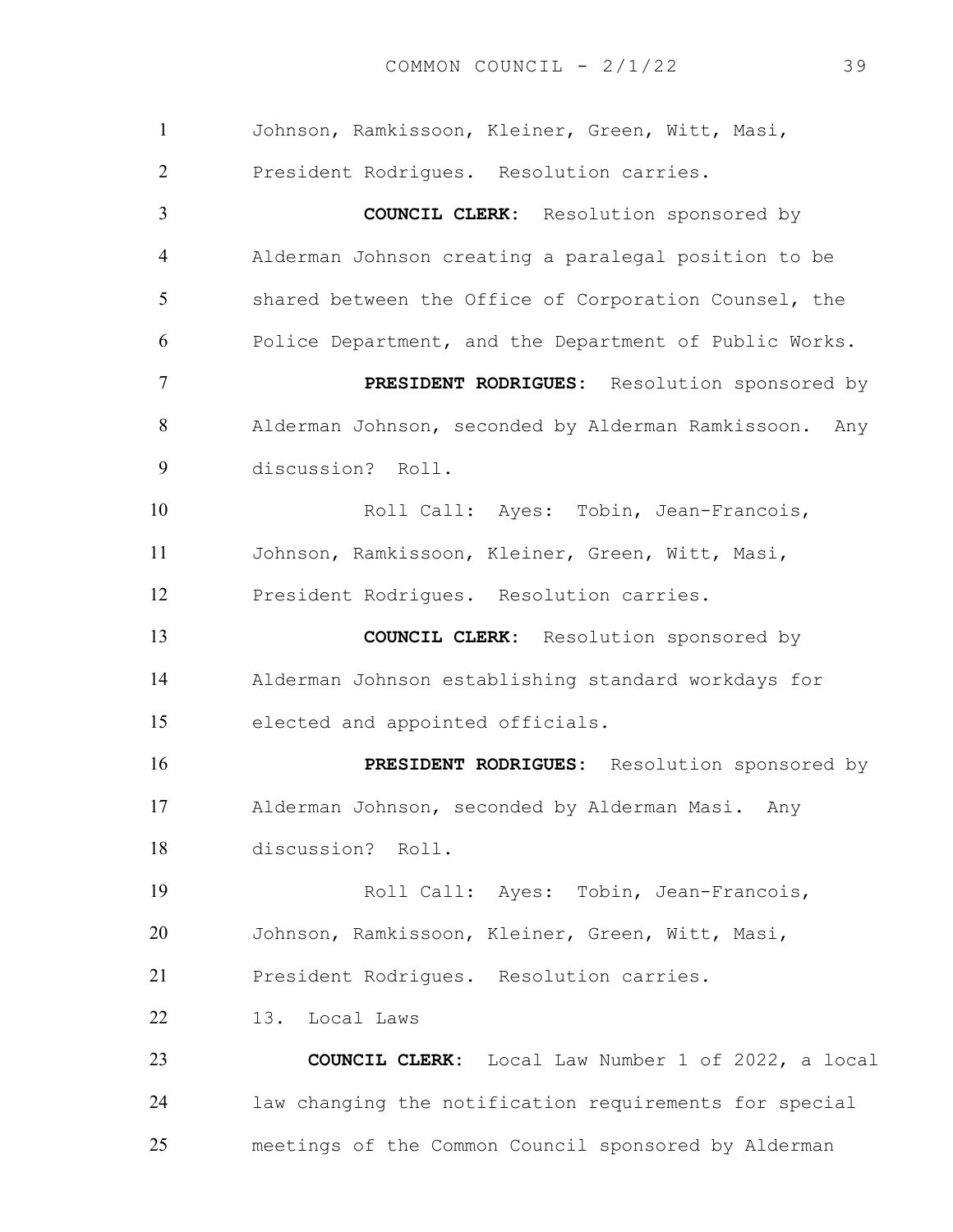Johnson, Ramkissoon, Kleiner, Green, Witt, Masi, President Rodrigues. Resolution carries.

**COUNCIL CLERK:** Resolution sponsored by Alderman Johnson creating a paralegal position to be shared between the Office of Corporation Counsel, the Police Department, and the Department of Public Works.

**PRESIDENT RODRIGUES:** Resolution sponsored by Alderman Johnson, seconded by Alderman Ramkissoon. Any discussion? Roll.

Roll Call: Ayes: Tobin, Jean-Francois, Johnson, Ramkissoon, Kleiner, Green, Witt, Masi, President Rodrigues. Resolution carries.

**COUNCIL CLERK:** Resolution sponsored by Alderman Johnson establishing standard workdays for elected and appointed officials.

**PRESIDENT RODRIGUES:** Resolution sponsored by Alderman Johnson, seconded by Alderman Masi. Any discussion? Roll.

Roll Call: Ayes: Tobin, Jean-Francois, Johnson, Ramkissoon, Kleiner, Green, Witt, Masi, President Rodrigues. Resolution carries.

13. Local Laws

**COUNCIL CLERK:** Local Law Number 1 of 2022, a local law changing the notification requirements for special meetings of the Common Council sponsored by Alderman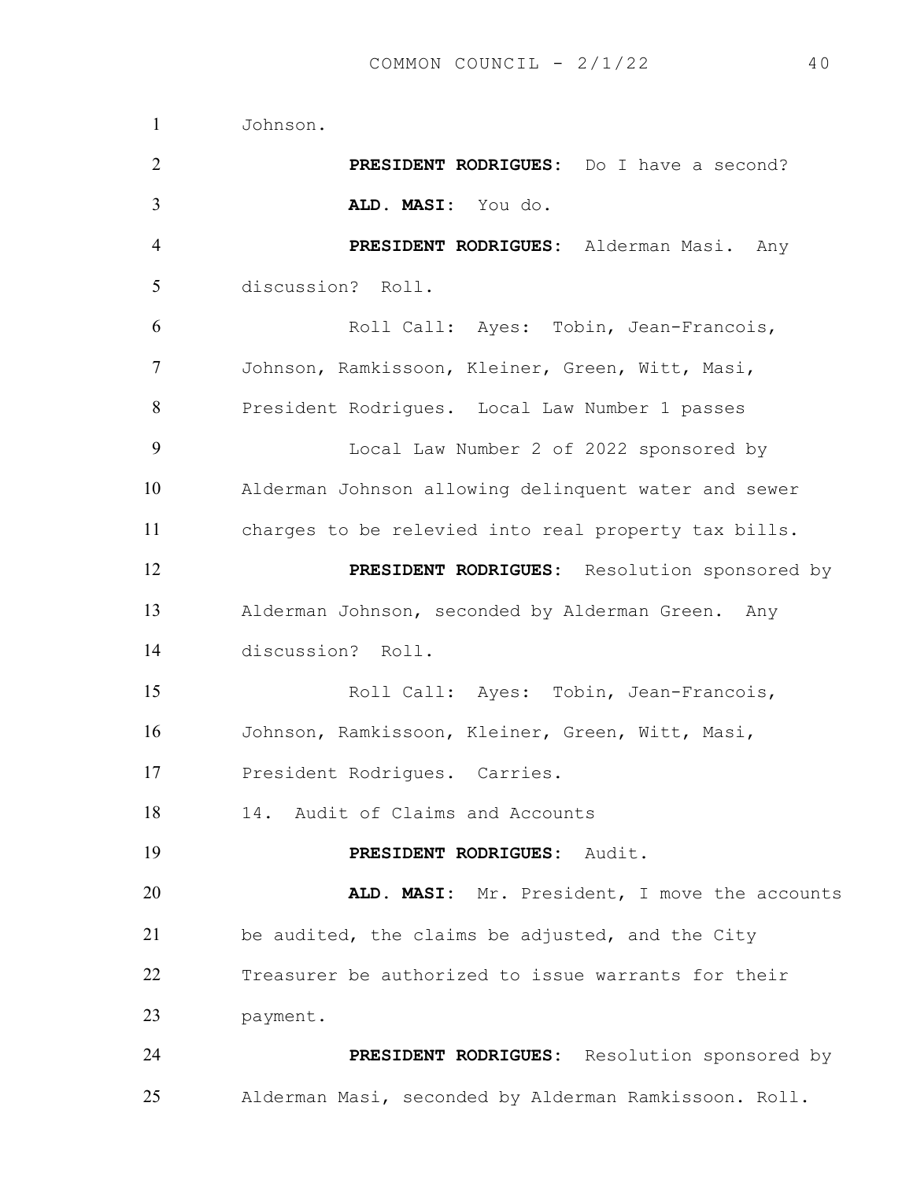Johnson.

**PRESIDENT RODRIGUES**: Do I have a second?

**ALD. MASI**: You do.

**PRESIDENT RODRIGUES**: Alderman Masi. Any discussion? Roll.

Roll Call: Ayes: Tobin, Jean-Francois, Johnson, Ramkissoon, Kleiner, Green, Witt, Masi, President Rodrigues. Local Law Number 1 passes

Local Law Number 2 of 2022 sponsored by Alderman Johnson allowing delinquent water and sewer charges to be relevied into real property tax bills.

**PRESIDENT RODRIGUES**: Resolution sponsored by Alderman Johnson, seconded by Alderman Green. Any discussion? Roll.

Roll Call: Ayes: Tobin, Jean-Francois, Johnson, Ramkissoon, Kleiner, Green, Witt, Masi, President Rodrigues. Carries.

14. Audit of Claims and Accounts

**PRESIDENT RODRIGUES**: Audit.

**ALD. MASI**: Mr. President, I move the accounts be audited, the claims be adjusted, and the City Treasurer be authorized to issue warrants for their payment.

**PRESIDENT RODRIGUES**: Resolution sponsored by Alderman Masi, seconded by Alderman Ramkissoon. Roll.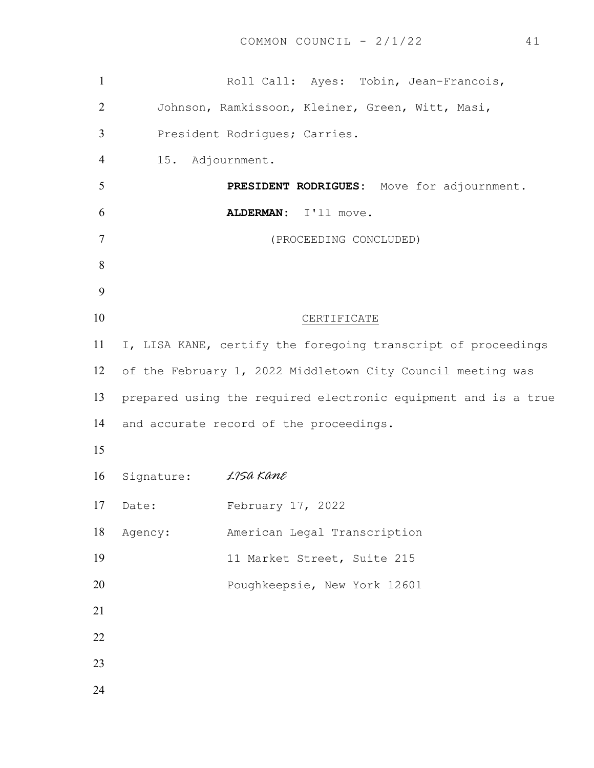Roll Call: Ayes: Tobin, Jean-Francois, Johnson, Ramkissoon, Kleiner, Green, Witt, Masi, President Rodrigues; Carries.

15. Adjournment.

**PRESIDENT RODRIGUES**: Move for adjournment.

**ALDERMAN**: I'll move.

(PROCEEDING CONCLUDED)

CERTIFICATE

I, LISA KANE, certify the foregoing transcript of proceedings of the February 1, 2022 Middletown City Council meeting was prepared using the required electronic equipment and is a true and accurate record of the proceedings.

Signature: *LISA KANE*

Date: February 17, 2022

Agency: American Legal Transcription
11 Market Street, Suite 215
Poughkeepsie, New York 12601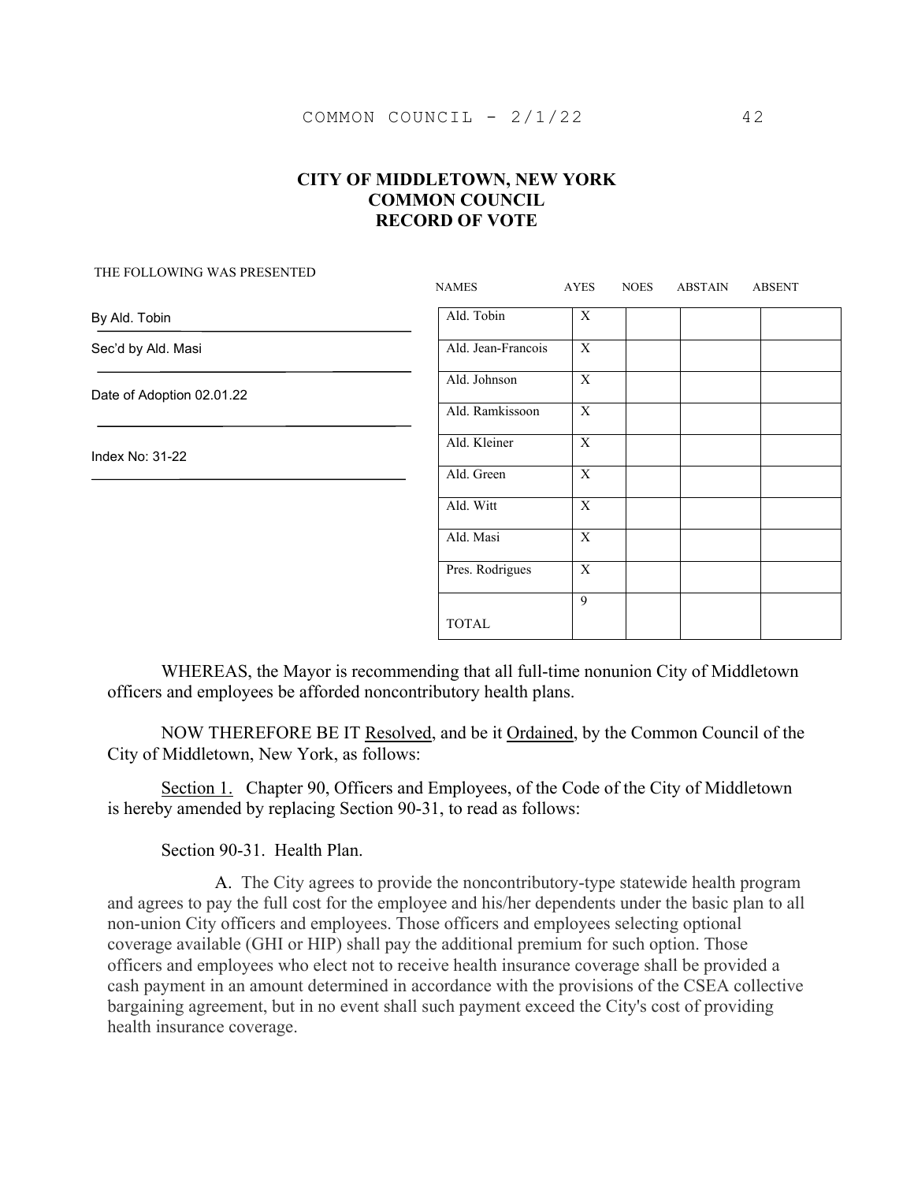# CITY OF MIDDLETOWN, NEW YORK
# COMMON COUNCIL
# RECORD OF VOTE

THE FOLLOWING WAS PRESENTED

By Ald. Tobin

Sec'd by Ald. Masi

Date of Adoption 02.01.22

Index No: 31-22

| NAMES | AYES | NOES | ABSTAIN | ABSENT |
|---|---|---|---|---|
| Ald. Tobin | X | | | |
| Ald. Jean-Francois | X | | | |
| Ald. Johnson | X | | | |
| Ald. Ramkissoon | X | | | |
| Ald. Kleiner | X | | | |
| Ald. Green | X | | | |
| Ald. Witt | X | | | |
| Ald. Masi | X | | | |
| Pres. Rodrigues | X | | | |
| TOTAL | 9 | | | |

WHEREAS, the Mayor is recommending that all full-time nonunion City of Middletown officers and employees be afforded noncontributory health plans.

NOW THEREFORE BE IT Resolved, and be it Ordained, by the Common Council of the City of Middletown, New York, as follows:

Section 1. Chapter 90, Officers and Employees, of the Code of the City of Middletown is hereby amended by replacing Section 90-31, to read as follows:

Section 90-31. Health Plan.

A. The City agrees to provide the noncontributory-type statewide health program and agrees to pay the full cost for the employee and his/her dependents under the basic plan to all non-union City officers and employees. Those officers and employees selecting optional coverage available (GHI or HIP) shall pay the additional premium for such option. Those officers and employees who elect not to receive health insurance coverage shall be provided a cash payment in an amount determined in accordance with the provisions of the CSEA collective bargaining agreement, but in no event shall such payment exceed the City's cost of providing health insurance coverage.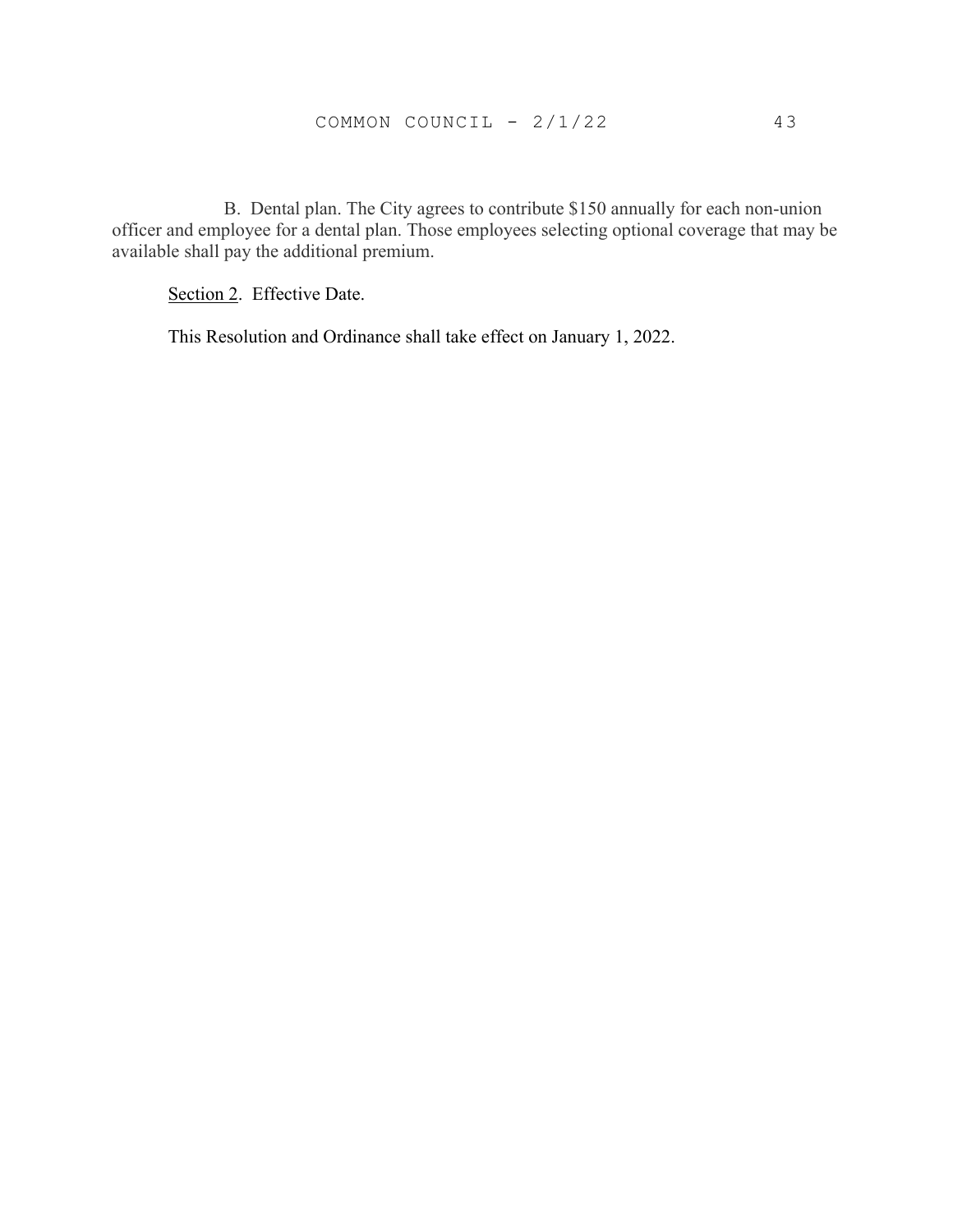B. Dental plan. The City agrees to contribute $150 annually for each non-union officer and employee for a dental plan. Those employees selecting optional coverage that may be available shall pay the additional premium.

Section 2. Effective Date.

This Resolution and Ordinance shall take effect on January 1, 2022.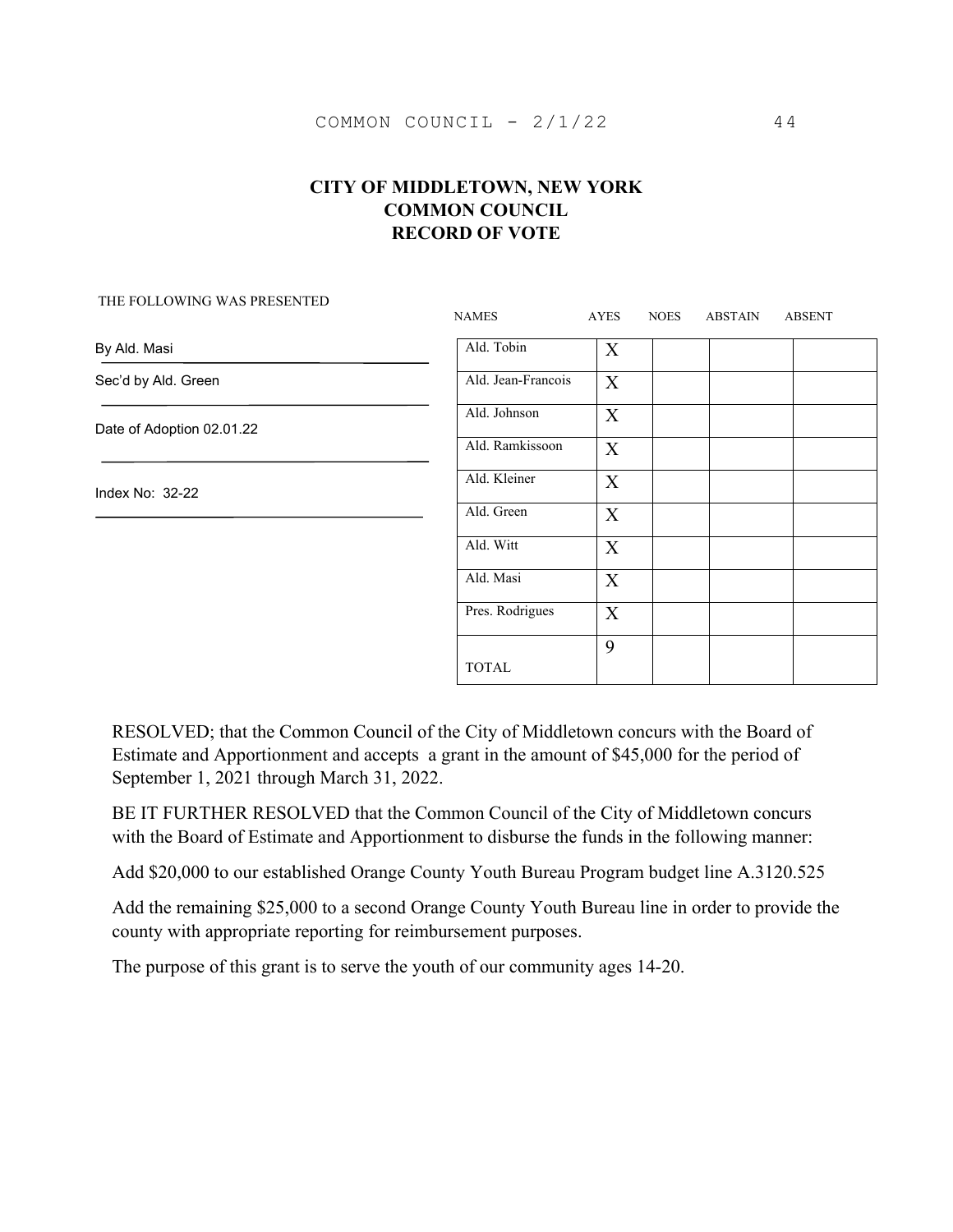# CITY OF MIDDLETOWN, NEW YORK
## COMMON COUNCIL
## RECORD OF VOTE

THE FOLLOWING WAS PRESENTED

By Ald. Masi

Sec'd by Ald. Green

Date of Adoption 02.01.22

Index No: 32-22

| NAMES | AYES | NOES | ABSTAIN | ABSENT |
|---|---|---|---|---|
| Ald. Tobin | X | | | |
| Ald. Jean-Francois | X | | | |
| Ald. Johnson | X | | | |
| Ald. Ramkissoon | X | | | |
| Ald. Kleiner | X | | | |
| Ald. Green | X | | | |
| Ald. Witt | X | | | |
| Ald. Masi | X | | | |
| Pres. Rodrigues | X | | | |
| TOTAL | 9 | | | |

RESOLVED; that the Common Council of the City of Middletown concurs with the Board of Estimate and Apportionment and accepts a grant in the amount of $45,000 for the period of September 1, 2021 through March 31, 2022.

BE IT FURTHER RESOLVED that the Common Council of the City of Middletown concurs with the Board of Estimate and Apportionment to disburse the funds in the following manner:

Add $20,000 to our established Orange County Youth Bureau Program budget line A.3120.525

Add the remaining $25,000 to a second Orange County Youth Bureau line in order to provide the county with appropriate reporting for reimbursement purposes.

The purpose of this grant is to serve the youth of our community ages 14-20.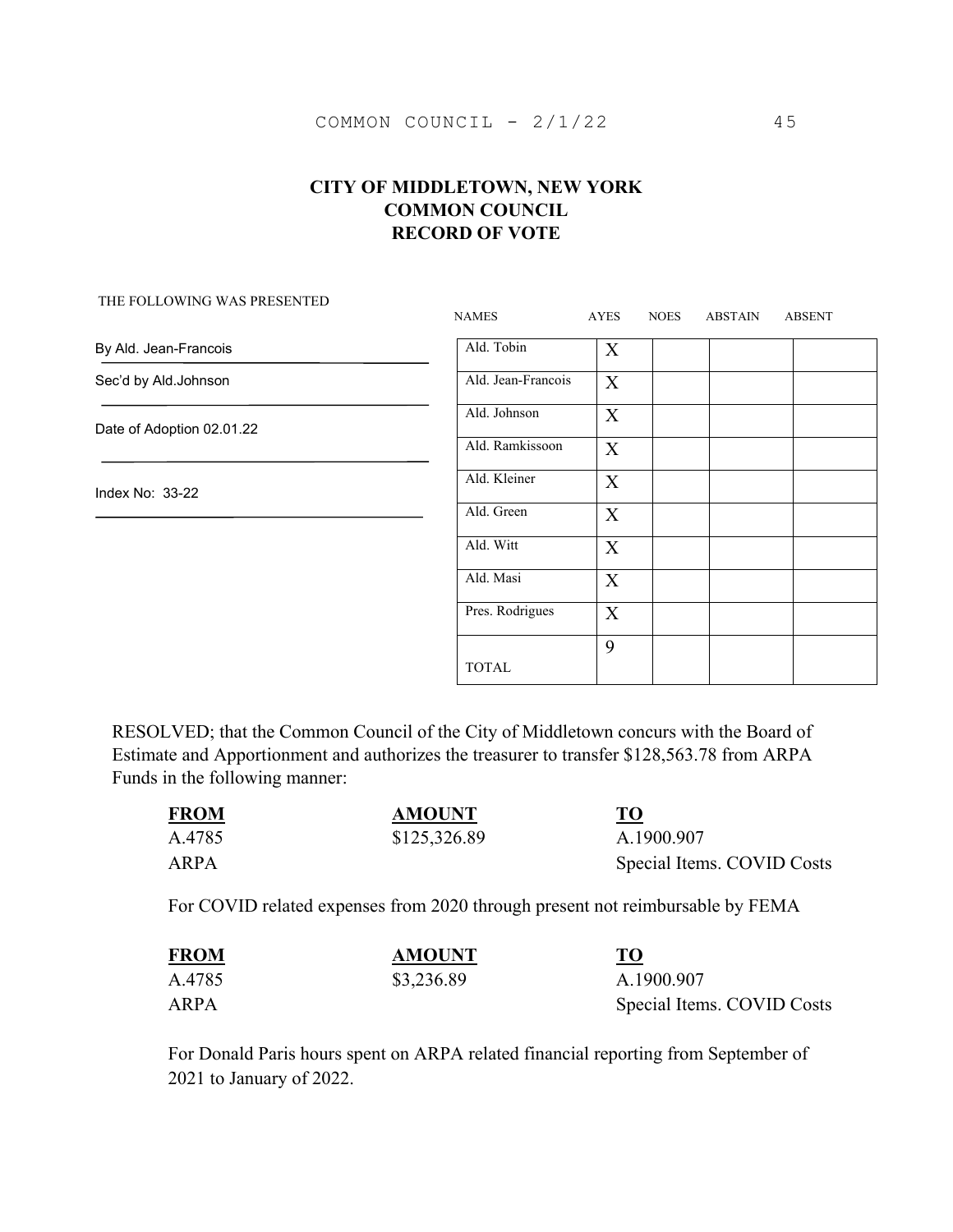# CITY OF MIDDLETOWN, NEW YORK
# COMMON COUNCIL
# RECORD OF VOTE

THE FOLLOWING WAS PRESENTED

By Ald. Jean-Francois

Sec'd by Ald.Johnson

Date of Adoption 02.01.22

Index No: 33-22

| NAMES | AYES | NOES | ABSTAIN | ABSENT |
|---|---|---|---|---|
| Ald. Tobin | X | | | |
| Ald. Jean-Francois | X | | | |
| Ald. Johnson | X | | | |
| Ald. Ramkissoon | X | | | |
| Ald. Kleiner | X | | | |
| Ald. Green | X | | | |
| Ald. Witt | X | | | |
| Ald. Masi | X | | | |
| Pres. Rodrigues | X | | | |
| TOTAL | 9 | | | |

RESOLVED; that the Common Council of the City of Middletown concurs with the Board of Estimate and Apportionment and authorizes the treasurer to transfer $128,563.78 from ARPA Funds in the following manner:

| **FROM** | **AMOUNT** | **TO** |
|---|---|---|
| A.4785 | $125,326.89 | A.1900.907 |
| ARPA | | Special Items. COVID Costs |

For COVID related expenses from 2020 through present not reimbursable by FEMA

| **FROM** | **AMOUNT** | **TO** |
|---|---|---|
| A.4785 | $3,236.89 | A.1900.907 |
| ARPA | | Special Items. COVID Costs |

For Donald Paris hours spent on ARPA related financial reporting from September of 2021 to January of 2022.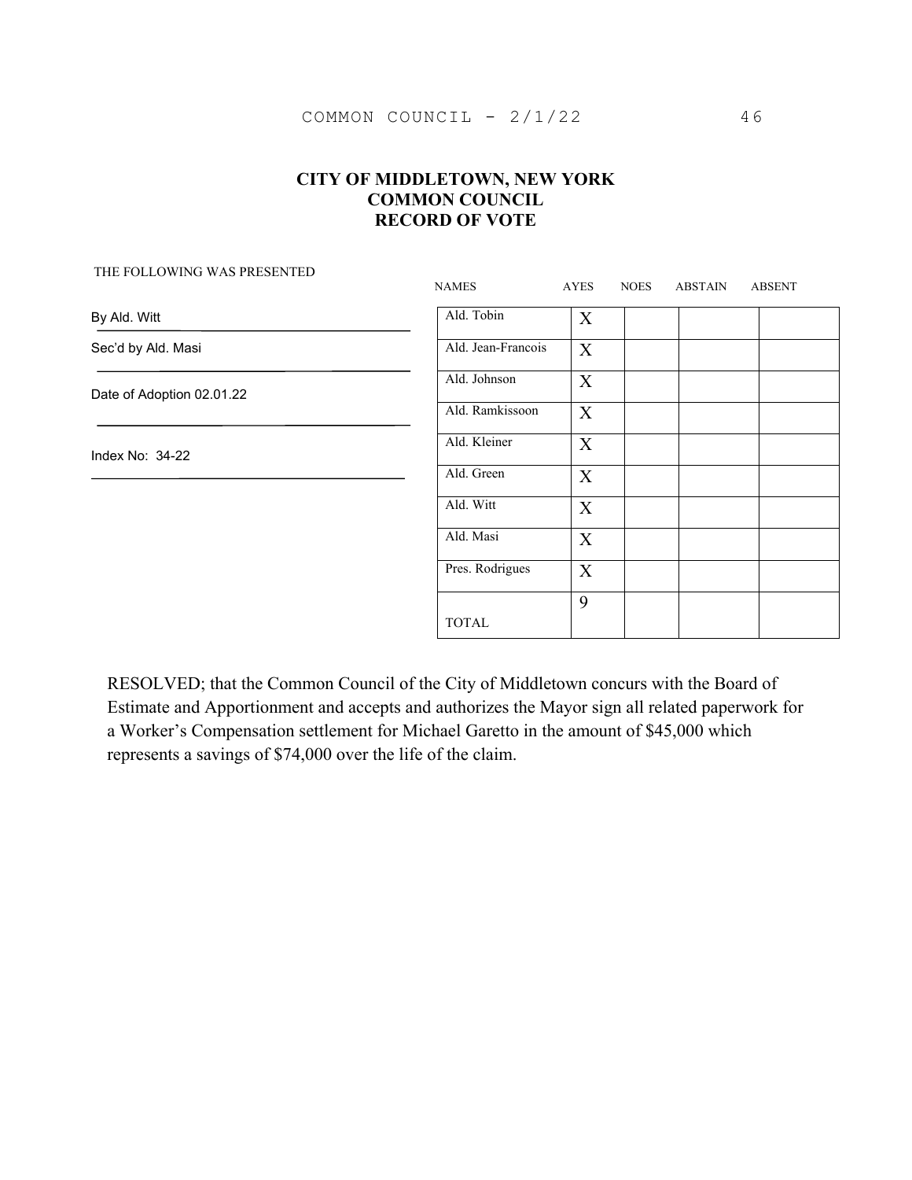**CITY OF MIDDLETOWN, NEW YORK**
**COMMON COUNCIL**
**RECORD OF VOTE**

THE FOLLOWING WAS PRESENTED

By Ald. Witt

Sec'd by Ald. Masi

Date of Adoption 02.01.22

Index No: 34-22

| NAMES | AYES | NOES | ABSTAIN | ABSENT |
|---|---|---|---|---|
| Ald. Tobin | X | | | |
| Ald. Jean-Francois | X | | | |
| Ald. Johnson | X | | | |
| Ald. Ramkissoon | X | | | |
| Ald. Kleiner | X | | | |
| Ald. Green | X | | | |
| Ald. Witt | X | | | |
| Ald. Masi | X | | | |
| Pres. Rodrigues | X | | | |
| TOTAL | 9 | | | |

RESOLVED; that the Common Council of the City of Middletown concurs with the Board of Estimate and Apportionment and accepts and authorizes the Mayor sign all related paperwork for a Worker's Compensation settlement for Michael Garetto in the amount of $45,000 which represents a savings of $74,000 over the life of the claim.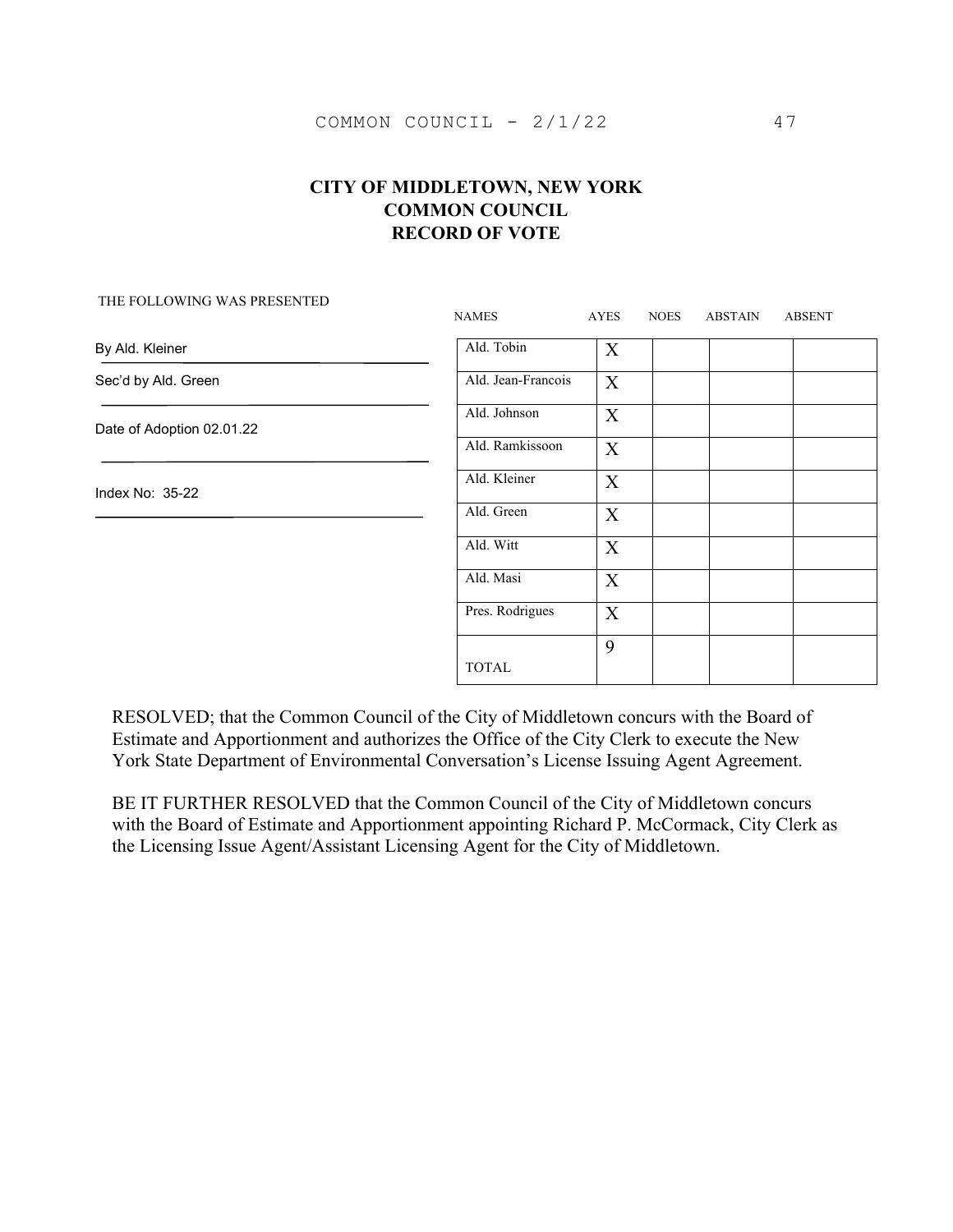# CITY OF MIDDLETOWN, NEW YORK
# COMMON COUNCIL
# RECORD OF VOTE

THE FOLLOWING WAS PRESENTED

By Ald. Kleiner

Sec'd by Ald. Green

Date of Adoption 02.01.22

Index No: 35-22

| NAMES | AYES | NOES | ABSTAIN | ABSENT |
|---|---|---|---|---|
| Ald. Tobin | X | | | |
| Ald. Jean-Francois | X | | | |
| Ald. Johnson | X | | | |
| Ald. Ramkissoon | X | | | |
| Ald. Kleiner | X | | | |
| Ald. Green | X | | | |
| Ald. Witt | X | | | |
| Ald. Masi | X | | | |
| Pres. Rodrigues | X | | | |
| TOTAL | 9 | | | |

RESOLVED; that the Common Council of the City of Middletown concurs with the Board of Estimate and Apportionment and authorizes the Office of the City Clerk to execute the New York State Department of Environmental Conversation's License Issuing Agent Agreement.

BE IT FURTHER RESOLVED that the Common Council of the City of Middletown concurs with the Board of Estimate and Apportionment appointing Richard P. McCormack, City Clerk as the Licensing Issue Agent/Assistant Licensing Agent for the City of Middletown.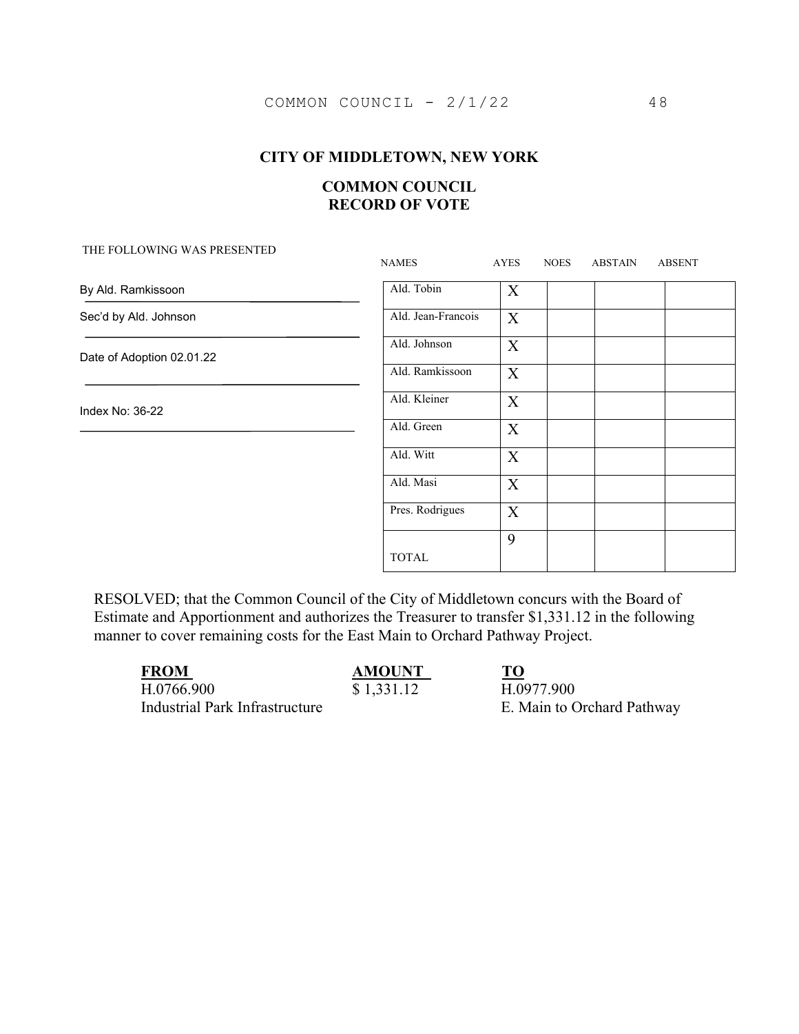# CITY OF MIDDLETOWN, NEW YORK

## COMMON COUNCIL
## RECORD OF VOTE

THE FOLLOWING WAS PRESENTED

By Ald. Ramkissoon

Sec'd by Ald. Johnson

Date of Adoption 02.01.22

Index No: 36-22

| NAMES | AYES | NOES | ABSTAIN | ABSENT |
|---|---|---|---|---|
| Ald. Tobin | X | | | |
| Ald. Jean-Francois | X | | | |
| Ald. Johnson | X | | | |
| Ald. Ramkissoon | X | | | |
| Ald. Kleiner | X | | | |
| Ald. Green | X | | | |
| Ald. Witt | X | | | |
| Ald. Masi | X | | | |
| Pres. Rodrigues | X | | | |
| TOTAL | 9 | | | |

RESOLVED; that the Common Council of the City of Middletown concurs with the Board of Estimate and Apportionment and authorizes the Treasurer to transfer $1,331.12 in the following manner to cover remaining costs for the East Main to Orchard Pathway Project.

| **FROM** | **AMOUNT** | **TO** |
|---|---|---|
| H.0766.900<br>Industrial Park Infrastructure | $ 1,331.12 | H.0977.900<br>E. Main to Orchard Pathway |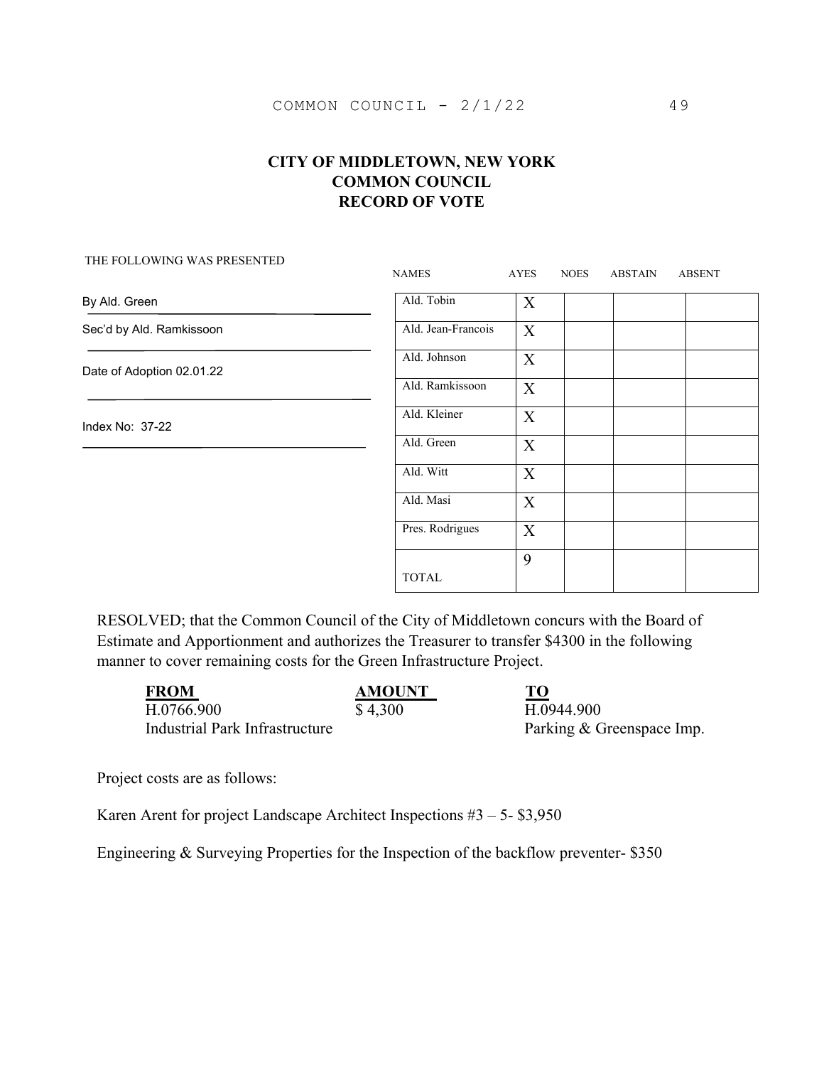# CITY OF MIDDLETOWN, NEW YORK
## COMMON COUNCIL
## RECORD OF VOTE

THE FOLLOWING WAS PRESENTED

By Ald. Green

Sec'd by Ald. Ramkissoon

Date of Adoption 02.01.22

Index No: 37-22

| NAMES | AYES | NOES | ABSTAIN | ABSENT |
|---|---|---|---|---|
| Ald. Tobin | X | | | |
| Ald. Jean-Francois | X | | | |
| Ald. Johnson | X | | | |
| Ald. Ramkissoon | X | | | |
| Ald. Kleiner | X | | | |
| Ald. Green | X | | | |
| Ald. Witt | X | | | |
| Ald. Masi | X | | | |
| Pres. Rodrigues | X | | | |
| TOTAL | 9 | | | |

RESOLVED; that the Common Council of the City of Middletown concurs with the Board of Estimate and Apportionment and authorizes the Treasurer to transfer $4300 in the following manner to cover remaining costs for the Green Infrastructure Project.

| FROM | AMOUNT | TO |
|---|---|---|
| H.0766.900<br>Industrial Park Infrastructure | $ 4,300 | H.0944.900<br>Parking & Greenspace Imp. |

Project costs are as follows:

Karen Arent for project Landscape Architect Inspections #3 – 5- $3,950

Engineering & Surveying Properties for the Inspection of the backflow preventer- $350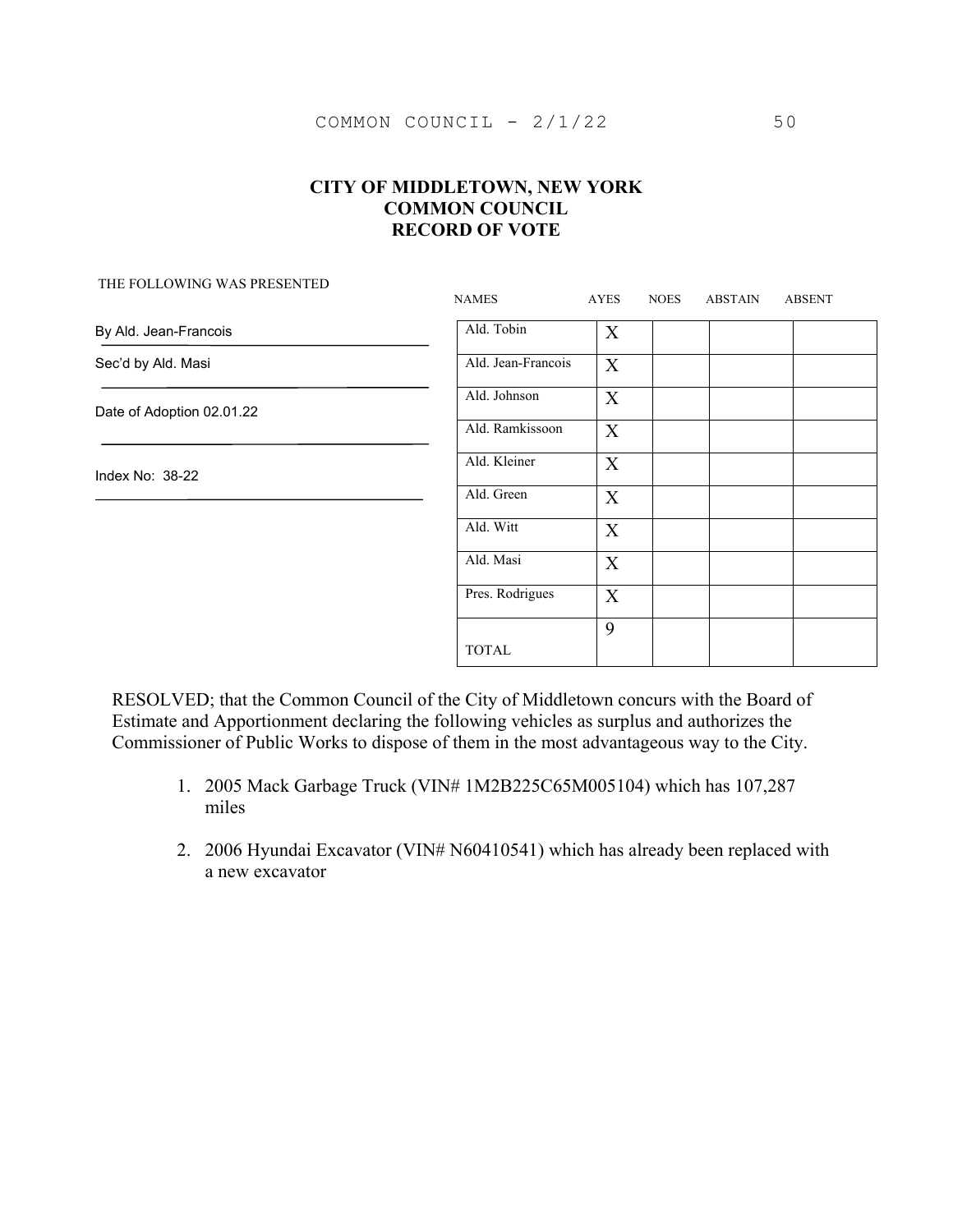# CITY OF MIDDLETOWN, NEW YORK
# COMMON COUNCIL
# RECORD OF VOTE

THE FOLLOWING WAS PRESENTED

By Ald. Jean-Francois

Sec'd by Ald. Masi

Date of Adoption 02.01.22

Index No: 38-22

| NAMES | AYES | NOES | ABSTAIN | ABSENT |
|---|---|---|---|---|
| Ald. Tobin | X | | | |
| Ald. Jean-Francois | X | | | |
| Ald. Johnson | X | | | |
| Ald. Ramkissoon | X | | | |
| Ald. Kleiner | X | | | |
| Ald. Green | X | | | |
| Ald. Witt | X | | | |
| Ald. Masi | X | | | |
| Pres. Rodrigues | X | | | |
| TOTAL | 9 | | | |

RESOLVED; that the Common Council of the City of Middletown concurs with the Board of Estimate and Apportionment declaring the following vehicles as surplus and authorizes the Commissioner of Public Works to dispose of them in the most advantageous way to the City.

1. 2005 Mack Garbage Truck (VIN# 1M2B225C65M005104) which has 107,287 miles

2. 2006 Hyundai Excavator (VIN# N60410541) which has already been replaced with a new excavator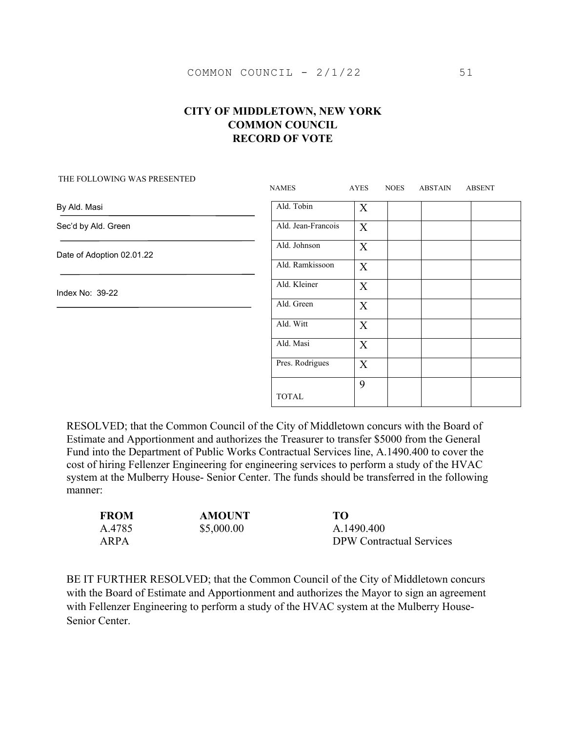**CITY OF MIDDLETOWN, NEW YORK**
**COMMON COUNCIL**
**RECORD OF VOTE**

THE FOLLOWING WAS PRESENTED

By Ald. Masi

Sec'd by Ald. Green

Date of Adoption 02.01.22

Index No: 39-22

| NAMES | AYES | NOES | ABSTAIN | ABSENT |
|---|---|---|---|---|
| Ald. Tobin | X | | | |
| Ald. Jean-Francois | X | | | |
| Ald. Johnson | X | | | |
| Ald. Ramkissoon | X | | | |
| Ald. Kleiner | X | | | |
| Ald. Green | X | | | |
| Ald. Witt | X | | | |
| Ald. Masi | X | | | |
| Pres. Rodrigues | X | | | |
| TOTAL | 9 | | | |

RESOLVED; that the Common Council of the City of Middletown concurs with the Board of Estimate and Apportionment and authorizes the Treasurer to transfer $5000 from the General Fund into the Department of Public Works Contractual Services line, A.1490.400 to cover the cost of hiring Fellenzer Engineering for engineering services to perform a study of the HVAC system at the Mulberry House- Senior Center. The funds should be transferred in the following manner:

| **FROM** | **AMOUNT** | **TO** |
|---|---|---|
| A.4785 ARPA | $5,000.00 | A.1490.400 DPW Contractual Services |

BE IT FURTHER RESOLVED; that the Common Council of the City of Middletown concurs with the Board of Estimate and Apportionment and authorizes the Mayor to sign an agreement with Fellenzer Engineering to perform a study of the HVAC system at the Mulberry House- Senior Center.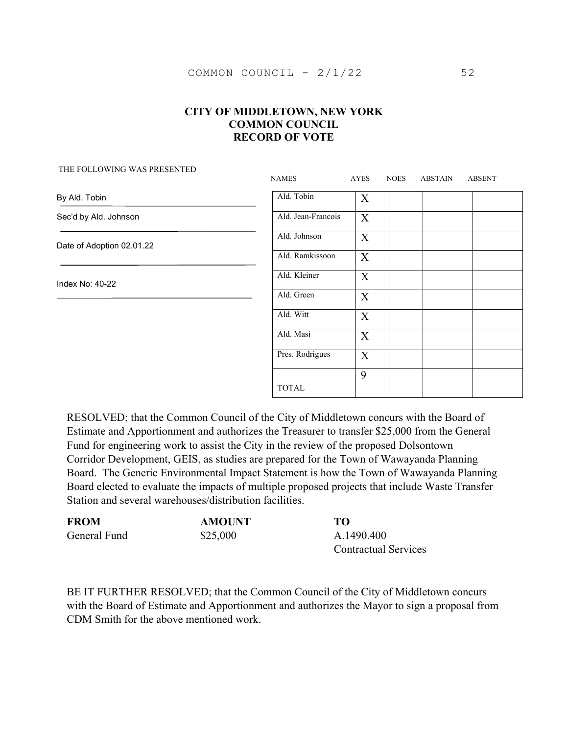# CITY OF MIDDLETOWN, NEW YORK
# COMMON COUNCIL
# RECORD OF VOTE

THE FOLLOWING WAS PRESENTED

By Ald. Tobin

Sec'd by Ald. Johnson

Date of Adoption 02.01.22

Index No: 40-22

| NAMES | AYES | NOES | ABSTAIN | ABSENT |
|---|---|---|---|---|
| Ald. Tobin | X | | | |
| Ald. Jean-Francois | X | | | |
| Ald. Johnson | X | | | |
| Ald. Ramkissoon | X | | | |
| Ald. Kleiner | X | | | |
| Ald. Green | X | | | |
| Ald. Witt | X | | | |
| Ald. Masi | X | | | |
| Pres. Rodrigues | X | | | |
| TOTAL | 9 | | | |

RESOLVED; that the Common Council of the City of Middletown concurs with the Board of Estimate and Apportionment and authorizes the Treasurer to transfer $25,000 from the General Fund for engineering work to assist the City in the review of the proposed Dolsontown Corridor Development, GEIS, as studies are prepared for the Town of Wawayanda Planning Board. The Generic Environmental Impact Statement is how the Town of Wawayanda Planning Board elected to evaluate the impacts of multiple proposed projects that include Waste Transfer Station and several warehouses/distribution facilities.

| **FROM** | **AMOUNT** | **TO** |
|---|---|---|
| General Fund | $25,000 | A.1490.400 Contractual Services |

BE IT FURTHER RESOLVED; that the Common Council of the City of Middletown concurs with the Board of Estimate and Apportionment and authorizes the Mayor to sign a proposal from CDM Smith for the above mentioned work.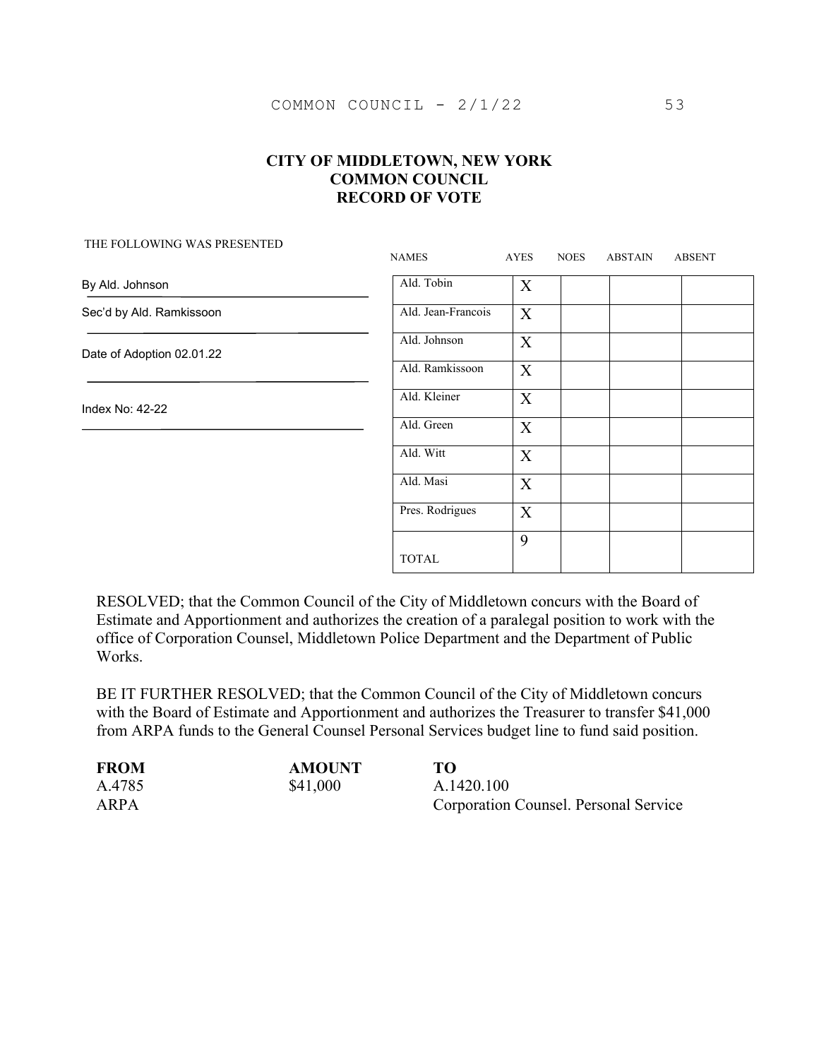# CITY OF MIDDLETOWN, NEW YORK
## COMMON COUNCIL
## RECORD OF VOTE

THE FOLLOWING WAS PRESENTED

By Ald. Johnson

Sec'd by Ald. Ramkissoon

Date of Adoption 02.01.22

Index No: 42-22

| NAMES | AYES | NOES | ABSTAIN | ABSENT |
|---|---|---|---|---|
| Ald. Tobin | X | | | |
| Ald. Jean-Francois | X | | | |
| Ald. Johnson | X | | | |
| Ald. Ramkissoon | X | | | |
| Ald. Kleiner | X | | | |
| Ald. Green | X | | | |
| Ald. Witt | X | | | |
| Ald. Masi | X | | | |
| Pres. Rodrigues | X | | | |
| TOTAL | 9 | | | |

RESOLVED; that the Common Council of the City of Middletown concurs with the Board of Estimate and Apportionment and authorizes the creation of a paralegal position to work with the office of Corporation Counsel, Middletown Police Department and the Department of Public Works.

BE IT FURTHER RESOLVED; that the Common Council of the City of Middletown concurs with the Board of Estimate and Apportionment and authorizes the Treasurer to transfer $41,000 from ARPA funds to the General Counsel Personal Services budget line to fund said position.

| **FROM** | **AMOUNT** | **TO** |
|---|---|---|
| A.4785 | $41,000 | A.1420.100 |
| ARPA | | Corporation Counsel. Personal Service |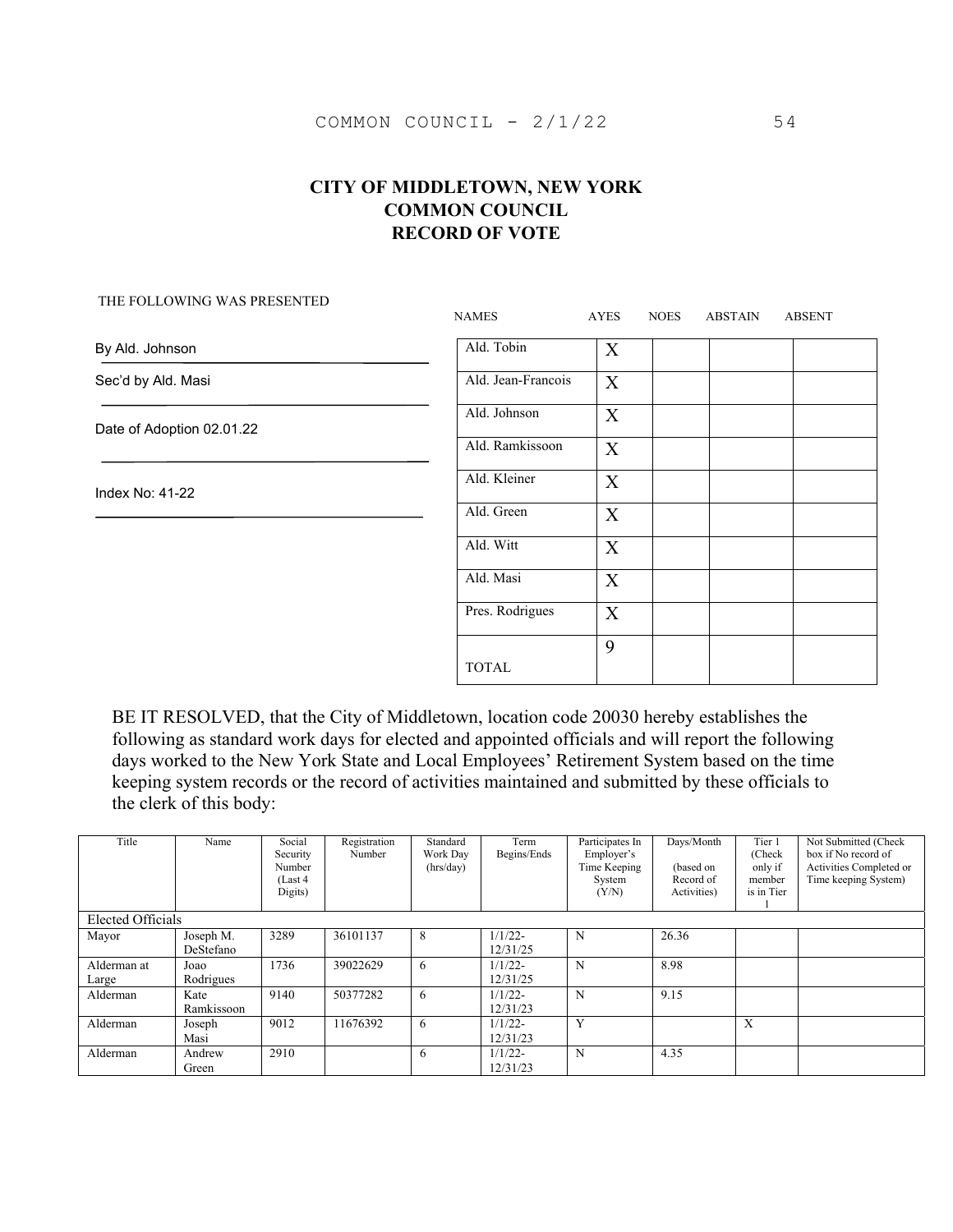# CITY OF MIDDLETOWN, NEW YORK
# COMMON COUNCIL
# RECORD OF VOTE

THE FOLLOWING WAS PRESENTED

By Ald. Johnson

Sec'd by Ald. Masi

Date of Adoption 02.01.22

Index No: 41-22

| NAMES | AYES | NOES | ABSTAIN | ABSENT |
|---|---|---|---|---|
| Ald. Tobin | X | | | |
| Ald. Jean-Francois | X | | | |
| Ald. Johnson | X | | | |
| Ald. Ramkissoon | X | | | |
| Ald. Kleiner | X | | | |
| Ald. Green | X | | | |
| Ald. Witt | X | | | |
| Ald. Masi | X | | | |
| Pres. Rodrigues | X | | | |
| TOTAL | 9 | | | |

BE IT RESOLVED, that the City of Middletown, location code 20030 hereby establishes the following as standard work days for elected and appointed officials and will report the following days worked to the New York State and Local Employees' Retirement System based on the time keeping system records or the record of activities maintained and submitted by these officials to the clerk of this body:

| Title | Name | Social Security Number (Last 4 Digits) | Registration Number | Standard Work Day (hrs/day) | Term Begins/Ends | Participates In Employer's Time Keeping System (Y/N) | Days/Month (based on Record of Activities) | Tier 1 (Check only if member is in Tier 1 | Not Submitted (Check box if No record of Activities Completed or Time keeping System) |
|---|---|---|---|---|---|---|---|---|---|
| Elected Officials | | | | | | | | | |
| Mayor | Joseph M. DeStefano | 3289 | 36101137 | 8 | 1/1/22-12/31/25 | N | 26.36 | | |
| Alderman at Large | Joao Rodrigues | 1736 | 39022629 | 6 | 1/1/22-12/31/25 | N | 8.98 | | |
| Alderman | Kate Ramkissoon | 9140 | 50377282 | 6 | 1/1/22-12/31/23 | N | 9.15 | | |
| Alderman | Joseph Masi | 9012 | 11676392 | 6 | 1/1/22-12/31/23 | Y | | X | |
| Alderman | Andrew Green | 2910 | | 6 | 1/1/22-12/31/23 | N | 4.35 | | |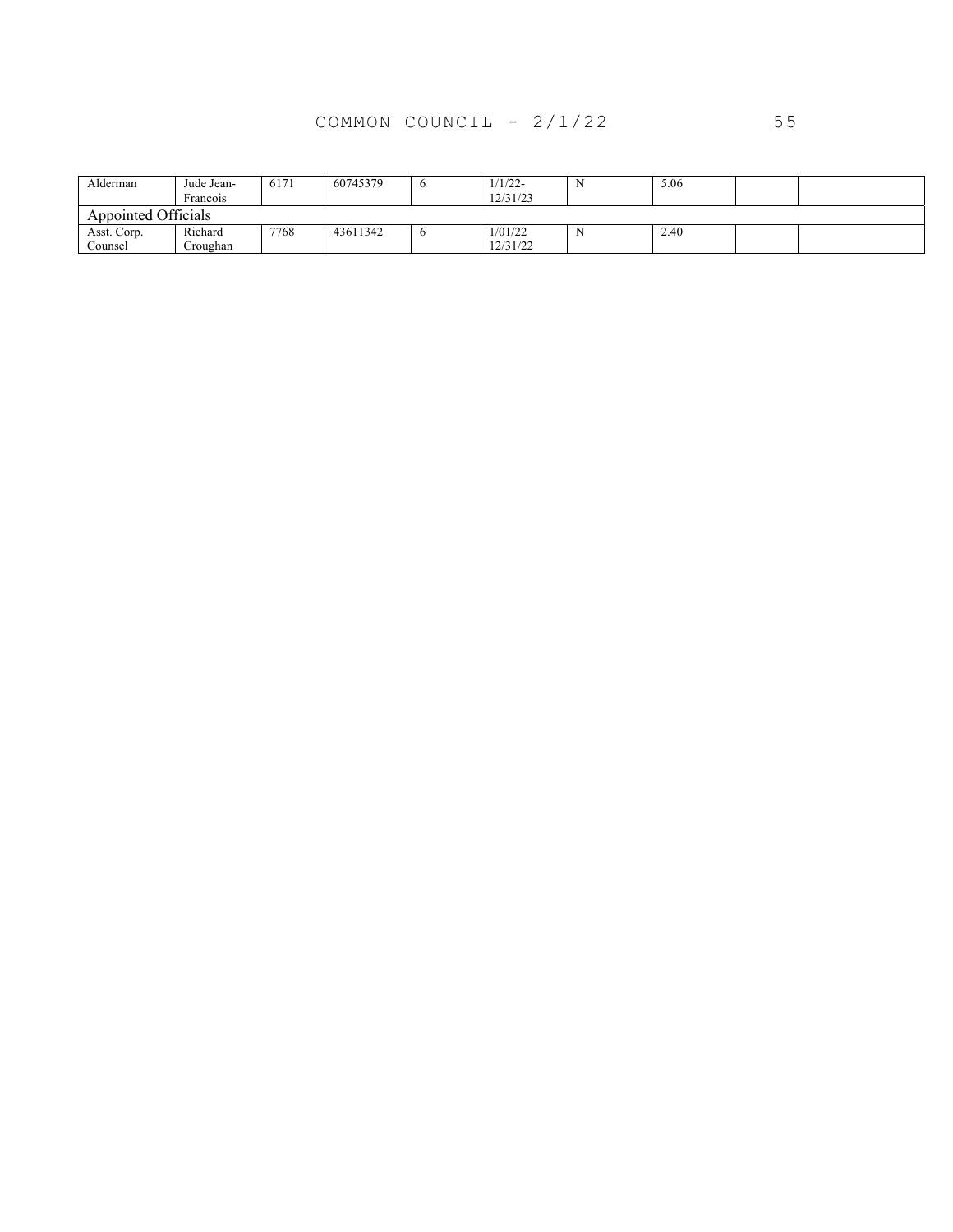| Alderman | Jude Jean-Francois | 6171 | 60745379 | 6 | 1/1/22-12/31/23 | N | 5.06 | | |
|---|---|---|---|---|---|---|---|---|---|
| Appointed Officials | | | | | | | | | |
| Asst. Corp. Counsel | Richard Croughan | 7768 | 43611342 | 6 | 1/01/22 12/31/22 | N | 2.40 | | |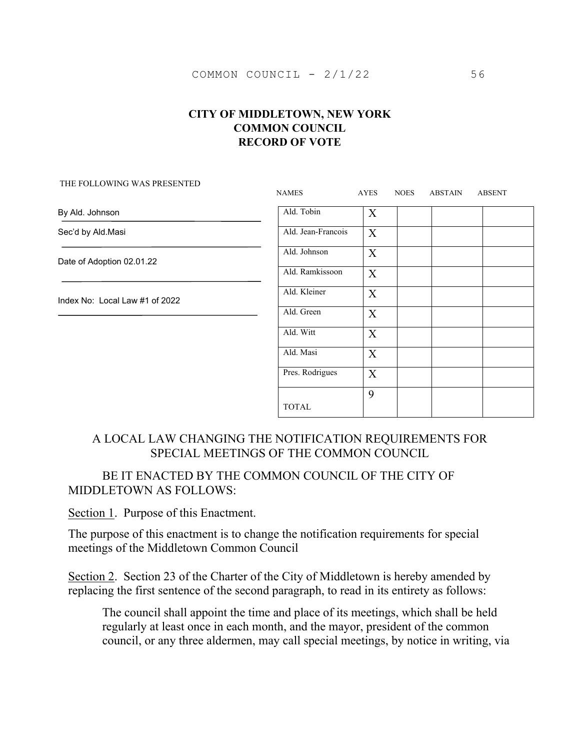# CITY OF MIDDLETOWN, NEW YORK
# COMMON COUNCIL
# RECORD OF VOTE

THE FOLLOWING WAS PRESENTED

By Ald. Johnson

Sec'd by Ald.Masi

Date of Adoption 02.01.22

Index No: Local Law #1 of 2022

| NAMES | AYES | NOES | ABSTAIN | ABSENT |
|---|---|---|---|---|
| Ald. Tobin | X | | | |
| Ald. Jean-Francois | X | | | |
| Ald. Johnson | X | | | |
| Ald. Ramkissoon | X | | | |
| Ald. Kleiner | X | | | |
| Ald. Green | X | | | |
| Ald. Witt | X | | | |
| Ald. Masi | X | | | |
| Pres. Rodrigues | X | | | |
| TOTAL | 9 | | | |

A LOCAL LAW CHANGING THE NOTIFICATION REQUIREMENTS FOR SPECIAL MEETINGS OF THE COMMON COUNCIL

BE IT ENACTED BY THE COMMON COUNCIL OF THE CITY OF MIDDLETOWN AS FOLLOWS:

Section 1. Purpose of this Enactment.

The purpose of this enactment is to change the notification requirements for special meetings of the Middletown Common Council

Section 2. Section 23 of the Charter of the City of Middletown is hereby amended by replacing the first sentence of the second paragraph, to read in its entirety as follows:

> The council shall appoint the time and place of its meetings, which shall be held regularly at least once in each month, and the mayor, president of the common council, or any three aldermen, may call special meetings, by notice in writing, via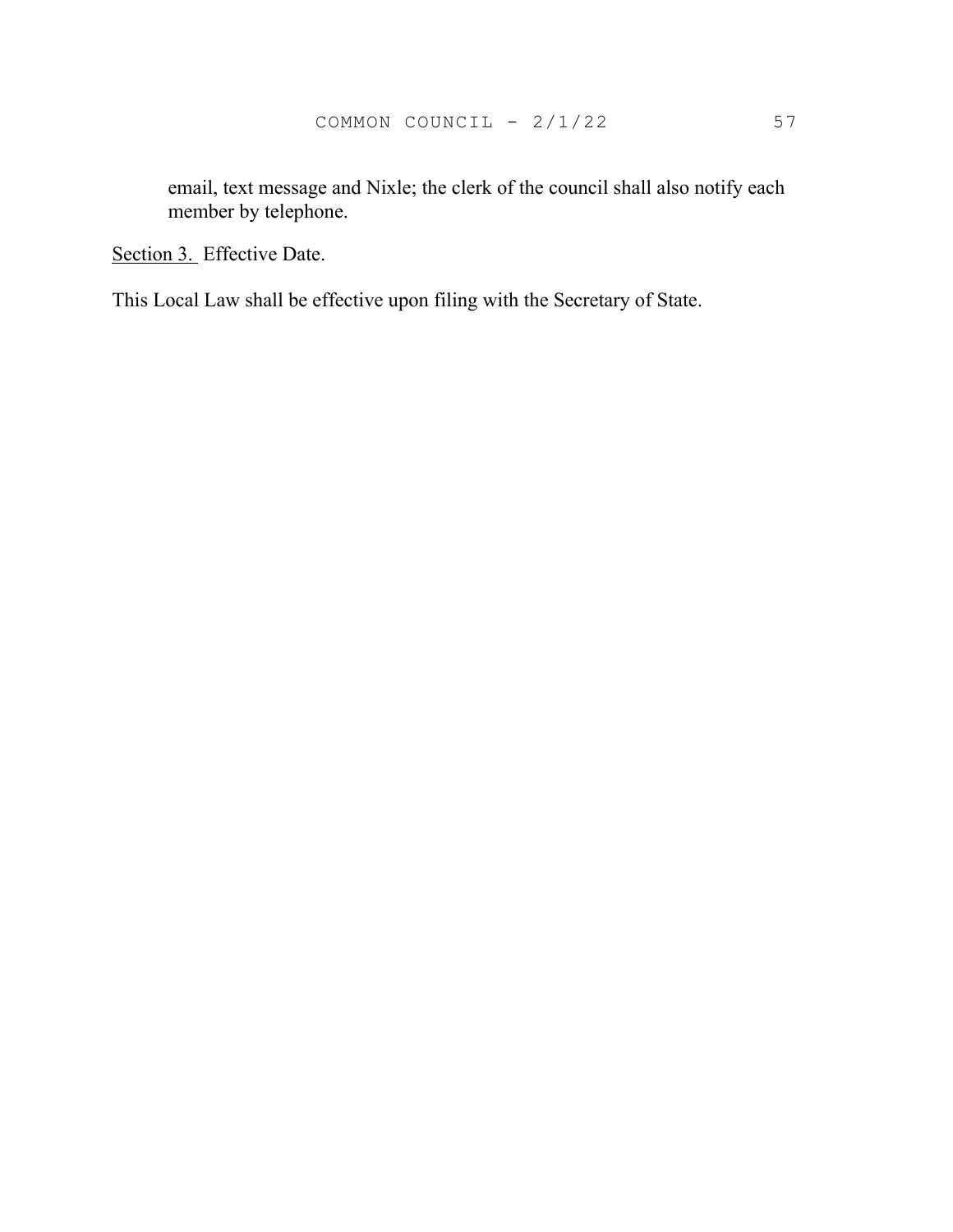email, text message and Nixle; the clerk of the council shall also notify each member by telephone.

Section 3. Effective Date.

This Local Law shall be effective upon filing with the Secretary of State.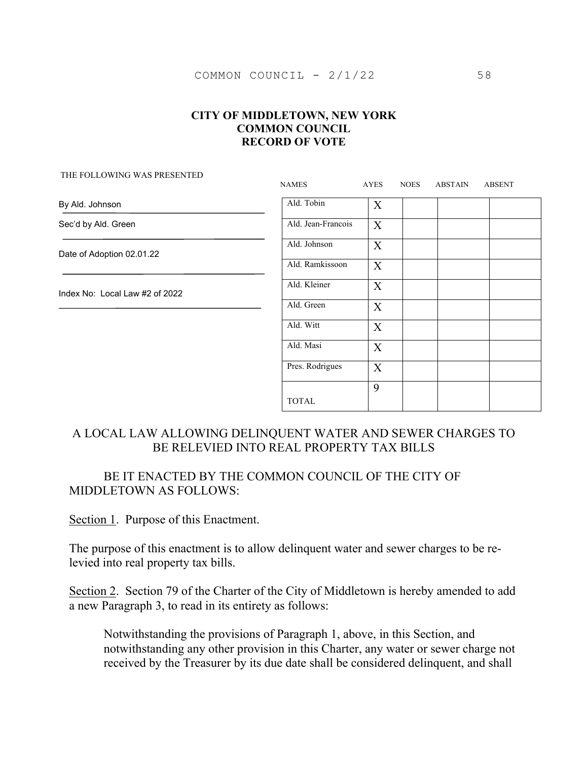# CITY OF MIDDLETOWN, NEW YORK
# COMMON COUNCIL
# RECORD OF VOTE

THE FOLLOWING WAS PRESENTED

By Ald. Johnson

Sec'd by Ald. Green

Date of Adoption 02.01.22

Index No: Local Law #2 of 2022

| NAMES | AYES | NOES | ABSTAIN | ABSENT |
|---|---|---|---|---|
| Ald. Tobin | X | | | |
| Ald. Jean-Francois | X | | | |
| Ald. Johnson | X | | | |
| Ald. Ramkissoon | X | | | |
| Ald. Kleiner | X | | | |
| Ald. Green | X | | | |
| Ald. Witt | X | | | |
| Ald. Masi | X | | | |
| Pres. Rodrigues | X | | | |
| TOTAL | 9 | | | |

## A LOCAL LAW ALLOWING DELINQUENT WATER AND SEWER CHARGES TO BE RELEVIED INTO REAL PROPERTY TAX BILLS

BE IT ENACTED BY THE COMMON COUNCIL OF THE CITY OF MIDDLETOWN AS FOLLOWS:

Section 1. Purpose of this Enactment.

The purpose of this enactment is to allow delinquent water and sewer charges to be re-levied into real property tax bills.

Section 2. Section 79 of the Charter of the City of Middletown is hereby amended to add a new Paragraph 3, to read in its entirety as follows:

> Notwithstanding the provisions of Paragraph 1, above, in this Section, and notwithstanding any other provision in this Charter, any water or sewer charge not received by the Treasurer by its due date shall be considered delinquent, and shall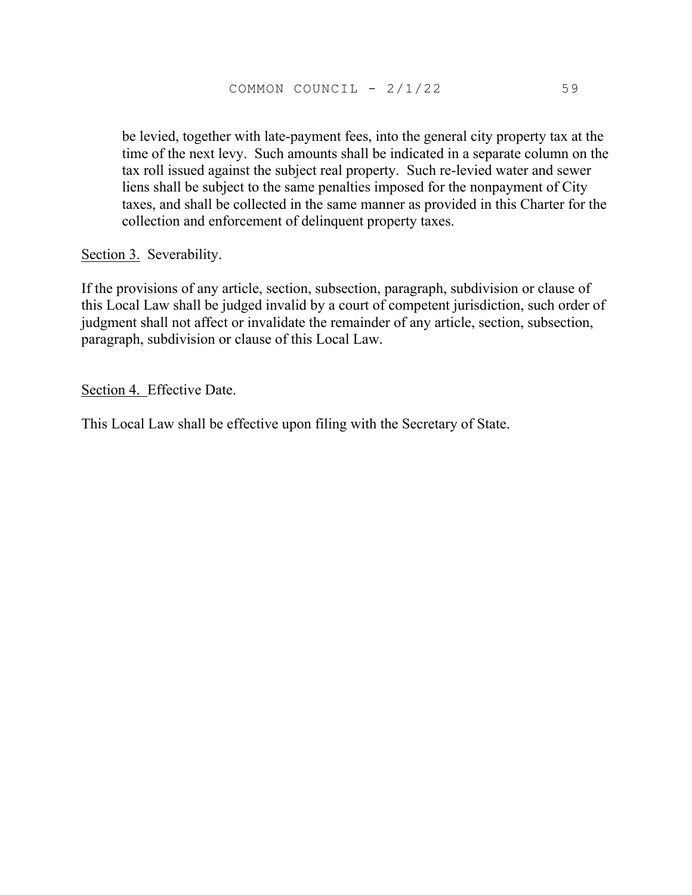be levied, together with late-payment fees, into the general city property tax at the time of the next levy. Such amounts shall be indicated in a separate column on the tax roll issued against the subject real property. Such re-levied water and sewer liens shall be subject to the same penalties imposed for the nonpayment of City taxes, and shall be collected in the same manner as provided in this Charter for the collection and enforcement of delinquent property taxes.

Section 3. Severability.

If the provisions of any article, section, subsection, paragraph, subdivision or clause of this Local Law shall be judged invalid by a court of competent jurisdiction, such order of judgment shall not affect or invalidate the remainder of any article, section, subsection, paragraph, subdivision or clause of this Local Law.

Section 4. Effective Date.

This Local Law shall be effective upon filing with the Secretary of State.